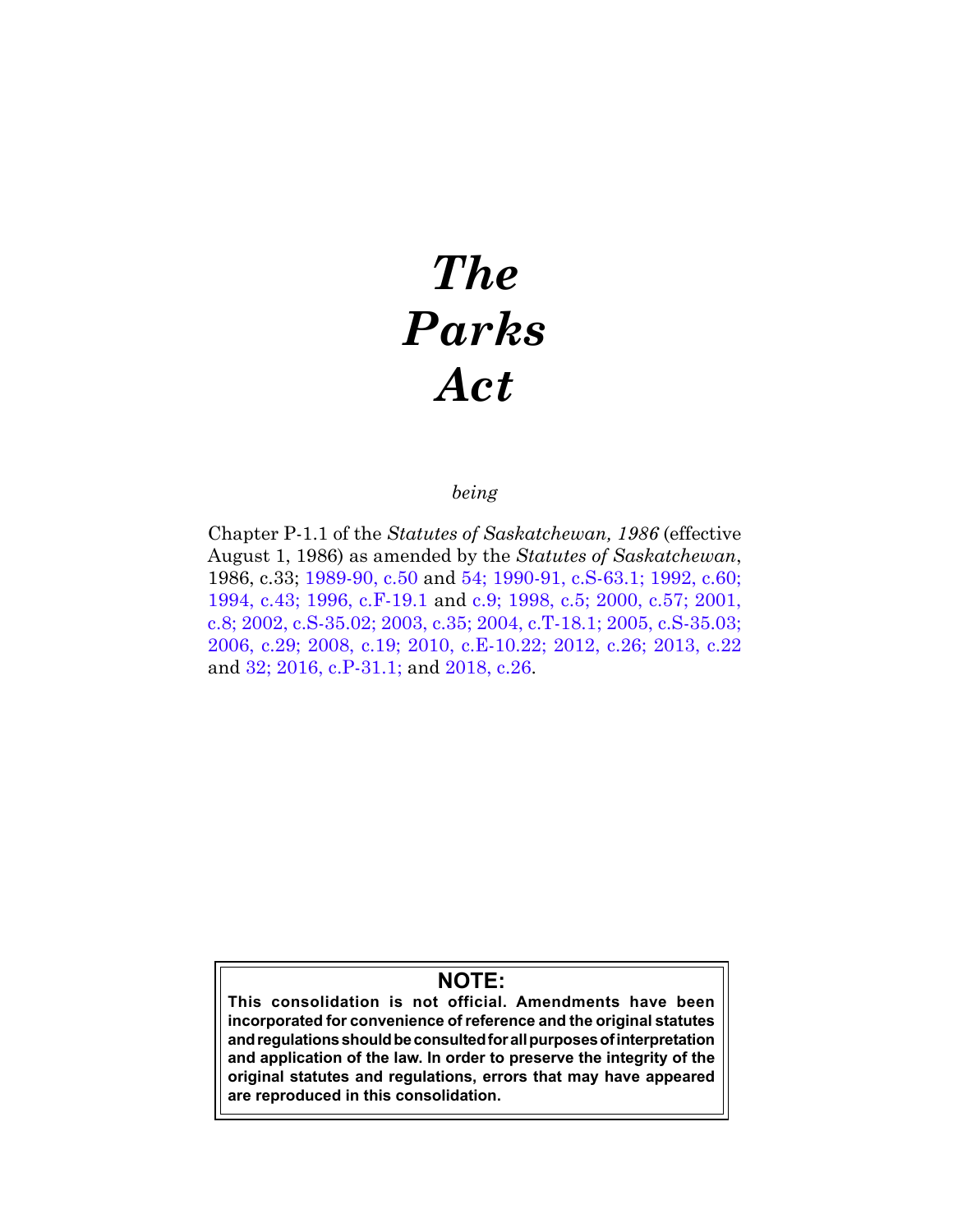# *The Parks Act*

*being*

Chapter P-1.1 of the *Statutes of Saskatchewan, 1986* (effective August 1, 1986) as amended by the *Statutes of Saskatchewan*, 1986, c.33; 1989-90, c.50 and 54; 1990-91, c.S-63.1; 1992, c.60; 1994, c.43; 1996, c.F-19.1 and c.9; 1998, c.5; 2000, c.57; 2001, c.8; 2002, c.S-35.02; 2003, c.35; 2004, c.T-18.1; 2005, c.S-35.03; 2006, c.29; 2008, c.19; 2010, c.E-10.22; 2012, c.26; 2013, c.22 and 32; 2016, c.P-31.1; and 2018, c.26.

**NOTE:**

**This consolidation is not official. Amendments have been incorporated for convenience of reference and the original statutes and regulations should be consulted for all purposes of interpretation and application of the law. In order to preserve the integrity of the original statutes and regulations, errors that may have appeared are reproduced in this consolidation.**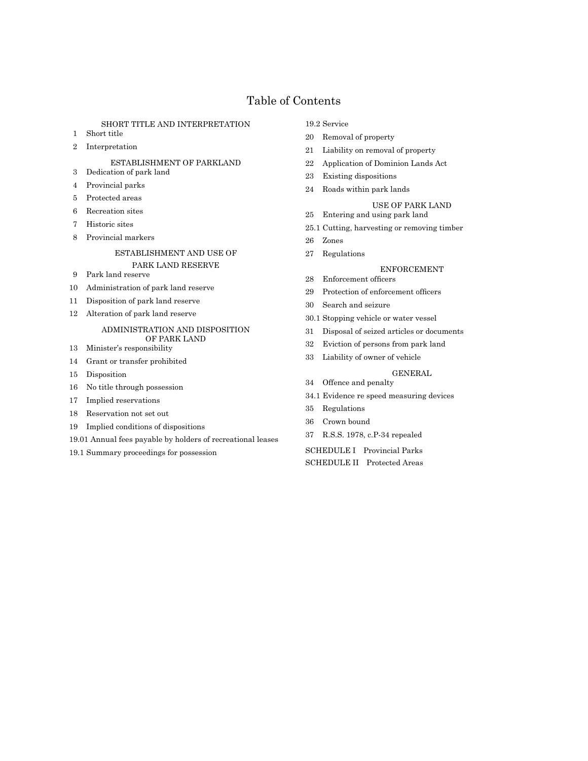# Table of Contents

SHORT TITLE AND INTERPRETATION

1 Short title

2 Interpretation

ESTABLISHMENT OF PARKLAND

3 Dedication of park land

4 Provincial parks

5 Protected areas

6 Recreation sites

7 Historic sites

8 Provincial markers

ESTABLISHMENT AND USE OF PARK LAND RESERVE

9 Park land reserve

10 Administration of park land reserve

11 Disposition of park land reserve

12 Alteration of park land reserve

ADMINISTRATION AND DISPOSITION OF PARK LAND

13 Minister's responsibility

14 Grant or transfer prohibited

15 Disposition

16 No title through possession

17 Implied reservations

18 Reservation not set out

19 Implied conditions of dispositions

19.01 Annual fees payable by holders of recreational leases

19.1 Summary proceedings for possession

19.2 Service

20 Removal of property

21 Liability on removal of property

22 Application of Dominion Lands Act

23 Existing dispositions

24 Roads within park lands

USE OF PARK LAND

25 Entering and using park land

25.1 Cutting, harvesting or removing timber

26 Zones

27 Regulations

ENFORCEMENT

28 Enforcement officers

29 Protection of enforcement officers

30 Search and seizure

30.1 Stopping vehicle or water vessel

31 Disposal of seized articles or documents

32 Eviction of persons from park land

33 Liability of owner of vehicle

GENERAL

34 Offence and penalty

34.1 Evidence re speed measuring devices

35 Regulations

36 Crown bound

37 R.S.S. 1978, c.P-34 repealed

SCHEDULE I Provincial Parks

SCHEDULE II Protected Areas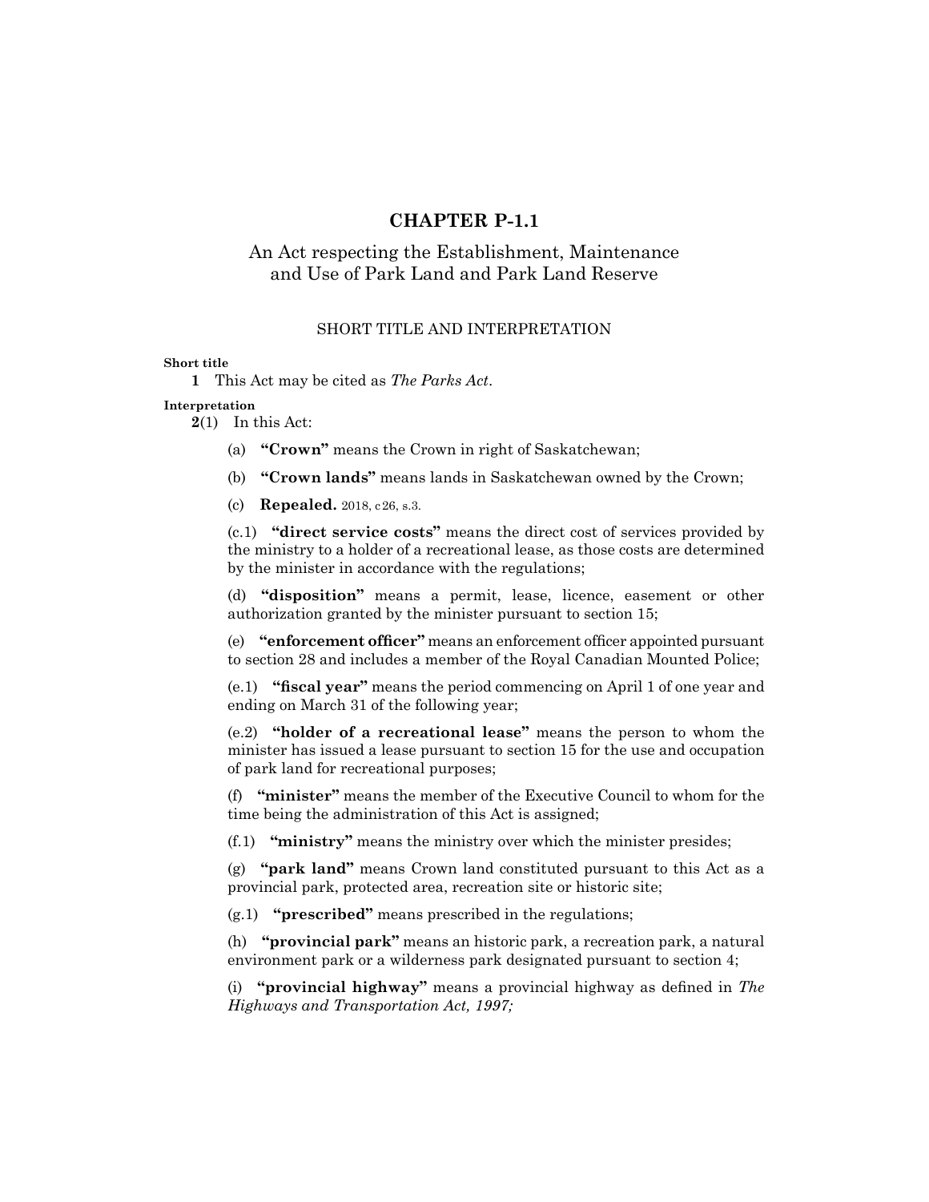# CHAPTER P-1.1

## An Act respecting the Establishment, Maintenance and Use of Park Land and Park Land Reserve

### SHORT TITLE AND INTERPRETATION

**Short title**

**1** This Act may be cited as *The Parks Act*.

**Interpretation**

**2**(1) In this Act:

(a) **"Crown"** means the Crown in right of Saskatchewan;

(b) **"Crown lands"** means lands in Saskatchewan owned by the Crown;

(c) **Repealed.** 2018, c26, s.3.

(c.1) **"direct service costs"** means the direct cost of services provided by the ministry to a holder of a recreational lease, as those costs are determined by the minister in accordance with the regulations;

(d) **"disposition"** means a permit, lease, licence, easement or other authorization granted by the minister pursuant to section 15;

(e) **"enforcement officer"** means an enforcement officer appointed pursuant to section 28 and includes a member of the Royal Canadian Mounted Police;

(e.1) **"fiscal year"** means the period commencing on April 1 of one year and ending on March 31 of the following year;

(e.2) **"holder of a recreational lease"** means the person to whom the minister has issued a lease pursuant to section 15 for the use and occupation of park land for recreational purposes;

(f) **"minister"** means the member of the Executive Council to whom for the time being the administration of this Act is assigned;

(f.1) **"ministry"** means the ministry over which the minister presides;

(g) **"park land"** means Crown land constituted pursuant to this Act as a provincial park, protected area, recreation site or historic site;

(g.1) **"prescribed"** means prescribed in the regulations;

(h) **"provincial park"** means an historic park, a recreation park, a natural environment park or a wilderness park designated pursuant to section 4;

(i) **"provincial highway"** means a provincial highway as defined in *The Highways and Transportation Act, 1997;*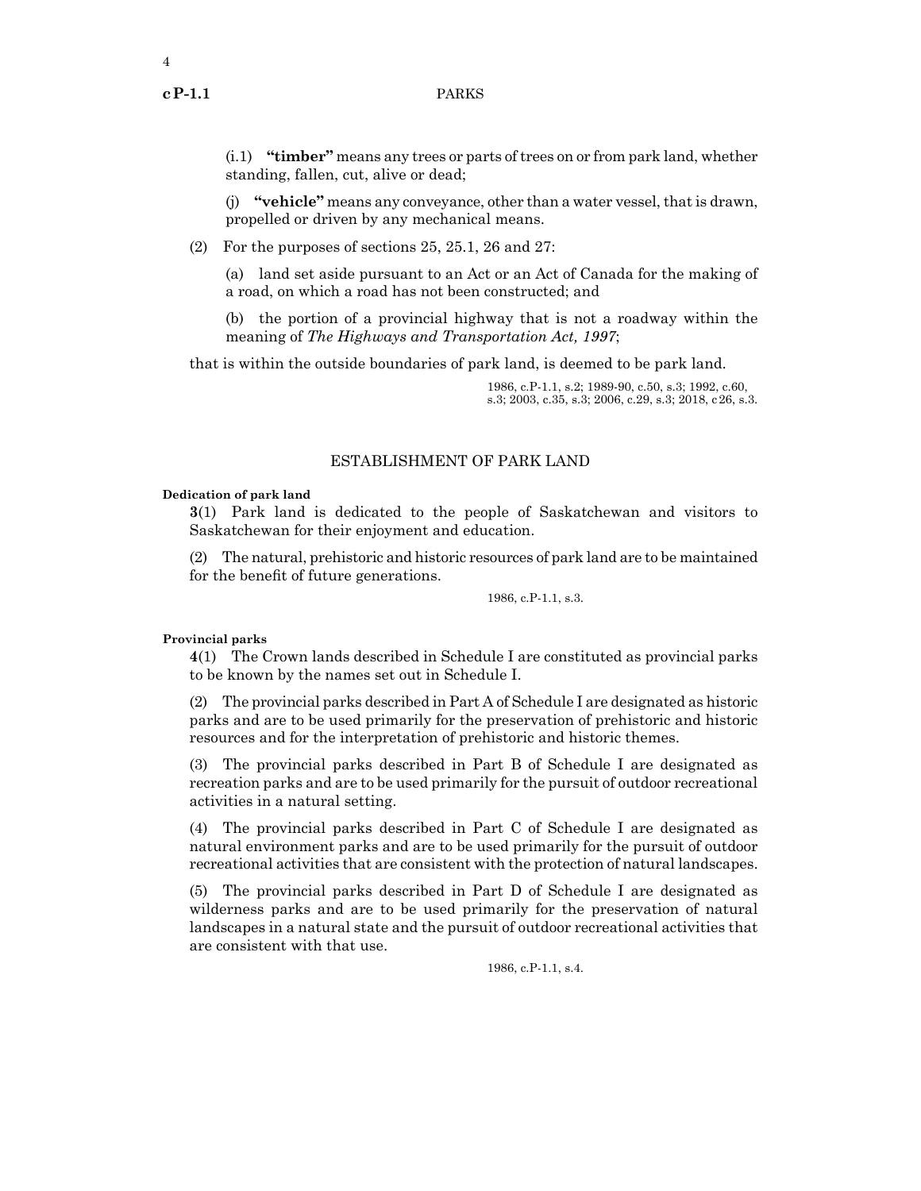(i.1) **"timber"** means any trees or parts of trees on or from park land, whether standing, fallen, cut, alive or dead;

(j) **"vehicle"** means any conveyance, other than a water vessel, that is drawn, propelled or driven by any mechanical means.

(2) For the purposes of sections 25, 25.1, 26 and 27:

(a) land set aside pursuant to an Act or an Act of Canada for the making of a road, on which a road has not been constructed; and

(b) the portion of a provincial highway that is not a roadway within the meaning of *The Highways and Transportation Act, 1997*;

that is within the outside boundaries of park land, is deemed to be park land.

1986, c.P-1.1, s.2; 1989-90, c.50, s.3; 1992, c.60, s.3; 2003, c.35, s.3; 2006, c.29, s.3; 2018, c26, s.3.

## ESTABLISHMENT OF PARK LAND

**Dedication of park land**

**3**(1) Park land is dedicated to the people of Saskatchewan and visitors to Saskatchewan for their enjoyment and education.

(2) The natural, prehistoric and historic resources of park land are to be maintained for the benefit of future generations.

1986, c.P-1.1, s.3.

**Provincial parks**

**4**(1) The Crown lands described in Schedule I are constituted as provincial parks to be known by the names set out in Schedule I.

(2) The provincial parks described in Part A of Schedule I are designated as historic parks and are to be used primarily for the preservation of prehistoric and historic resources and for the interpretation of prehistoric and historic themes.

(3) The provincial parks described in Part B of Schedule I are designated as recreation parks and are to be used primarily for the pursuit of outdoor recreational activities in a natural setting.

(4) The provincial parks described in Part C of Schedule I are designated as natural environment parks and are to be used primarily for the pursuit of outdoor recreational activities that are consistent with the protection of natural landscapes.

(5) The provincial parks described in Part D of Schedule I are designated as wilderness parks and are to be used primarily for the preservation of natural landscapes in a natural state and the pursuit of outdoor recreational activities that are consistent with that use.

1986, c.P-1.1, s.4.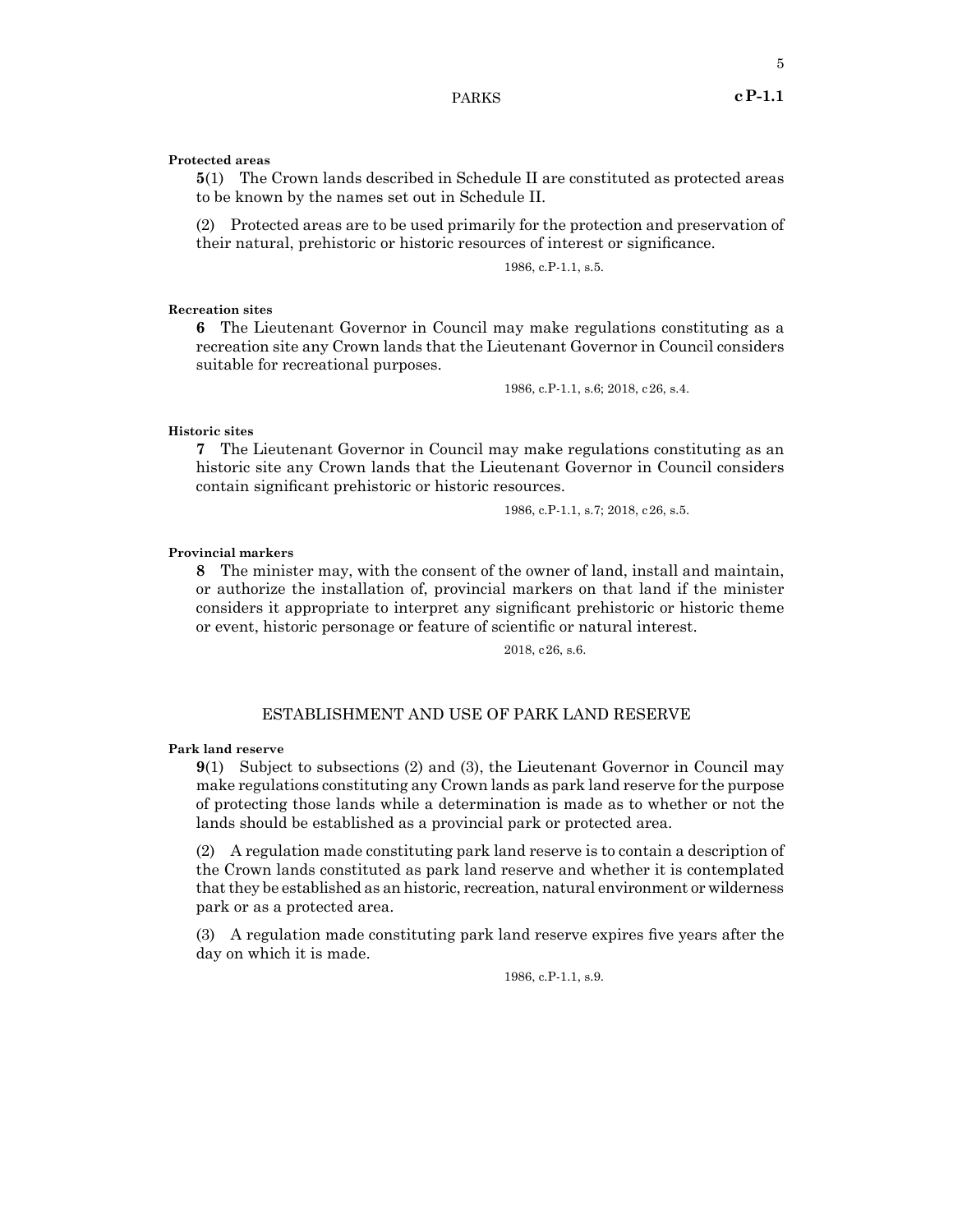**Protected areas**

**5**(1) The Crown lands described in Schedule II are constituted as protected areas to be known by the names set out in Schedule II.

(2) Protected areas are to be used primarily for the protection and preservation of their natural, prehistoric or historic resources of interest or significance.

1986, c.P-1.1, s.5.

**Recreation sites**

**6** The Lieutenant Governor in Council may make regulations constituting as a recreation site any Crown lands that the Lieutenant Governor in Council considers suitable for recreational purposes.

1986, c.P-1.1, s.6; 2018, c26, s.4.

**Historic sites**

**7** The Lieutenant Governor in Council may make regulations constituting as an historic site any Crown lands that the Lieutenant Governor in Council considers contain significant prehistoric or historic resources.

1986, c.P-1.1, s.7; 2018, c26, s.5.

**Provincial markers**

**8** The minister may, with the consent of the owner of land, install and maintain, or authorize the installation of, provincial markers on that land if the minister considers it appropriate to interpret any significant prehistoric or historic theme or event, historic personage or feature of scientific or natural interest.

2018, c26, s.6.

## ESTABLISHMENT AND USE OF PARK LAND RESERVE

**Park land reserve**

**9**(1) Subject to subsections (2) and (3), the Lieutenant Governor in Council may make regulations constituting any Crown lands as park land reserve for the purpose of protecting those lands while a determination is made as to whether or not the lands should be established as a provincial park or protected area.

(2) A regulation made constituting park land reserve is to contain a description of the Crown lands constituted as park land reserve and whether it is contemplated that they be established as an historic, recreation, natural environment or wilderness park or as a protected area.

(3) A regulation made constituting park land reserve expires five years after the day on which it is made.

1986, c.P-1.1, s.9.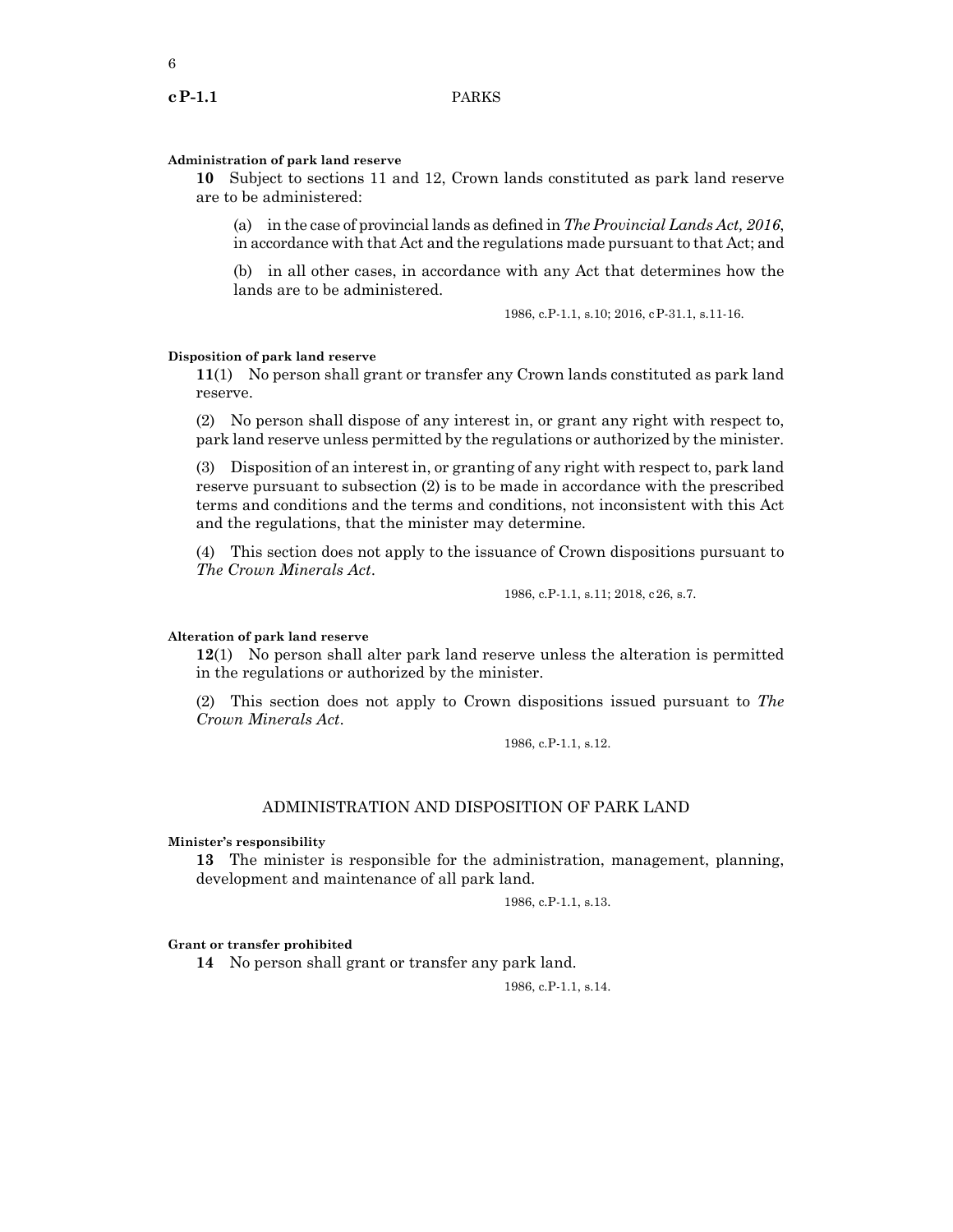**Administration of park land reserve**

**10** Subject to sections 11 and 12, Crown lands constituted as park land reserve are to be administered:

(a) in the case of provincial lands as defined in *The Provincial Lands Act, 2016*, in accordance with that Act and the regulations made pursuant to that Act; and

(b) in all other cases, in accordance with any Act that determines how the lands are to be administered.

1986, c.P-1.1, s.10; 2016, c P-31.1, s.11-16.

**Disposition of park land reserve**

**11**(1) No person shall grant or transfer any Crown lands constituted as park land reserve.

(2) No person shall dispose of any interest in, or grant any right with respect to, park land reserve unless permitted by the regulations or authorized by the minister.

(3) Disposition of an interest in, or granting of any right with respect to, park land reserve pursuant to subsection (2) is to be made in accordance with the prescribed terms and conditions and the terms and conditions, not inconsistent with this Act and the regulations, that the minister may determine.

(4) This section does not apply to the issuance of Crown dispositions pursuant to *The Crown Minerals Act*.

1986, c.P-1.1, s.11; 2018, c 26, s.7.

**Alteration of park land reserve**

**12**(1) No person shall alter park land reserve unless the alteration is permitted in the regulations or authorized by the minister.

(2) This section does not apply to Crown dispositions issued pursuant to *The Crown Minerals Act*.

1986, c.P-1.1, s.12.

## ADMINISTRATION AND DISPOSITION OF PARK LAND

**Minister's responsibility**

**13** The minister is responsible for the administration, management, planning, development and maintenance of all park land.

1986, c.P-1.1, s.13.

**Grant or transfer prohibited**

**14** No person shall grant or transfer any park land.

1986, c.P-1.1, s.14.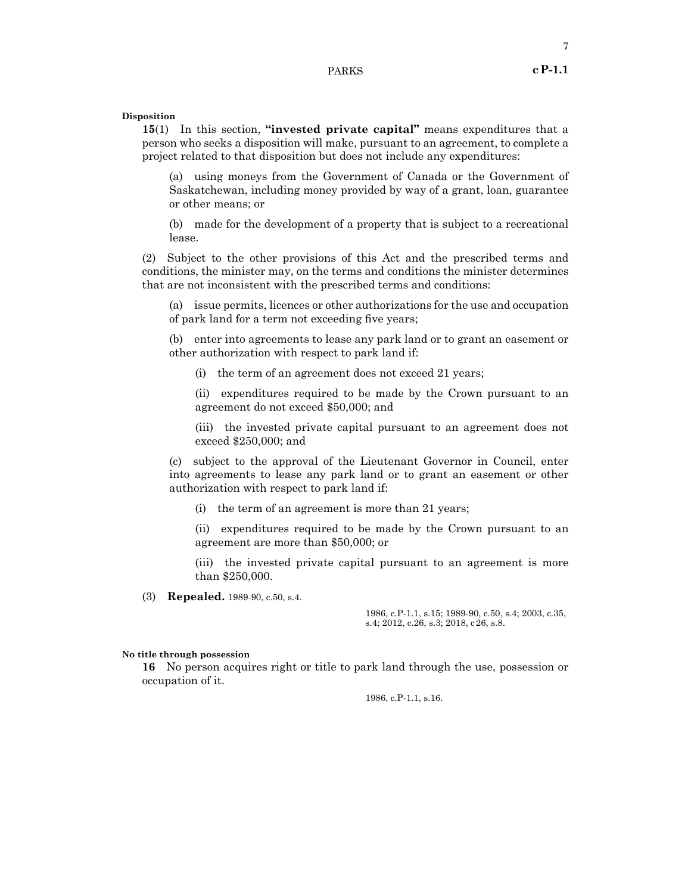**Disposition**

**15**(1) In this section, **"invested private capital"** means expenditures that a person who seeks a disposition will make, pursuant to an agreement, to complete a project related to that disposition but does not include any expenditures:

(a) using moneys from the Government of Canada or the Government of Saskatchewan, including money provided by way of a grant, loan, guarantee or other means; or

(b) made for the development of a property that is subject to a recreational lease.

(2) Subject to the other provisions of this Act and the prescribed terms and conditions, the minister may, on the terms and conditions the minister determines that are not inconsistent with the prescribed terms and conditions:

(a) issue permits, licences or other authorizations for the use and occupation of park land for a term not exceeding five years;

(b) enter into agreements to lease any park land or to grant an easement or other authorization with respect to park land if:

(i) the term of an agreement does not exceed 21 years;

(ii) expenditures required to be made by the Crown pursuant to an agreement do not exceed $50,000; and

(iii) the invested private capital pursuant to an agreement does not exceed $250,000; and

(c) subject to the approval of the Lieutenant Governor in Council, enter into agreements to lease any park land or to grant an easement or other authorization with respect to park land if:

(i) the term of an agreement is more than 21 years;

(ii) expenditures required to be made by the Crown pursuant to an agreement are more than $50,000; or

(iii) the invested private capital pursuant to an agreement is more than $250,000.

(3) **Repealed.** 1989-90, c.50, s.4.

1986, c.P-1.1, s.15; 1989-90, c.50, s.4; 2003, c.35, s.4; 2012, c.26, s.3; 2018, c 26, s.8.

**No title through possession**

**16** No person acquires right or title to park land through the use, possession or occupation of it.

1986, c.P-1.1, s.16.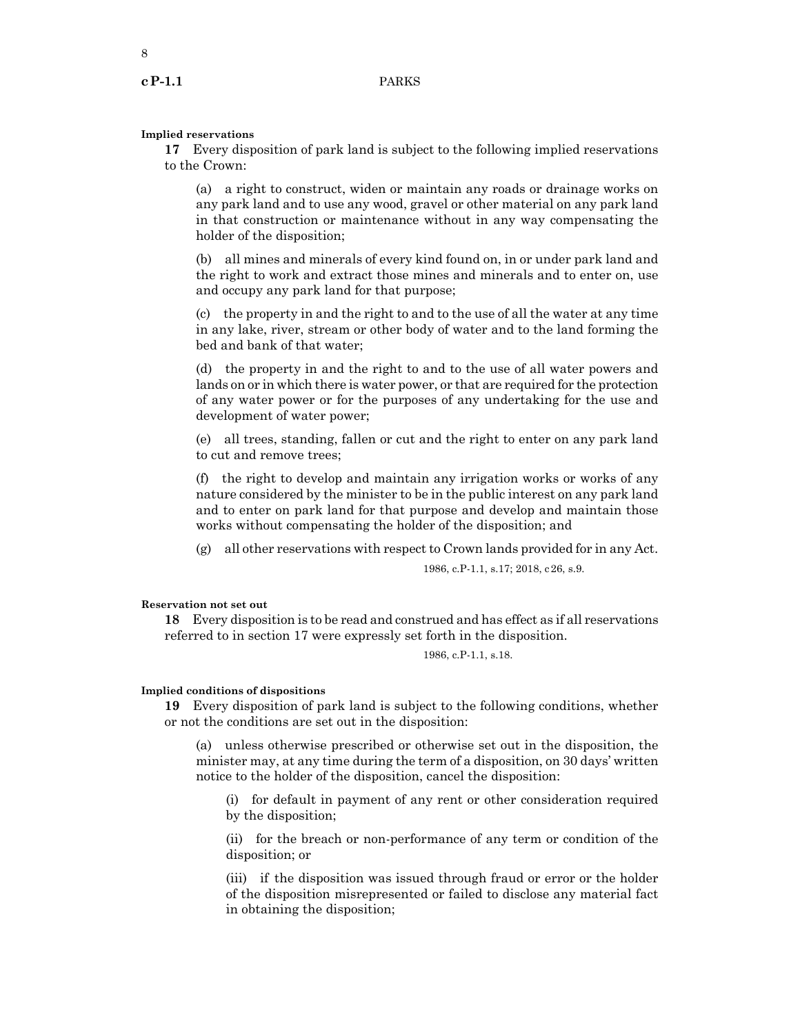**Implied reservations**

**17** Every disposition of park land is subject to the following implied reservations to the Crown:

(a) a right to construct, widen or maintain any roads or drainage works on any park land and to use any wood, gravel or other material on any park land in that construction or maintenance without in any way compensating the holder of the disposition;

(b) all mines and minerals of every kind found on, in or under park land and the right to work and extract those mines and minerals and to enter on, use and occupy any park land for that purpose;

(c) the property in and the right to and to the use of all the water at any time in any lake, river, stream or other body of water and to the land forming the bed and bank of that water;

(d) the property in and the right to and to the use of all water powers and lands on or in which there is water power, or that are required for the protection of any water power or for the purposes of any undertaking for the use and development of water power;

(e) all trees, standing, fallen or cut and the right to enter on any park land to cut and remove trees;

(f) the right to develop and maintain any irrigation works or works of any nature considered by the minister to be in the public interest on any park land and to enter on park land for that purpose and develop and maintain those works without compensating the holder of the disposition; and

(g) all other reservations with respect to Crown lands provided for in any Act.

1986, c.P-1.1, s.17; 2018, c26, s.9.

**Reservation not set out**

**18** Every disposition is to be read and construed and has effect as if all reservations referred to in section 17 were expressly set forth in the disposition.

1986, c.P-1.1, s.18.

**Implied conditions of dispositions**

**19** Every disposition of park land is subject to the following conditions, whether or not the conditions are set out in the disposition:

(a) unless otherwise prescribed or otherwise set out in the disposition, the minister may, at any time during the term of a disposition, on 30 days' written notice to the holder of the disposition, cancel the disposition:

(i) for default in payment of any rent or other consideration required by the disposition;

(ii) for the breach or non-performance of any term or condition of the disposition; or

(iii) if the disposition was issued through fraud or error or the holder of the disposition misrepresented or failed to disclose any material fact in obtaining the disposition;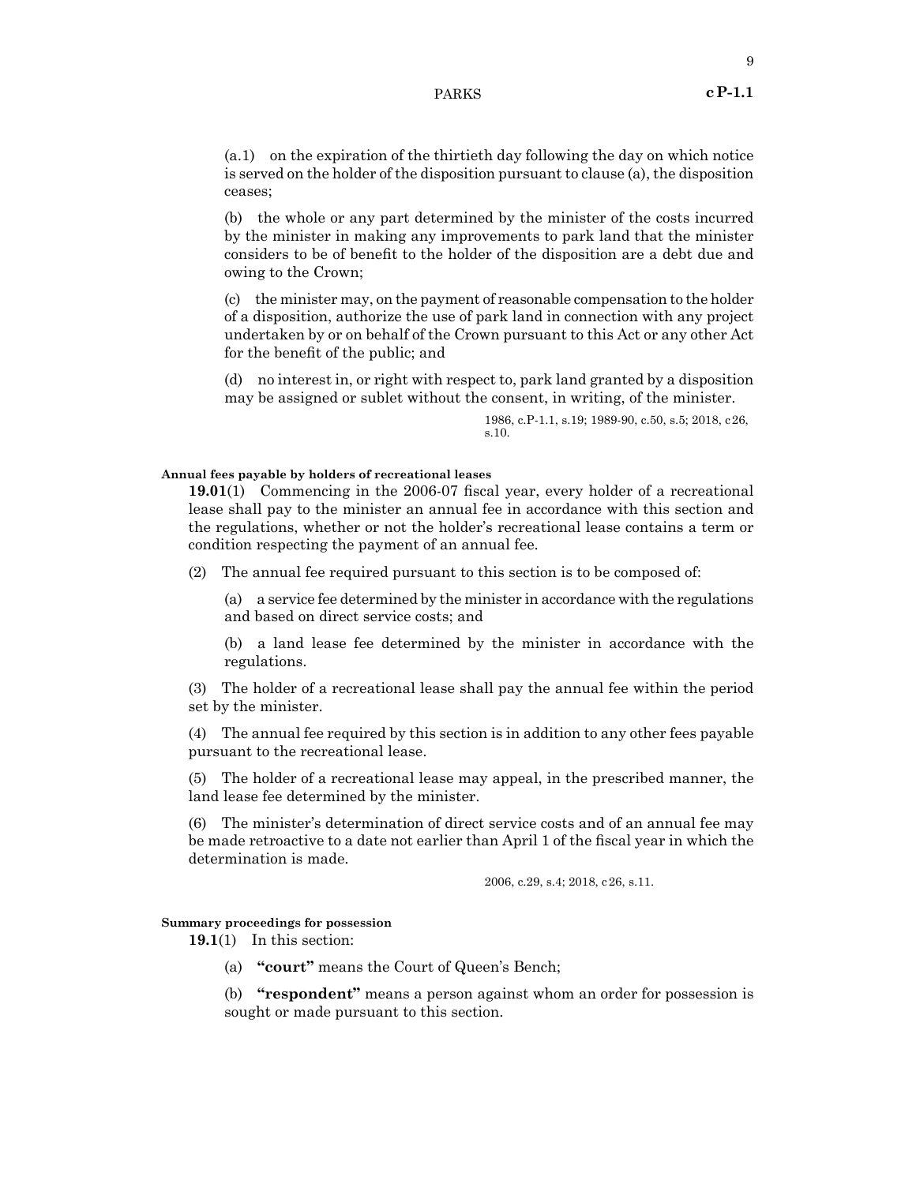(a.1) on the expiration of the thirtieth day following the day on which notice is served on the holder of the disposition pursuant to clause (a), the disposition ceases;

(b) the whole or any part determined by the minister of the costs incurred by the minister in making any improvements to park land that the minister considers to be of benefit to the holder of the disposition are a debt due and owing to the Crown;

(c) the minister may, on the payment of reasonable compensation to the holder of a disposition, authorize the use of park land in connection with any project undertaken by or on behalf of the Crown pursuant to this Act or any other Act for the benefit of the public; and

(d) no interest in, or right with respect to, park land granted by a disposition may be assigned or sublet without the consent, in writing, of the minister.

1986, c.P-1.1, s.19; 1989-90, c.50, s.5; 2018, c26, s.10.

**Annual fees payable by holders of recreational leases**

**19.01**(1) Commencing in the 2006-07 fiscal year, every holder of a recreational lease shall pay to the minister an annual fee in accordance with this section and the regulations, whether or not the holder's recreational lease contains a term or condition respecting the payment of an annual fee.

(2) The annual fee required pursuant to this section is to be composed of:

(a) a service fee determined by the minister in accordance with the regulations and based on direct service costs; and

(b) a land lease fee determined by the minister in accordance with the regulations.

(3) The holder of a recreational lease shall pay the annual fee within the period set by the minister.

(4) The annual fee required by this section is in addition to any other fees payable pursuant to the recreational lease.

(5) The holder of a recreational lease may appeal, in the prescribed manner, the land lease fee determined by the minister.

(6) The minister's determination of direct service costs and of an annual fee may be made retroactive to a date not earlier than April 1 of the fiscal year in which the determination is made.

2006, c.29, s.4; 2018, c26, s.11.

**Summary proceedings for possession**

**19.1**(1) In this section:

(a) **"court"** means the Court of Queen's Bench;

(b) **"respondent"** means a person against whom an order for possession is sought or made pursuant to this section.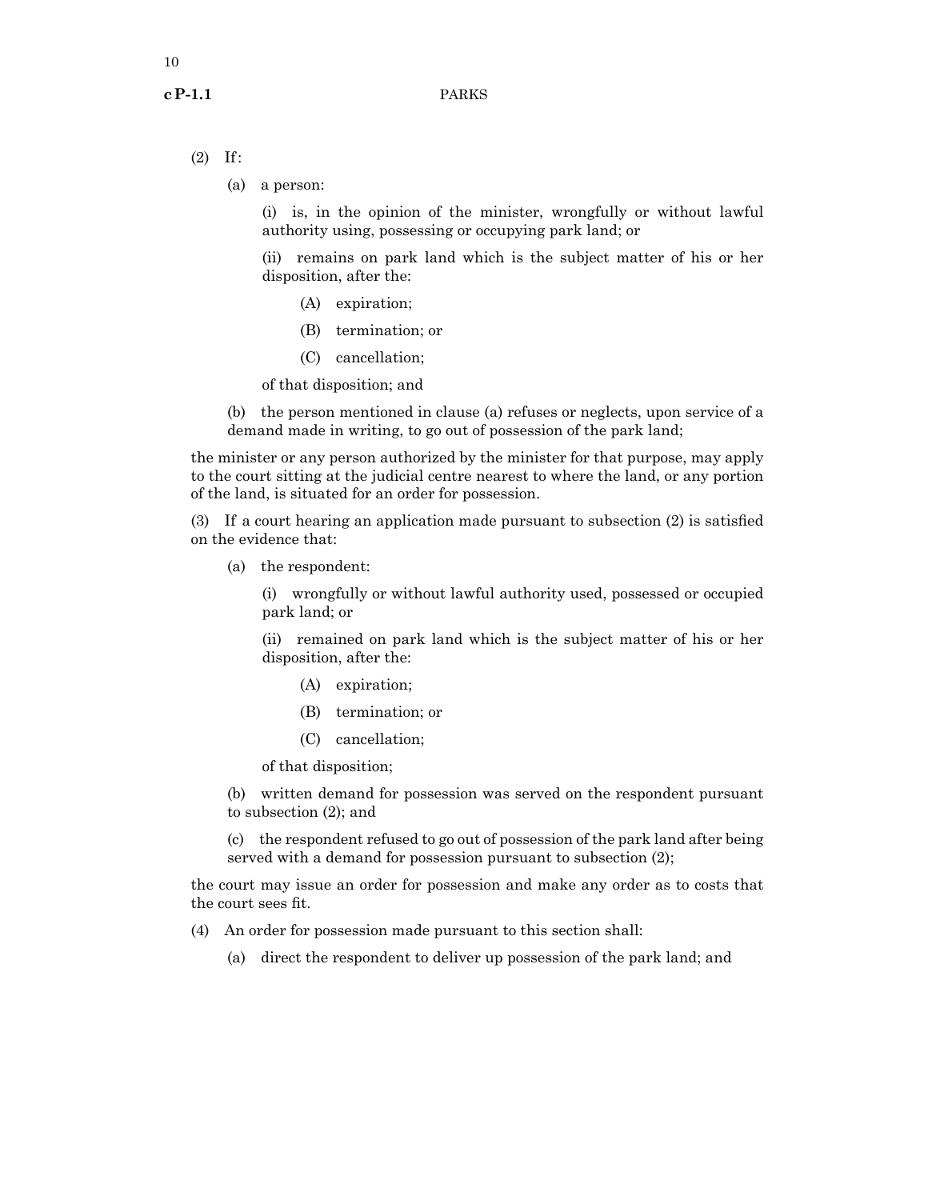(2) If:

(a) a person:

(i) is, in the opinion of the minister, wrongfully or without lawful authority using, possessing or occupying park land; or

(ii) remains on park land which is the subject matter of his or her disposition, after the:

(A) expiration;

(B) termination; or

(C) cancellation;

of that disposition; and

(b) the person mentioned in clause (a) refuses or neglects, upon service of a demand made in writing, to go out of possession of the park land;

the minister or any person authorized by the minister for that purpose, may apply to the court sitting at the judicial centre nearest to where the land, or any portion of the land, is situated for an order for possession.

(3) If a court hearing an application made pursuant to subsection (2) is satisfied on the evidence that:

(a) the respondent:

(i) wrongfully or without lawful authority used, possessed or occupied park land; or

(ii) remained on park land which is the subject matter of his or her disposition, after the:

(A) expiration;

(B) termination; or

(C) cancellation;

of that disposition;

(b) written demand for possession was served on the respondent pursuant to subsection (2); and

(c) the respondent refused to go out of possession of the park land after being served with a demand for possession pursuant to subsection (2);

the court may issue an order for possession and make any order as to costs that the court sees fit.

(4) An order for possession made pursuant to this section shall:

(a) direct the respondent to deliver up possession of the park land; and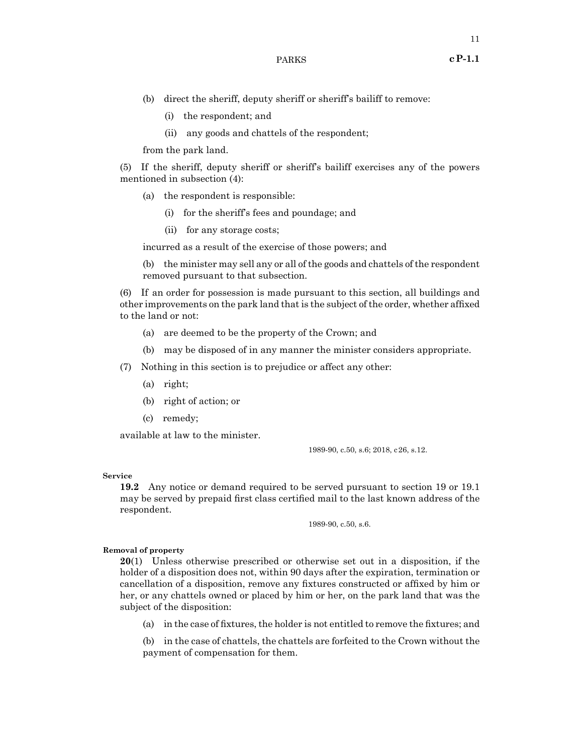(b) direct the sheriff, deputy sheriff or sheriff's bailiff to remove:

(i) the respondent; and

(ii) any goods and chattels of the respondent;

from the park land.

(5) If the sheriff, deputy sheriff or sheriff's bailiff exercises any of the powers mentioned in subsection (4):

(a) the respondent is responsible:

(i) for the sheriff's fees and poundage; and

(ii) for any storage costs;

incurred as a result of the exercise of those powers; and

(b) the minister may sell any or all of the goods and chattels of the respondent removed pursuant to that subsection.

(6) If an order for possession is made pursuant to this section, all buildings and other improvements on the park land that is the subject of the order, whether affixed to the land or not:

(a) are deemed to be the property of the Crown; and

(b) may be disposed of in any manner the minister considers appropriate.

(7) Nothing in this section is to prejudice or affect any other:

(a) right;

(b) right of action; or

(c) remedy;

available at law to the minister.

1989-90, c.50, s.6; 2018, c26, s.12.

**Service**

**19.2** Any notice or demand required to be served pursuant to section 19 or 19.1 may be served by prepaid first class certified mail to the last known address of the respondent.

1989-90, c.50, s.6.

**Removal of property**

**20**(1) Unless otherwise prescribed or otherwise set out in a disposition, if the holder of a disposition does not, within 90 days after the expiration, termination or cancellation of a disposition, remove any fixtures constructed or affixed by him or her, or any chattels owned or placed by him or her, on the park land that was the subject of the disposition:

(a) in the case of fixtures, the holder is not entitled to remove the fixtures; and

(b) in the case of chattels, the chattels are forfeited to the Crown without the payment of compensation for them.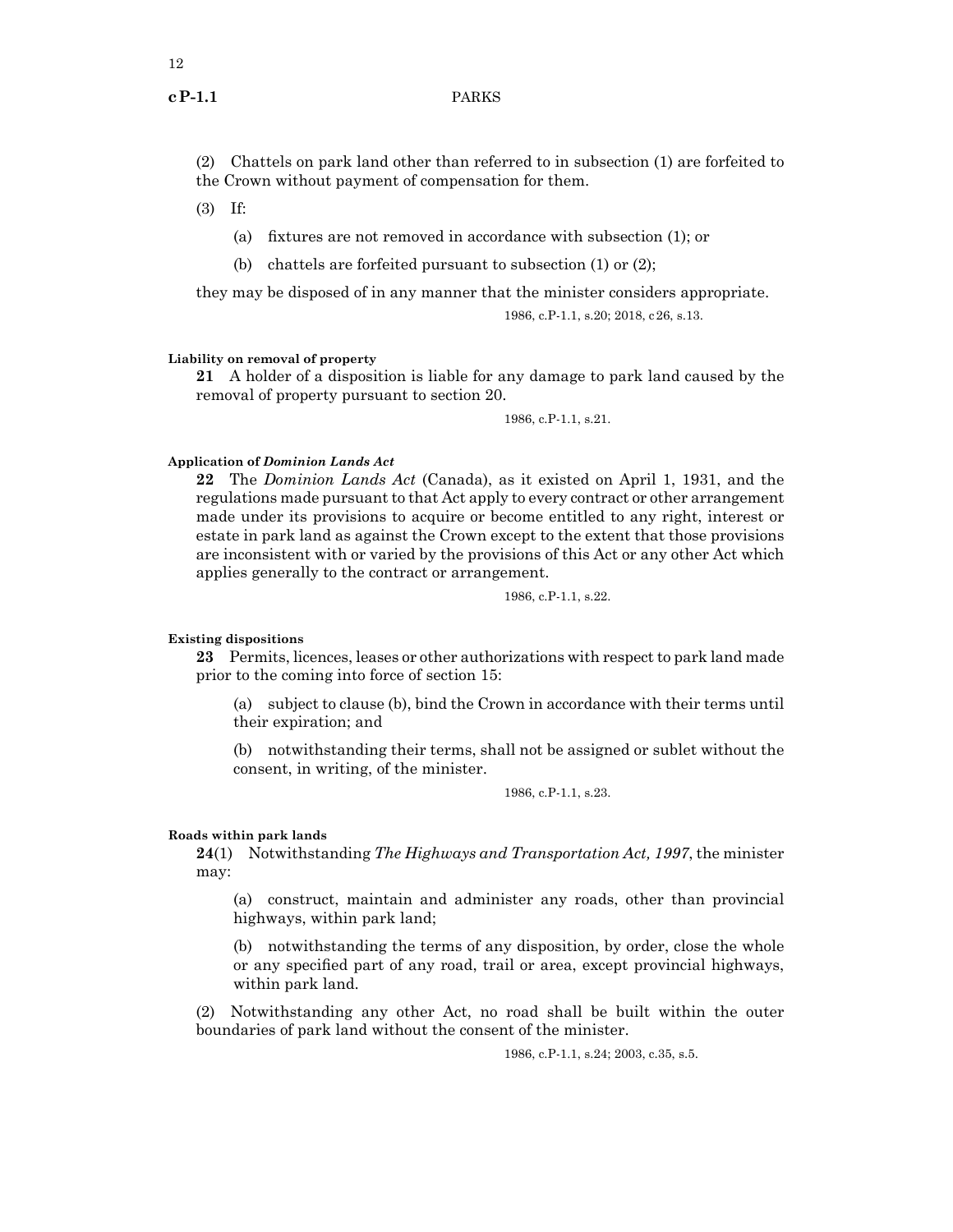(2) Chattels on park land other than referred to in subsection (1) are forfeited to the Crown without payment of compensation for them.

(3) If:

(a) fixtures are not removed in accordance with subsection (1); or

(b) chattels are forfeited pursuant to subsection (1) or (2);

they may be disposed of in any manner that the minister considers appropriate.

1986, c.P-1.1, s.20; 2018, c26, s.13.

**Liability on removal of property**

**21** A holder of a disposition is liable for any damage to park land caused by the removal of property pursuant to section 20.

1986, c.P-1.1, s.21.

**Application of *Dominion Lands Act***

**22** The *Dominion Lands Act* (Canada), as it existed on April 1, 1931, and the regulations made pursuant to that Act apply to every contract or other arrangement made under its provisions to acquire or become entitled to any right, interest or estate in park land as against the Crown except to the extent that those provisions are inconsistent with or varied by the provisions of this Act or any other Act which applies generally to the contract or arrangement.

1986, c.P-1.1, s.22.

**Existing dispositions**

**23** Permits, licences, leases or other authorizations with respect to park land made prior to the coming into force of section 15:

(a) subject to clause (b), bind the Crown in accordance with their terms until their expiration; and

(b) notwithstanding their terms, shall not be assigned or sublet without the consent, in writing, of the minister.

1986, c.P-1.1, s.23.

**Roads within park lands**

**24**(1) Notwithstanding *The Highways and Transportation Act, 1997*, the minister may:

(a) construct, maintain and administer any roads, other than provincial highways, within park land;

(b) notwithstanding the terms of any disposition, by order, close the whole or any specified part of any road, trail or area, except provincial highways, within park land.

(2) Notwithstanding any other Act, no road shall be built within the outer boundaries of park land without the consent of the minister.

1986, c.P-1.1, s.24; 2003, c.35, s.5.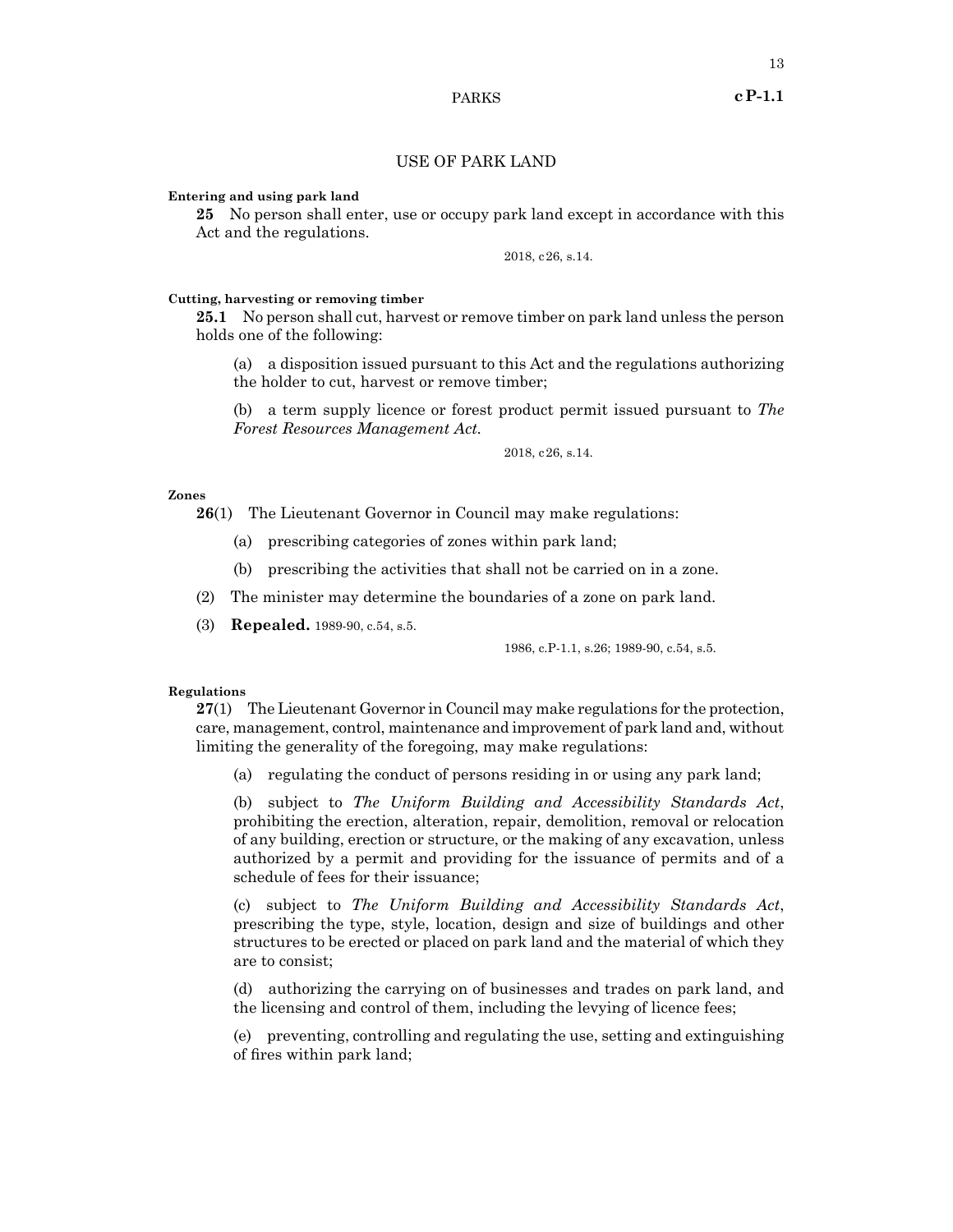## USE OF PARK LAND

**Entering and using park land**

**25** No person shall enter, use or occupy park land except in accordance with this Act and the regulations.

2018, c26, s.14.

**Cutting, harvesting or removing timber**

**25.1** No person shall cut, harvest or remove timber on park land unless the person holds one of the following:

(a) a disposition issued pursuant to this Act and the regulations authorizing the holder to cut, harvest or remove timber;

(b) a term supply licence or forest product permit issued pursuant to *The Forest Resources Management Act*.

2018, c26, s.14.

**Zones**

**26**(1) The Lieutenant Governor in Council may make regulations:

(a) prescribing categories of zones within park land;

(b) prescribing the activities that shall not be carried on in a zone.

(2) The minister may determine the boundaries of a zone on park land.

(3) **Repealed.** 1989-90, c.54, s.5.

1986, c.P-1.1, s.26; 1989-90, c.54, s.5.

**Regulations**

**27**(1) The Lieutenant Governor in Council may make regulations for the protection, care, management, control, maintenance and improvement of park land and, without limiting the generality of the foregoing, may make regulations:

(a) regulating the conduct of persons residing in or using any park land;

(b) subject to *The Uniform Building and Accessibility Standards Act*, prohibiting the erection, alteration, repair, demolition, removal or relocation of any building, erection or structure, or the making of any excavation, unless authorized by a permit and providing for the issuance of permits and of a schedule of fees for their issuance;

(c) subject to *The Uniform Building and Accessibility Standards Act*, prescribing the type, style, location, design and size of buildings and other structures to be erected or placed on park land and the material of which they are to consist;

(d) authorizing the carrying on of businesses and trades on park land, and the licensing and control of them, including the levying of licence fees;

(e) preventing, controlling and regulating the use, setting and extinguishing of fires within park land;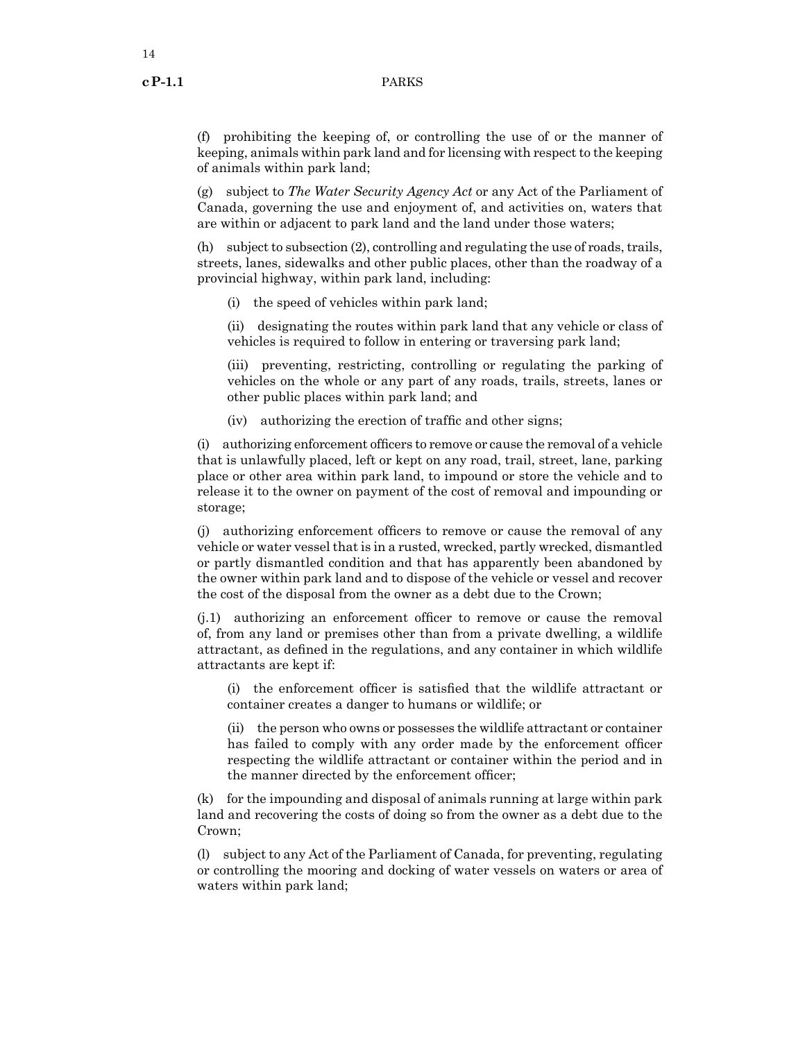(f) prohibiting the keeping of, or controlling the use of or the manner of keeping, animals within park land and for licensing with respect to the keeping of animals within park land;

(g) subject to *The Water Security Agency Act* or any Act of the Parliament of Canada, governing the use and enjoyment of, and activities on, waters that are within or adjacent to park land and the land under those waters;

(h) subject to subsection (2), controlling and regulating the use of roads, trails, streets, lanes, sidewalks and other public places, other than the roadway of a provincial highway, within park land, including:

(i) the speed of vehicles within park land;

(ii) designating the routes within park land that any vehicle or class of vehicles is required to follow in entering or traversing park land;

(iii) preventing, restricting, controlling or regulating the parking of vehicles on the whole or any part of any roads, trails, streets, lanes or other public places within park land; and

(iv) authorizing the erection of traffic and other signs;

(i) authorizing enforcement officers to remove or cause the removal of a vehicle that is unlawfully placed, left or kept on any road, trail, street, lane, parking place or other area within park land, to impound or store the vehicle and to release it to the owner on payment of the cost of removal and impounding or storage;

(j) authorizing enforcement officers to remove or cause the removal of any vehicle or water vessel that is in a rusted, wrecked, partly wrecked, dismantled or partly dismantled condition and that has apparently been abandoned by the owner within park land and to dispose of the vehicle or vessel and recover the cost of the disposal from the owner as a debt due to the Crown;

(j.1) authorizing an enforcement officer to remove or cause the removal of, from any land or premises other than from a private dwelling, a wildlife attractant, as defined in the regulations, and any container in which wildlife attractants are kept if:

(i) the enforcement officer is satisfied that the wildlife attractant or container creates a danger to humans or wildlife; or

(ii) the person who owns or possesses the wildlife attractant or container has failed to comply with any order made by the enforcement officer respecting the wildlife attractant or container within the period and in the manner directed by the enforcement officer;

(k) for the impounding and disposal of animals running at large within park land and recovering the costs of doing so from the owner as a debt due to the Crown;

(l) subject to any Act of the Parliament of Canada, for preventing, regulating or controlling the mooring and docking of water vessels on waters or area of waters within park land;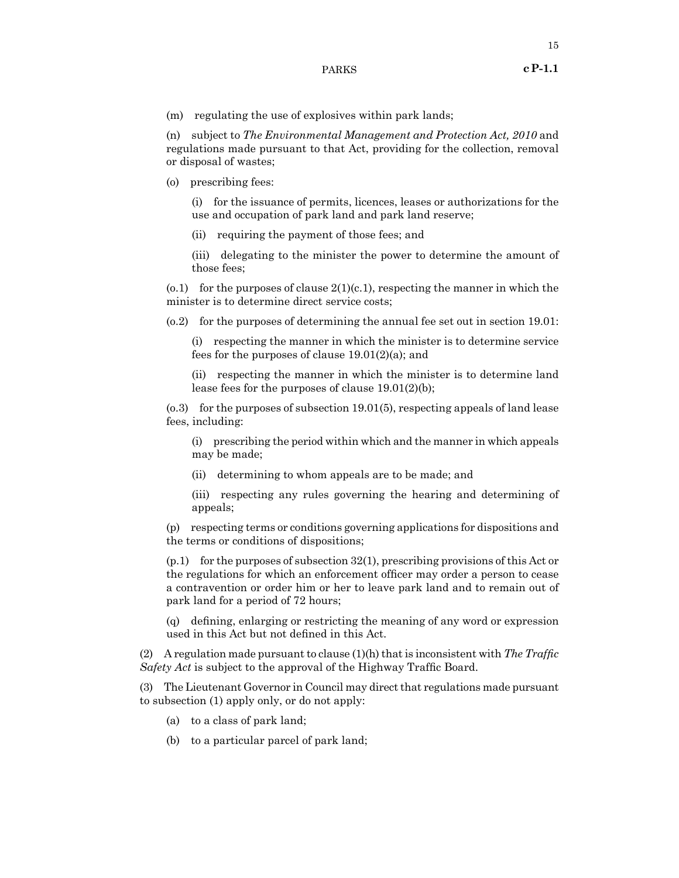(m) regulating the use of explosives within park lands;

(n) subject to *The Environmental Management and Protection Act, 2010* and regulations made pursuant to that Act, providing for the collection, removal or disposal of wastes;

(o) prescribing fees:

(i) for the issuance of permits, licences, leases or authorizations for the use and occupation of park land and park land reserve;

(ii) requiring the payment of those fees; and

(iii) delegating to the minister the power to determine the amount of those fees;

(o.1) for the purposes of clause 2(1)(c.1), respecting the manner in which the minister is to determine direct service costs;

(o.2) for the purposes of determining the annual fee set out in section 19.01:

(i) respecting the manner in which the minister is to determine service fees for the purposes of clause 19.01(2)(a); and

(ii) respecting the manner in which the minister is to determine land lease fees for the purposes of clause 19.01(2)(b);

(o.3) for the purposes of subsection 19.01(5), respecting appeals of land lease fees, including:

(i) prescribing the period within which and the manner in which appeals may be made;

(ii) determining to whom appeals are to be made; and

(iii) respecting any rules governing the hearing and determining of appeals;

(p) respecting terms or conditions governing applications for dispositions and the terms or conditions of dispositions;

(p.1) for the purposes of subsection 32(1), prescribing provisions of this Act or the regulations for which an enforcement officer may order a person to cease a contravention or order him or her to leave park land and to remain out of park land for a period of 72 hours;

(q) defining, enlarging or restricting the meaning of any word or expression used in this Act but not defined in this Act.

(2) A regulation made pursuant to clause (1)(h) that is inconsistent with *The Traffic Safety Act* is subject to the approval of the Highway Traffic Board.

(3) The Lieutenant Governor in Council may direct that regulations made pursuant to subsection (1) apply only, or do not apply:

(a) to a class of park land;

(b) to a particular parcel of park land;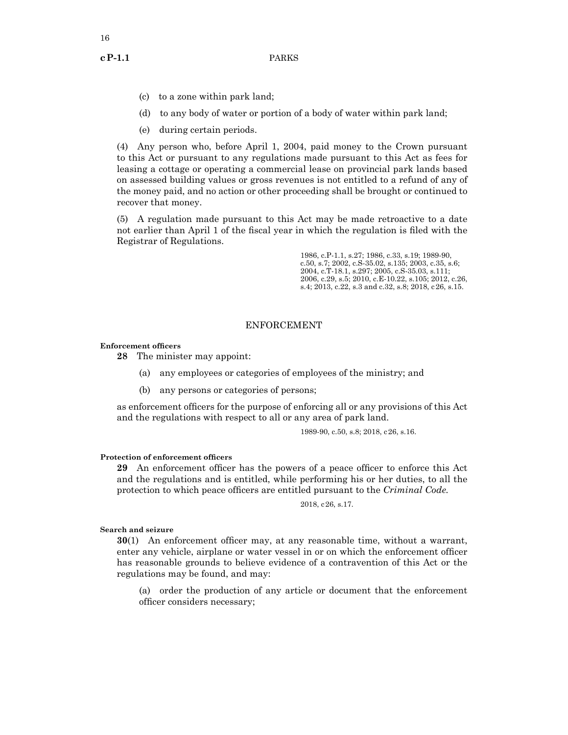(c) to a zone within park land;

(d) to any body of water or portion of a body of water within park land;

(e) during certain periods.

(4) Any person who, before April 1, 2004, paid money to the Crown pursuant to this Act or pursuant to any regulations made pursuant to this Act as fees for leasing a cottage or operating a commercial lease on provincial park lands based on assessed building values or gross revenues is not entitled to a refund of any of the money paid, and no action or other proceeding shall be brought or continued to recover that money.

(5) A regulation made pursuant to this Act may be made retroactive to a date not earlier than April 1 of the fiscal year in which the regulation is filed with the Registrar of Regulations.

1986, c.P-1.1, s.27; 1986, c.33, s.19; 1989-90, c.50, s.7; 2002, c.S-35.02, s.135; 2003, c.35, s.6; 2004, c.T-18.1, s.297; 2005, c.S-35.03, s.111; 2006, c.29, s.5; 2010, c.E-10.22, s.105; 2012, c.26, s.4; 2013, c.22, s.3 and c.32, s.8; 2018, c26, s.15.

## ENFORCEMENT

**Enforcement officers**

**28** The minister may appoint:

(a) any employees or categories of employees of the ministry; and

(b) any persons or categories of persons;

as enforcement officers for the purpose of enforcing all or any provisions of this Act and the regulations with respect to all or any area of park land.

1989-90, c.50, s.8; 2018, c26, s.16.

**Protection of enforcement officers**

**29** An enforcement officer has the powers of a peace officer to enforce this Act and the regulations and is entitled, while performing his or her duties, to all the protection to which peace officers are entitled pursuant to the *Criminal Code*.

2018, c26, s.17.

**Search and seizure**

**30**(1) An enforcement officer may, at any reasonable time, without a warrant, enter any vehicle, airplane or water vessel in or on which the enforcement officer has reasonable grounds to believe evidence of a contravention of this Act or the regulations may be found, and may:

(a) order the production of any article or document that the enforcement officer considers necessary;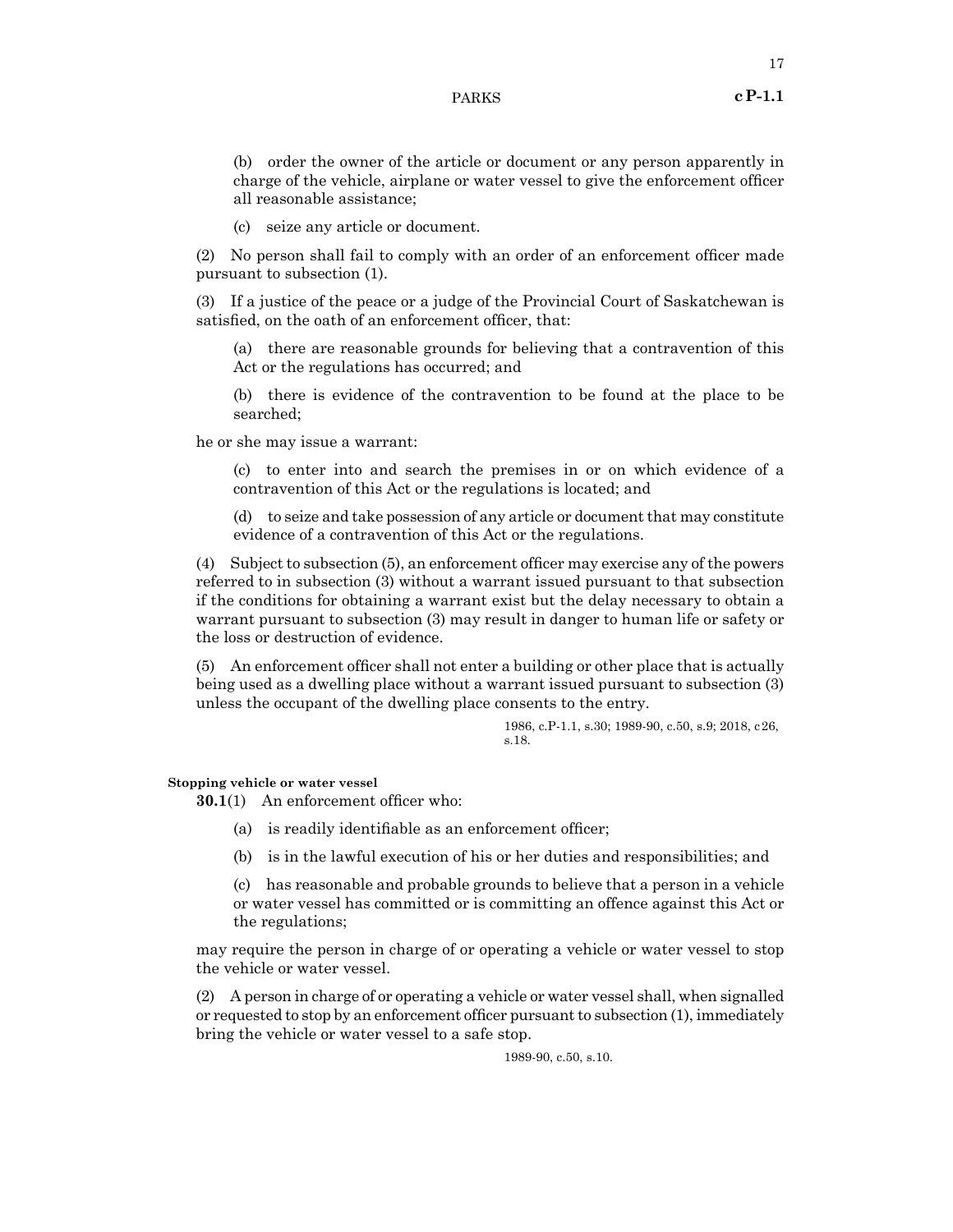(b) order the owner of the article or document or any person apparently in charge of the vehicle, airplane or water vessel to give the enforcement officer all reasonable assistance;

(c) seize any article or document.

(2) No person shall fail to comply with an order of an enforcement officer made pursuant to subsection (1).

(3) If a justice of the peace or a judge of the Provincial Court of Saskatchewan is satisfied, on the oath of an enforcement officer, that:

(a) there are reasonable grounds for believing that a contravention of this Act or the regulations has occurred; and

(b) there is evidence of the contravention to be found at the place to be searched;

he or she may issue a warrant:

(c) to enter into and search the premises in or on which evidence of a contravention of this Act or the regulations is located; and

(d) to seize and take possession of any article or document that may constitute evidence of a contravention of this Act or the regulations.

(4) Subject to subsection (5), an enforcement officer may exercise any of the powers referred to in subsection (3) without a warrant issued pursuant to that subsection if the conditions for obtaining a warrant exist but the delay necessary to obtain a warrant pursuant to subsection (3) may result in danger to human life or safety or the loss or destruction of evidence.

(5) An enforcement officer shall not enter a building or other place that is actually being used as a dwelling place without a warrant issued pursuant to subsection (3) unless the occupant of the dwelling place consents to the entry.

1986, c.P-1.1, s.30; 1989-90, c.50, s.9; 2018, c26, s.18.

**Stopping vehicle or water vessel**

**30.1**(1) An enforcement officer who:

(a) is readily identifiable as an enforcement officer;

(b) is in the lawful execution of his or her duties and responsibilities; and

(c) has reasonable and probable grounds to believe that a person in a vehicle or water vessel has committed or is committing an offence against this Act or the regulations;

may require the person in charge of or operating a vehicle or water vessel to stop the vehicle or water vessel.

(2) A person in charge of or operating a vehicle or water vessel shall, when signalled or requested to stop by an enforcement officer pursuant to subsection (1), immediately bring the vehicle or water vessel to a safe stop.

1989-90, c.50, s.10.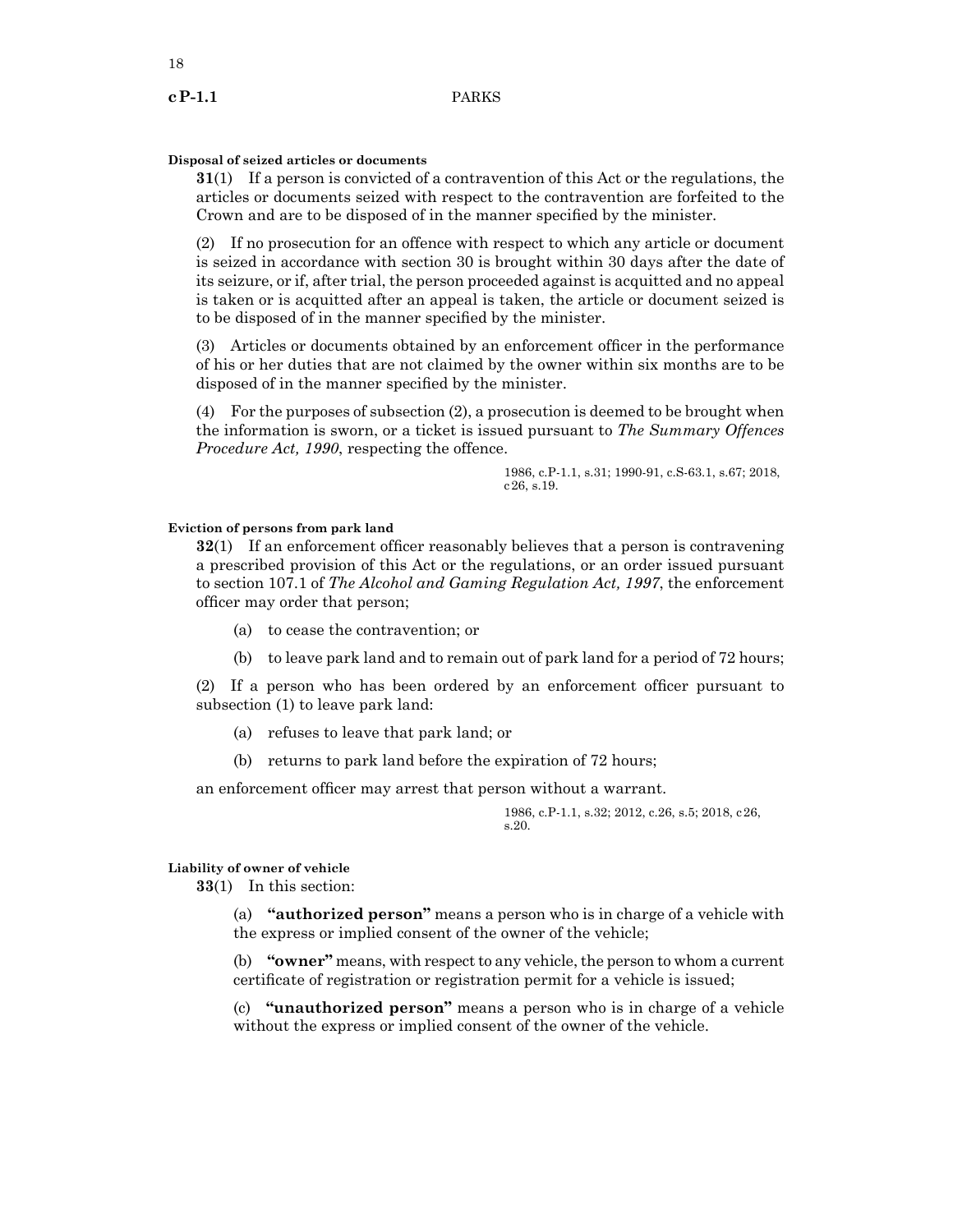**Disposal of seized articles or documents**

**31**(1) If a person is convicted of a contravention of this Act or the regulations, the articles or documents seized with respect to the contravention are forfeited to the Crown and are to be disposed of in the manner specified by the minister.

(2) If no prosecution for an offence with respect to which any article or document is seized in accordance with section 30 is brought within 30 days after the date of its seizure, or if, after trial, the person proceeded against is acquitted and no appeal is taken or is acquitted after an appeal is taken, the article or document seized is to be disposed of in the manner specified by the minister.

(3) Articles or documents obtained by an enforcement officer in the performance of his or her duties that are not claimed by the owner within six months are to be disposed of in the manner specified by the minister.

(4) For the purposes of subsection (2), a prosecution is deemed to be brought when the information is sworn, or a ticket is issued pursuant to *The Summary Offences Procedure Act, 1990*, respecting the offence.

1986, c.P-1.1, s.31; 1990-91, c.S-63.1, s.67; 2018, c26, s.19.

**Eviction of persons from park land**

**32**(1) If an enforcement officer reasonably believes that a person is contravening a prescribed provision of this Act or the regulations, or an order issued pursuant to section 107.1 of *The Alcohol and Gaming Regulation Act, 1997*, the enforcement officer may order that person;

(a) to cease the contravention; or

(b) to leave park land and to remain out of park land for a period of 72 hours;

(2) If a person who has been ordered by an enforcement officer pursuant to subsection (1) to leave park land:

(a) refuses to leave that park land; or

(b) returns to park land before the expiration of 72 hours;

an enforcement officer may arrest that person without a warrant.

1986, c.P-1.1, s.32; 2012, c.26, s.5; 2018, c26, s.20.

**Liability of owner of vehicle**

**33**(1) In this section:

(a) **"authorized person"** means a person who is in charge of a vehicle with the express or implied consent of the owner of the vehicle;

(b) **"owner"** means, with respect to any vehicle, the person to whom a current certificate of registration or registration permit for a vehicle is issued;

(c) **"unauthorized person"** means a person who is in charge of a vehicle without the express or implied consent of the owner of the vehicle.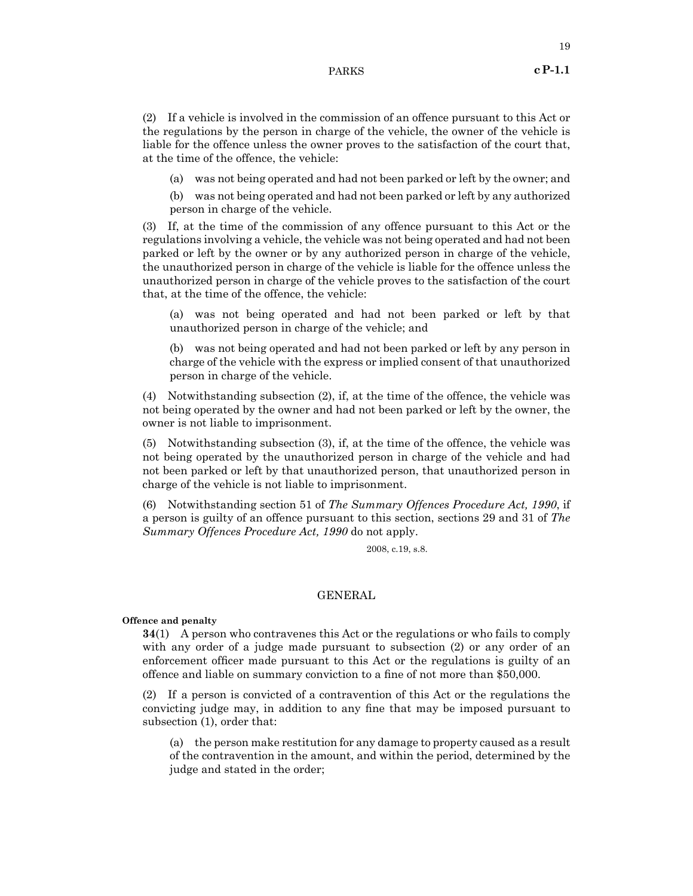(2) If a vehicle is involved in the commission of an offence pursuant to this Act or the regulations by the person in charge of the vehicle, the owner of the vehicle is liable for the offence unless the owner proves to the satisfaction of the court that, at the time of the offence, the vehicle:

(a) was not being operated and had not been parked or left by the owner; and

(b) was not being operated and had not been parked or left by any authorized person in charge of the vehicle.

(3) If, at the time of the commission of any offence pursuant to this Act or the regulations involving a vehicle, the vehicle was not being operated and had not been parked or left by the owner or by any authorized person in charge of the vehicle, the unauthorized person in charge of the vehicle is liable for the offence unless the unauthorized person in charge of the vehicle proves to the satisfaction of the court that, at the time of the offence, the vehicle:

(a) was not being operated and had not been parked or left by that unauthorized person in charge of the vehicle; and

(b) was not being operated and had not been parked or left by any person in charge of the vehicle with the express or implied consent of that unauthorized person in charge of the vehicle.

(4) Notwithstanding subsection (2), if, at the time of the offence, the vehicle was not being operated by the owner and had not been parked or left by the owner, the owner is not liable to imprisonment.

(5) Notwithstanding subsection (3), if, at the time of the offence, the vehicle was not being operated by the unauthorized person in charge of the vehicle and had not been parked or left by that unauthorized person, that unauthorized person in charge of the vehicle is not liable to imprisonment.

(6) Notwithstanding section 51 of *The Summary Offences Procedure Act, 1990*, if a person is guilty of an offence pursuant to this section, sections 29 and 31 of *The Summary Offences Procedure Act, 1990* do not apply.

2008, c.19, s.8.

## GENERAL

**Offence and penalty**

**34**(1) A person who contravenes this Act or the regulations or who fails to comply with any order of a judge made pursuant to subsection (2) or any order of an enforcement officer made pursuant to this Act or the regulations is guilty of an offence and liable on summary conviction to a fine of not more than $50,000.

(2) If a person is convicted of a contravention of this Act or the regulations the convicting judge may, in addition to any fine that may be imposed pursuant to subsection (1), order that:

(a) the person make restitution for any damage to property caused as a result of the contravention in the amount, and within the period, determined by the judge and stated in the order;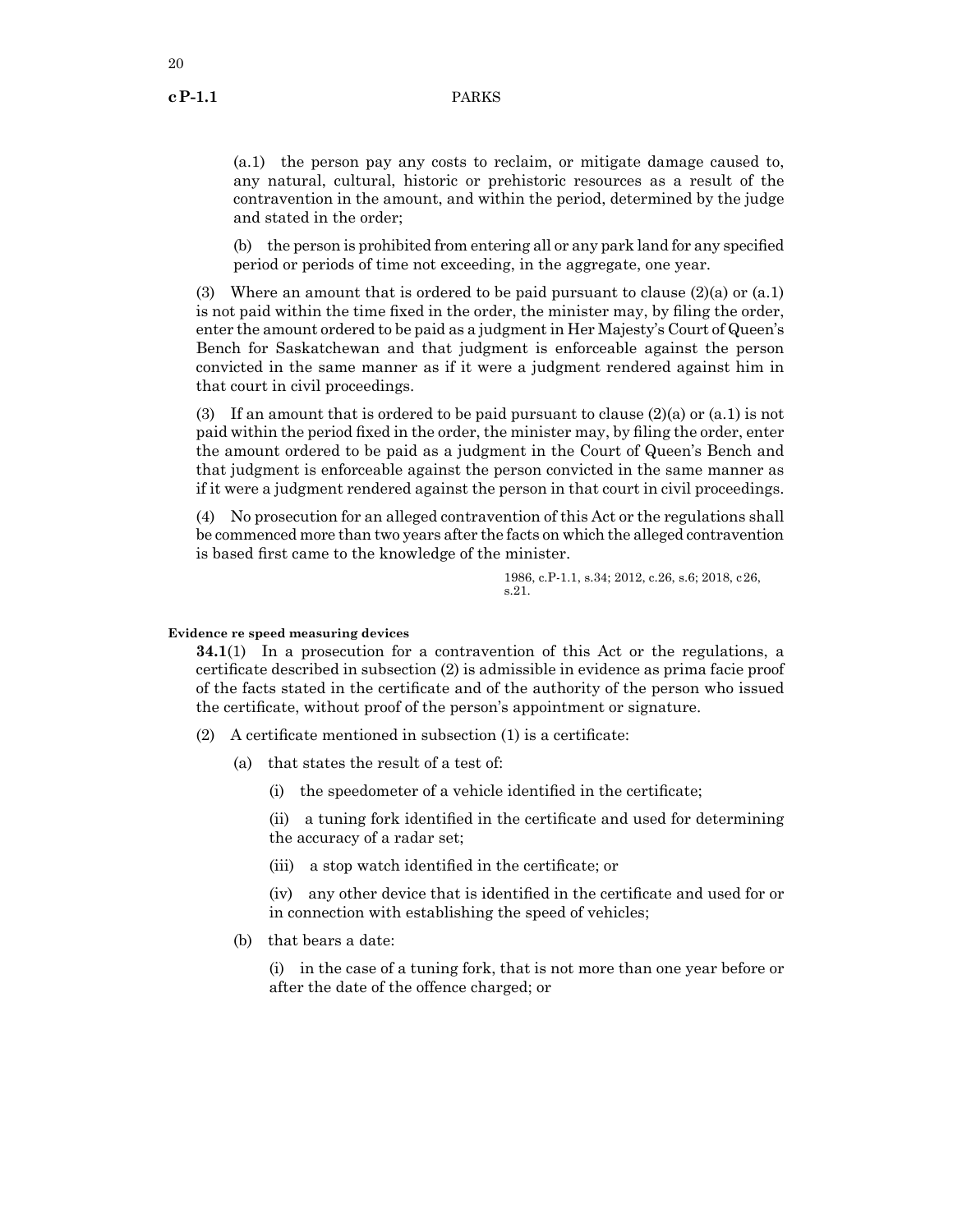(a.1) the person pay any costs to reclaim, or mitigate damage caused to, any natural, cultural, historic or prehistoric resources as a result of the contravention in the amount, and within the period, determined by the judge and stated in the order;

(b) the person is prohibited from entering all or any park land for any specified period or periods of time not exceeding, in the aggregate, one year.

(3) Where an amount that is ordered to be paid pursuant to clause (2)(a) or (a.1) is not paid within the time fixed in the order, the minister may, by filing the order, enter the amount ordered to be paid as a judgment in Her Majesty's Court of Queen's Bench for Saskatchewan and that judgment is enforceable against the person convicted in the same manner as if it were a judgment rendered against him in that court in civil proceedings.

(3) If an amount that is ordered to be paid pursuant to clause (2)(a) or (a.1) is not paid within the period fixed in the order, the minister may, by filing the order, enter the amount ordered to be paid as a judgment in the Court of Queen's Bench and that judgment is enforceable against the person convicted in the same manner as if it were a judgment rendered against the person in that court in civil proceedings.

(4) No prosecution for an alleged contravention of this Act or the regulations shall be commenced more than two years after the facts on which the alleged contravention is based first came to the knowledge of the minister.

1986, c.P-1.1, s.34; 2012, c.26, s.6; 2018, c26, s.21.

**Evidence re speed measuring devices**

**34.1**(1) In a prosecution for a contravention of this Act or the regulations, a certificate described in subsection (2) is admissible in evidence as prima facie proof of the facts stated in the certificate and of the authority of the person who issued the certificate, without proof of the person's appointment or signature.

(2) A certificate mentioned in subsection (1) is a certificate:

(a) that states the result of a test of:

(i) the speedometer of a vehicle identified in the certificate;

(ii) a tuning fork identified in the certificate and used for determining the accuracy of a radar set;

(iii) a stop watch identified in the certificate; or

(iv) any other device that is identified in the certificate and used for or in connection with establishing the speed of vehicles;

(b) that bears a date:

(i) in the case of a tuning fork, that is not more than one year before or after the date of the offence charged; or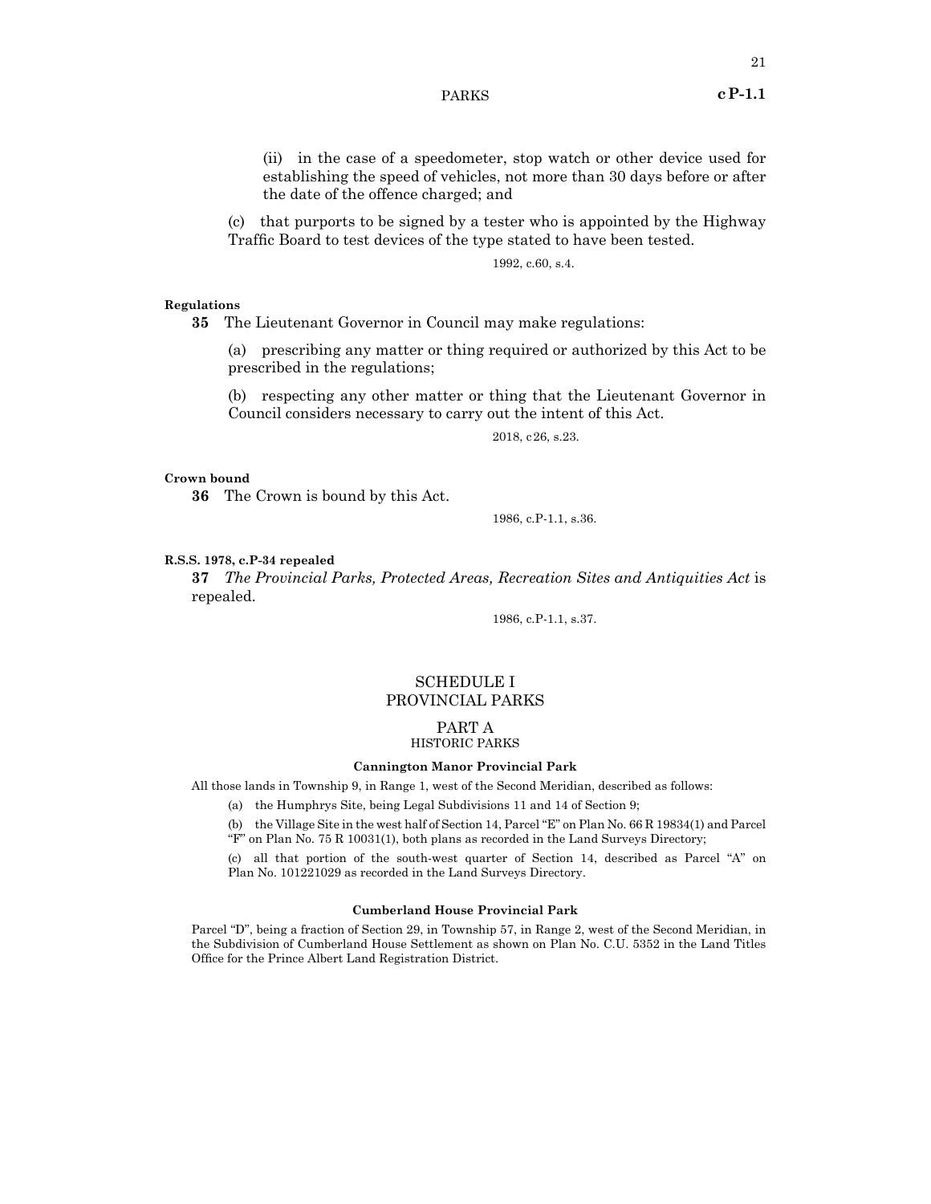(ii) in the case of a speedometer, stop watch or other device used for establishing the speed of vehicles, not more than 30 days before or after the date of the offence charged; and

(c) that purports to be signed by a tester who is appointed by the Highway Traffic Board to test devices of the type stated to have been tested.

1992, c.60, s.4.

**Regulations**

**35** The Lieutenant Governor in Council may make regulations:

(a) prescribing any matter or thing required or authorized by this Act to be prescribed in the regulations;

(b) respecting any other matter or thing that the Lieutenant Governor in Council considers necessary to carry out the intent of this Act.

2018, c26, s.23.

**Crown bound**

**36** The Crown is bound by this Act.

1986, c.P-1.1, s.36.

**R.S.S. 1978, c.P-34 repealed**

**37** *The Provincial Parks, Protected Areas, Recreation Sites and Antiquities Act* is repealed.

1986, c.P-1.1, s.37.

## SCHEDULE I
## PROVINCIAL PARKS

### PART A
### HISTORIC PARKS

**Cannington Manor Provincial Park**

All those lands in Township 9, in Range 1, west of the Second Meridian, described as follows:

(a) the Humphrys Site, being Legal Subdivisions 11 and 14 of Section 9;

(b) the Village Site in the west half of Section 14, Parcel "E" on Plan No. 66 R 19834(1) and Parcel "F" on Plan No. 75 R 10031(1), both plans as recorded in the Land Surveys Directory;

(c) all that portion of the south-west quarter of Section 14, described as Parcel "A" on Plan No. 101221029 as recorded in the Land Surveys Directory.

**Cumberland House Provincial Park**

Parcel "D", being a fraction of Section 29, in Township 57, in Range 2, west of the Second Meridian, in the Subdivision of Cumberland House Settlement as shown on Plan No. C.U. 5352 in the Land Titles Office for the Prince Albert Land Registration District.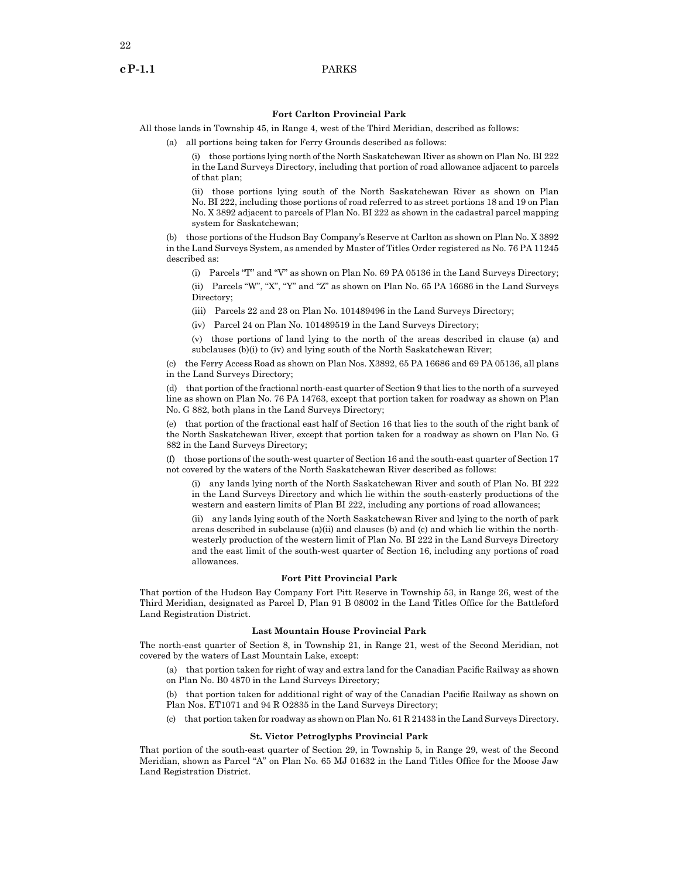### Fort Carlton Provincial Park

All those lands in Township 45, in Range 4, west of the Third Meridian, described as follows:

(a) all portions being taken for Ferry Grounds described as follows:

(i) those portions lying north of the North Saskatchewan River as shown on Plan No. BI 222 in the Land Surveys Directory, including that portion of road allowance adjacent to parcels of that plan;

(ii) those portions lying south of the North Saskatchewan River as shown on Plan No. BI 222, including those portions of road referred to as street portions 18 and 19 on Plan No. X 3892 adjacent to parcels of Plan No. BI 222 as shown in the cadastral parcel mapping system for Saskatchewan;

(b) those portions of the Hudson Bay Company's Reserve at Carlton as shown on Plan No. X 3892 in the Land Surveys System, as amended by Master of Titles Order registered as No. 76 PA 11245 described as:

(i) Parcels "T" and "V" as shown on Plan No. 69 PA 05136 in the Land Surveys Directory;

(ii) Parcels "W", "X", "Y" and "Z" as shown on Plan No. 65 PA 16686 in the Land Surveys Directory;

(iii) Parcels 22 and 23 on Plan No. 101489496 in the Land Surveys Directory;

(iv) Parcel 24 on Plan No. 101489519 in the Land Surveys Directory;

(v) those portions of land lying to the north of the areas described in clause (a) and subclauses (b)(i) to (iv) and lying south of the North Saskatchewan River;

(c) the Ferry Access Road as shown on Plan Nos. X3892, 65 PA 16686 and 69 PA 05136, all plans in the Land Surveys Directory;

(d) that portion of the fractional north-east quarter of Section 9 that lies to the north of a surveyed line as shown on Plan No. 76 PA 14763, except that portion taken for roadway as shown on Plan No. G 882, both plans in the Land Surveys Directory;

(e) that portion of the fractional east half of Section 16 that lies to the south of the right bank of the North Saskatchewan River, except that portion taken for a roadway as shown on Plan No. G 882 in the Land Surveys Directory;

(f) those portions of the south-west quarter of Section 16 and the south-east quarter of Section 17 not covered by the waters of the North Saskatchewan River described as follows:

(i) any lands lying north of the North Saskatchewan River and south of Plan No. BI 222 in the Land Surveys Directory and which lie within the south-easterly productions of the western and eastern limits of Plan BI 222, including any portions of road allowances;

(ii) any lands lying south of the North Saskatchewan River and lying to the north of park areas described in subclause (a)(ii) and clauses (b) and (c) and which lie within the north-westerly production of the western limit of Plan No. BI 222 in the Land Surveys Directory and the east limit of the south-west quarter of Section 16, including any portions of road allowances.

### Fort Pitt Provincial Park

That portion of the Hudson Bay Company Fort Pitt Reserve in Township 53, in Range 26, west of the Third Meridian, designated as Parcel D, Plan 91 B 08002 in the Land Titles Office for the Battleford Land Registration District.

### Last Mountain House Provincial Park

The north-east quarter of Section 8, in Township 21, in Range 21, west of the Second Meridian, not covered by the waters of Last Mountain Lake, except:

(a) that portion taken for right of way and extra land for the Canadian Pacific Railway as shown on Plan No. B0 4870 in the Land Surveys Directory;

(b) that portion taken for additional right of way of the Canadian Pacific Railway as shown on Plan Nos. ET1071 and 94 R O2835 in the Land Surveys Directory;

(c) that portion taken for roadway as shown on Plan No. 61 R 21433 in the Land Surveys Directory.

### St. Victor Petroglyphs Provincial Park

That portion of the south-east quarter of Section 29, in Township 5, in Range 29, west of the Second Meridian, shown as Parcel "A" on Plan No. 65 MJ 01632 in the Land Titles Office for the Moose Jaw Land Registration District.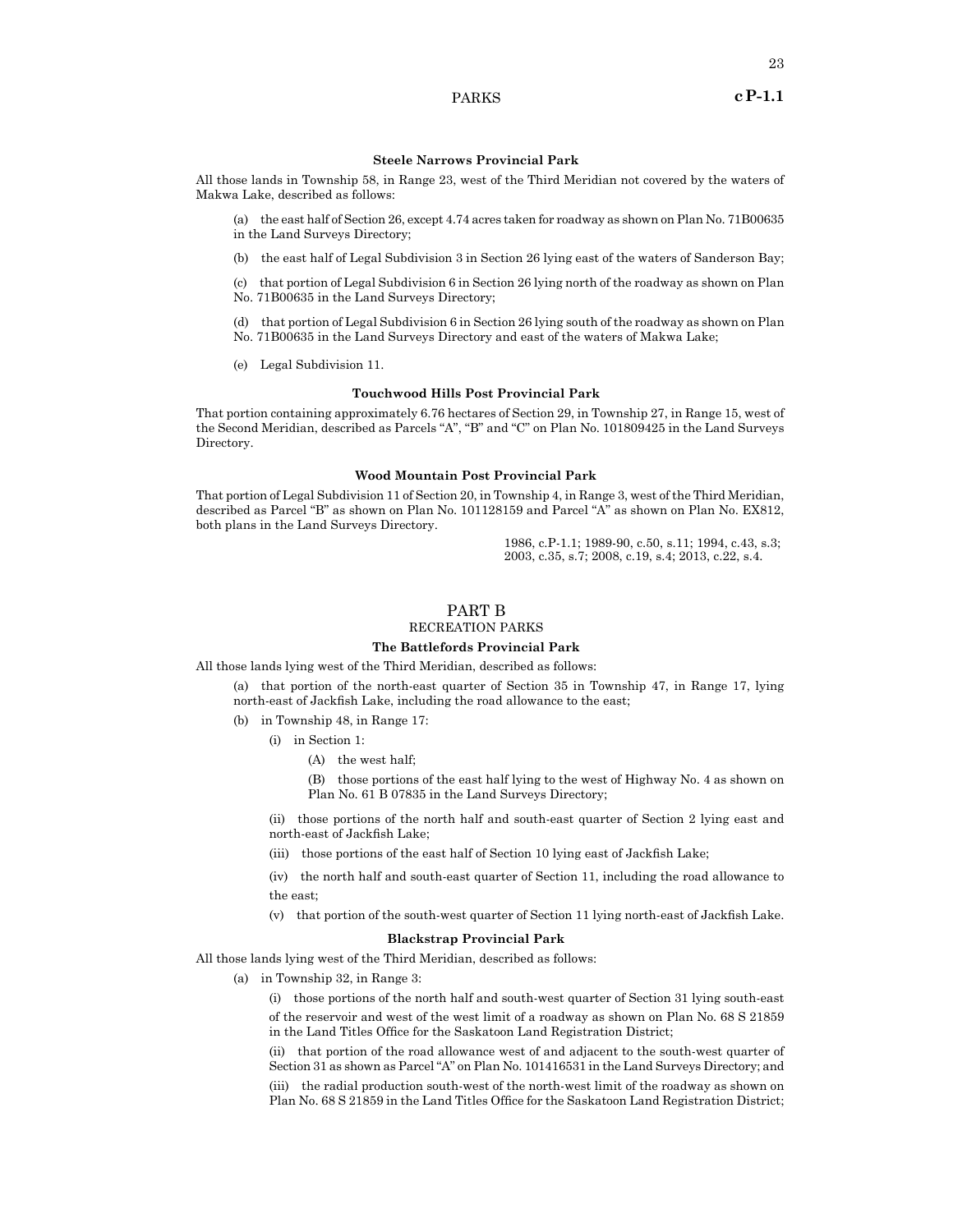### Steele Narrows Provincial Park

All those lands in Township 58, in Range 23, west of the Third Meridian not covered by the waters of Makwa Lake, described as follows:

(a) the east half of Section 26, except 4.74 acres taken for roadway as shown on Plan No. 71B00635 in the Land Surveys Directory;

(b) the east half of Legal Subdivision 3 in Section 26 lying east of the waters of Sanderson Bay;

(c) that portion of Legal Subdivision 6 in Section 26 lying north of the roadway as shown on Plan No. 71B00635 in the Land Surveys Directory;

(d) that portion of Legal Subdivision 6 in Section 26 lying south of the roadway as shown on Plan No. 71B00635 in the Land Surveys Directory and east of the waters of Makwa Lake;

(e) Legal Subdivision 11.

### Touchwood Hills Post Provincial Park

That portion containing approximately 6.76 hectares of Section 29, in Township 27, in Range 15, west of the Second Meridian, described as Parcels "A", "B" and "C" on Plan No. 101809425 in the Land Surveys Directory.

### Wood Mountain Post Provincial Park

That portion of Legal Subdivision 11 of Section 20, in Township 4, in Range 3, west of the Third Meridian, described as Parcel "B" as shown on Plan No. 101128159 and Parcel "A" as shown on Plan No. EX812, both plans in the Land Surveys Directory.

1986, c.P-1.1; 1989-90, c.50, s.11; 1994, c.43, s.3; 2003, c.35, s.7; 2008, c.19, s.4; 2013, c.22, s.4.

## PART B
## RECREATION PARKS

### The Battlefords Provincial Park

All those lands lying west of the Third Meridian, described as follows:

(a) that portion of the north-east quarter of Section 35 in Township 47, in Range 17, lying north-east of Jackfish Lake, including the road allowance to the east;

(b) in Township 48, in Range 17:

(i) in Section 1:

(A) the west half;

(B) those portions of the east half lying to the west of Highway No. 4 as shown on Plan No. 61 B 07835 in the Land Surveys Directory;

(ii) those portions of the north half and south-east quarter of Section 2 lying east and north-east of Jackfish Lake;

(iii) those portions of the east half of Section 10 lying east of Jackfish Lake;

(iv) the north half and south-east quarter of Section 11, including the road allowance to the east;

(v) that portion of the south-west quarter of Section 11 lying north-east of Jackfish Lake.

### Blackstrap Provincial Park

All those lands lying west of the Third Meridian, described as follows:

(a) in Township 32, in Range 3:

(i) those portions of the north half and south-west quarter of Section 31 lying south-east of the reservoir and west of the west limit of a roadway as shown on Plan No. 68 S 21859 in the Land Titles Office for the Saskatoon Land Registration District;

(ii) that portion of the road allowance west of and adjacent to the south-west quarter of Section 31 as shown as Parcel "A" on Plan No. 101416531 in the Land Surveys Directory; and

(iii) the radial production south-west of the north-west limit of the roadway as shown on Plan No. 68 S 21859 in the Land Titles Office for the Saskatoon Land Registration District;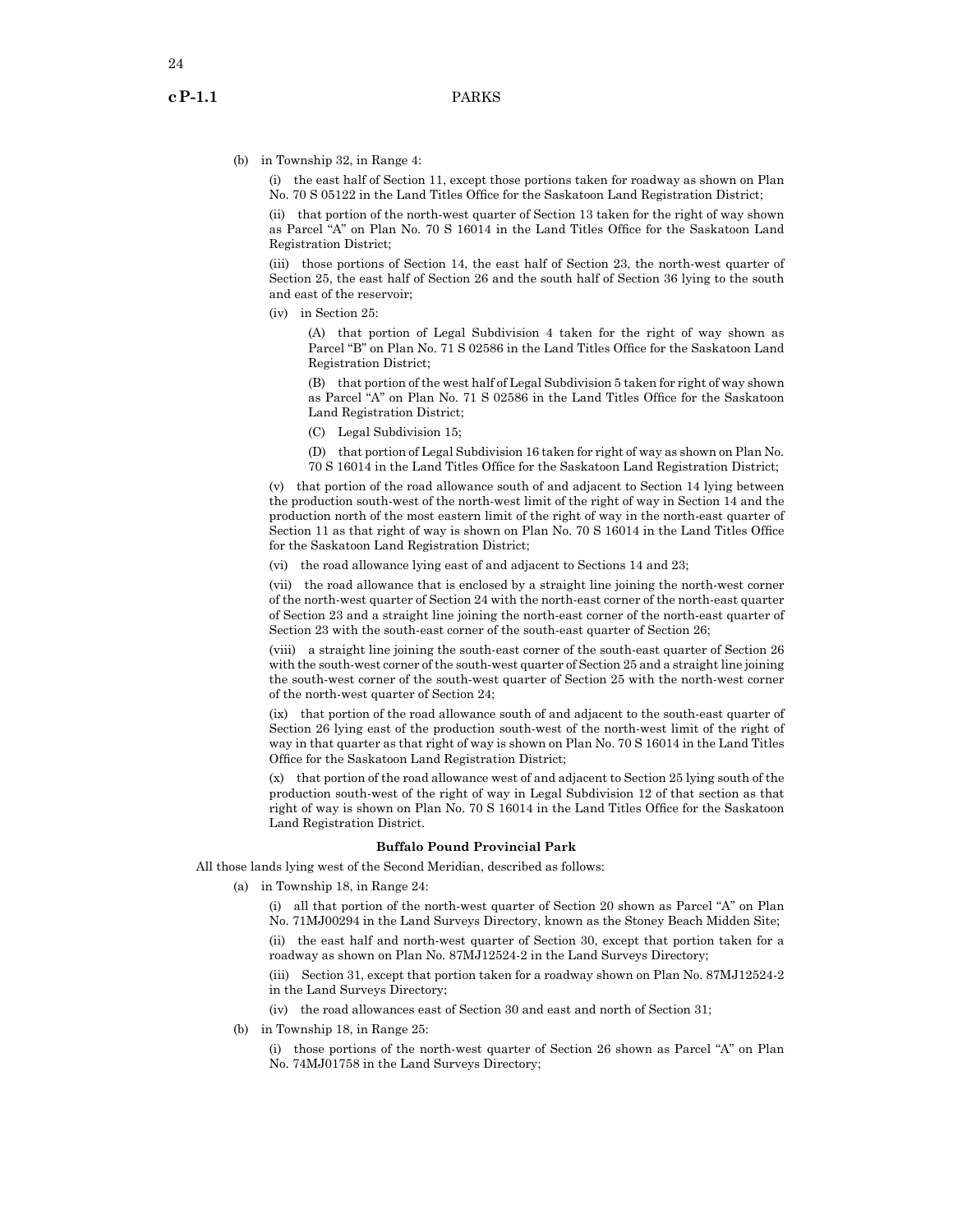(b) in Township 32, in Range 4:

(i) the east half of Section 11, except those portions taken for roadway as shown on Plan No. 70 S 05122 in the Land Titles Office for the Saskatoon Land Registration District;

(ii) that portion of the north-west quarter of Section 13 taken for the right of way shown as Parcel "A" on Plan No. 70 S 16014 in the Land Titles Office for the Saskatoon Land Registration District;

(iii) those portions of Section 14, the east half of Section 23, the north-west quarter of Section 25, the east half of Section 26 and the south half of Section 36 lying to the south and east of the reservoir;

(iv) in Section 25:

(A) that portion of Legal Subdivision 4 taken for the right of way shown as Parcel "B" on Plan No. 71 S 02586 in the Land Titles Office for the Saskatoon Land Registration District;

(B) that portion of the west half of Legal Subdivision 5 taken for right of way shown as Parcel "A" on Plan No. 71 S 02586 in the Land Titles Office for the Saskatoon Land Registration District;

(C) Legal Subdivision 15;

(D) that portion of Legal Subdivision 16 taken for right of way as shown on Plan No. 70 S 16014 in the Land Titles Office for the Saskatoon Land Registration District;

(v) that portion of the road allowance south of and adjacent to Section 14 lying between the production south-west of the north-west limit of the right of way in Section 14 and the production north of the most eastern limit of the right of way in the north-east quarter of Section 11 as that right of way is shown on Plan No. 70 S 16014 in the Land Titles Office for the Saskatoon Land Registration District;

(vi) the road allowance lying east of and adjacent to Sections 14 and 23;

(vii) the road allowance that is enclosed by a straight line joining the north-west corner of the north-west quarter of Section 24 with the north-east corner of the north-east quarter of Section 23 and a straight line joining the north-east corner of the north-east quarter of Section 23 with the south-east corner of the south-east quarter of Section 26;

(viii) a straight line joining the south-east corner of the south-east quarter of Section 26 with the south-west corner of the south-west quarter of Section 25 and a straight line joining the south-west corner of the south-west quarter of Section 25 with the north-west corner of the north-west quarter of Section 24;

(ix) that portion of the road allowance south of and adjacent to the south-east quarter of Section 26 lying east of the production south-west of the north-west limit of the right of way in that quarter as that right of way is shown on Plan No. 70 S 16014 in the Land Titles Office for the Saskatoon Land Registration District;

(x) that portion of the road allowance west of and adjacent to Section 25 lying south of the production south-west of the right of way in Legal Subdivision 12 of that section as that right of way is shown on Plan No. 70 S 16014 in the Land Titles Office for the Saskatoon Land Registration District.

**Buffalo Pound Provincial Park**

All those lands lying west of the Second Meridian, described as follows:

(a) in Township 18, in Range 24:

(i) all that portion of the north-west quarter of Section 20 shown as Parcel "A" on Plan No. 71MJ00294 in the Land Surveys Directory, known as the Stoney Beach Midden Site;

(ii) the east half and north-west quarter of Section 30, except that portion taken for a roadway as shown on Plan No. 87MJ12524-2 in the Land Surveys Directory;

(iii) Section 31, except that portion taken for a roadway shown on Plan No. 87MJ12524-2 in the Land Surveys Directory;

(iv) the road allowances east of Section 30 and east and north of Section 31;

(b) in Township 18, in Range 25:

(i) those portions of the north-west quarter of Section 26 shown as Parcel "A" on Plan No. 74MJ01758 in the Land Surveys Directory;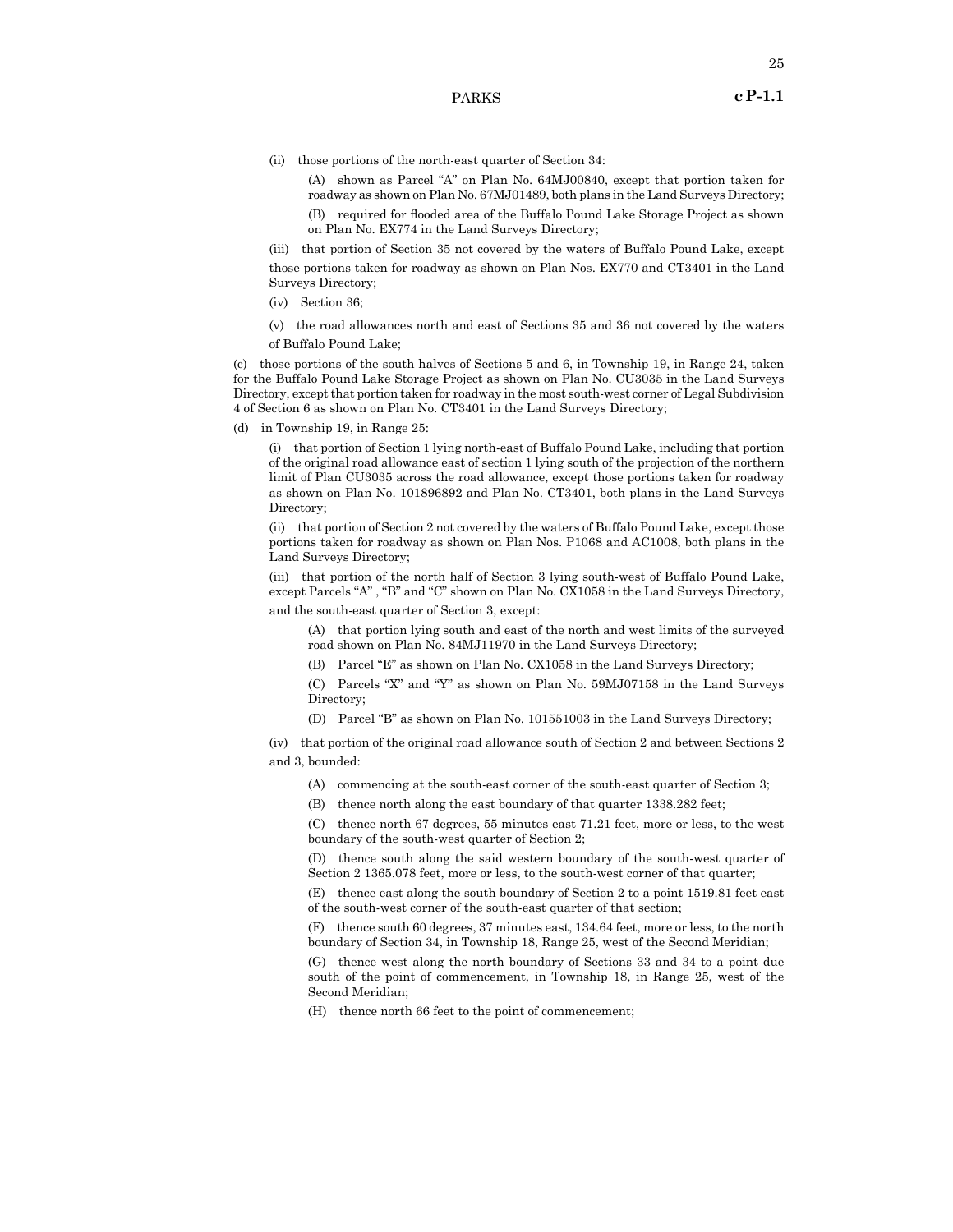(ii) those portions of the north-east quarter of Section 34:

(A) shown as Parcel "A" on Plan No. 64MJ00840, except that portion taken for roadway as shown on Plan No. 67MJ01489, both plans in the Land Surveys Directory;

(B) required for flooded area of the Buffalo Pound Lake Storage Project as shown on Plan No. EX774 in the Land Surveys Directory;

(iii) that portion of Section 35 not covered by the waters of Buffalo Pound Lake, except those portions taken for roadway as shown on Plan Nos. EX770 and CT3401 in the Land Surveys Directory;

(iv) Section 36;

(v) the road allowances north and east of Sections 35 and 36 not covered by the waters of Buffalo Pound Lake;

(c) those portions of the south halves of Sections 5 and 6, in Township 19, in Range 24, taken for the Buffalo Pound Lake Storage Project as shown on Plan No. CU3035 in the Land Surveys Directory, except that portion taken for roadway in the most south-west corner of Legal Subdivision 4 of Section 6 as shown on Plan No. CT3401 in the Land Surveys Directory;

(d) in Township 19, in Range 25:

(i) that portion of Section 1 lying north-east of Buffalo Pound Lake, including that portion of the original road allowance east of section 1 lying south of the projection of the northern limit of Plan CU3035 across the road allowance, except those portions taken for roadway as shown on Plan No. 101896892 and Plan No. CT3401, both plans in the Land Surveys Directory;

(ii) that portion of Section 2 not covered by the waters of Buffalo Pound Lake, except those portions taken for roadway as shown on Plan Nos. P1068 and AC1008, both plans in the Land Surveys Directory;

(iii) that portion of the north half of Section 3 lying south-west of Buffalo Pound Lake, except Parcels "A" , "B" and "C" shown on Plan No. CX1058 in the Land Surveys Directory, and the south-east quarter of Section 3, except:

(A) that portion lying south and east of the north and west limits of the surveyed road shown on Plan No. 84MJ11970 in the Land Surveys Directory;

(B) Parcel "E" as shown on Plan No. CX1058 in the Land Surveys Directory;

(C) Parcels "X" and "Y" as shown on Plan No. 59MJ07158 in the Land Surveys Directory;

(D) Parcel "B" as shown on Plan No. 101551003 in the Land Surveys Directory;

(iv) that portion of the original road allowance south of Section 2 and between Sections 2 and 3, bounded:

(A) commencing at the south-east corner of the south-east quarter of Section 3;

(B) thence north along the east boundary of that quarter 1338.282 feet;

(C) thence north 67 degrees, 55 minutes east 71.21 feet, more or less, to the west boundary of the south-west quarter of Section 2;

(D) thence south along the said western boundary of the south-west quarter of Section 2 1365.078 feet, more or less, to the south-west corner of that quarter;

(E) thence east along the south boundary of Section 2 to a point 1519.81 feet east of the south-west corner of the south-east quarter of that section;

(F) thence south 60 degrees, 37 minutes east, 134.64 feet, more or less, to the north boundary of Section 34, in Township 18, Range 25, west of the Second Meridian;

(G) thence west along the north boundary of Sections 33 and 34 to a point due south of the point of commencement, in Township 18, in Range 25, west of the Second Meridian;

(H) thence north 66 feet to the point of commencement;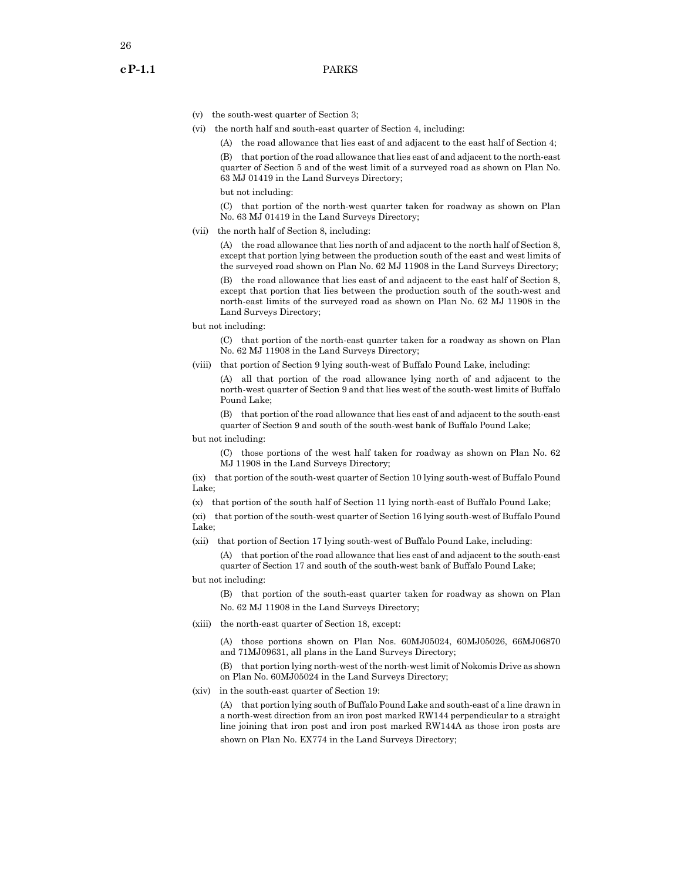(v) the south-west quarter of Section 3;

(vi) the north half and south-east quarter of Section 4, including:

(A) the road allowance that lies east of and adjacent to the east half of Section 4;

(B) that portion of the road allowance that lies east of and adjacent to the north-east quarter of Section 5 and of the west limit of a surveyed road as shown on Plan No. 63 MJ 01419 in the Land Surveys Directory;

but not including:

(C) that portion of the north-west quarter taken for roadway as shown on Plan No. 63 MJ 01419 in the Land Surveys Directory;

(vii) the north half of Section 8, including:

(A) the road allowance that lies north of and adjacent to the north half of Section 8, except that portion lying between the production south of the east and west limits of the surveyed road shown on Plan No. 62 MJ 11908 in the Land Surveys Directory;

(B) the road allowance that lies east of and adjacent to the east half of Section 8, except that portion that lies between the production south of the south-west and north-east limits of the surveyed road as shown on Plan No. 62 MJ 11908 in the Land Surveys Directory;

but not including:

(C) that portion of the north-east quarter taken for a roadway as shown on Plan No. 62 MJ 11908 in the Land Surveys Directory;

(viii) that portion of Section 9 lying south-west of Buffalo Pound Lake, including:

(A) all that portion of the road allowance lying north of and adjacent to the north-west quarter of Section 9 and that lies west of the south-west limits of Buffalo Pound Lake;

(B) that portion of the road allowance that lies east of and adjacent to the south-east quarter of Section 9 and south of the south-west bank of Buffalo Pound Lake;

but not including:

(C) those portions of the west half taken for roadway as shown on Plan No. 62 MJ 11908 in the Land Surveys Directory;

(ix) that portion of the south-west quarter of Section 10 lying south-west of Buffalo Pound Lake;

(x) that portion of the south half of Section 11 lying north-east of Buffalo Pound Lake;

(xi) that portion of the south-west quarter of Section 16 lying south-west of Buffalo Pound Lake;

(xii) that portion of Section 17 lying south-west of Buffalo Pound Lake, including:

(A) that portion of the road allowance that lies east of and adjacent to the south-east quarter of Section 17 and south of the south-west bank of Buffalo Pound Lake;

but not including:

(B) that portion of the south-east quarter taken for roadway as shown on Plan No. 62 MJ 11908 in the Land Surveys Directory;

(xiii) the north-east quarter of Section 18, except:

(A) those portions shown on Plan Nos. 60MJ05024, 60MJ05026, 66MJ06870 and 71MJ09631, all plans in the Land Surveys Directory;

(B) that portion lying north-west of the north-west limit of Nokomis Drive as shown on Plan No. 60MJ05024 in the Land Surveys Directory;

(xiv) in the south-east quarter of Section 19:

(A) that portion lying south of Buffalo Pound Lake and south-east of a line drawn in a north-west direction from an iron post marked RW144 perpendicular to a straight line joining that iron post and iron post marked RW144A as those iron posts are shown on Plan No. EX774 in the Land Surveys Directory;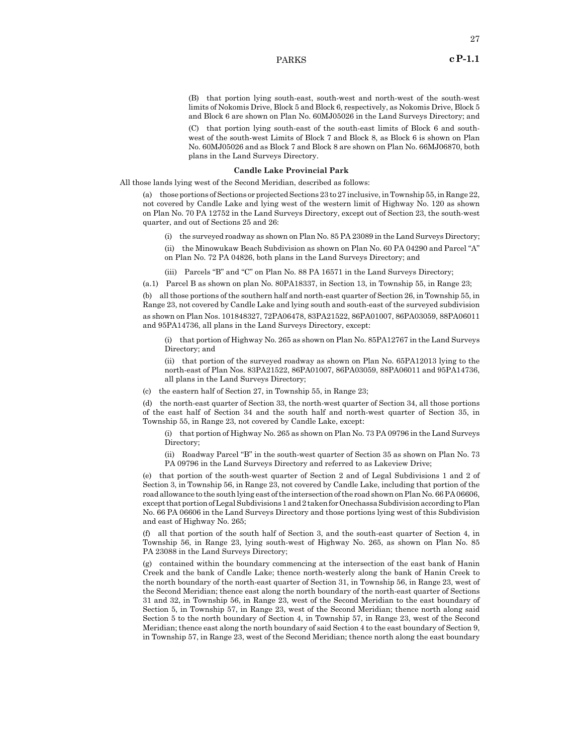(B) that portion lying south-east, south-west and north-west of the south-west limits of Nokomis Drive, Block 5 and Block 6, respectively, as Nokomis Drive, Block 5 and Block 6 are shown on Plan No. 60MJ05026 in the Land Surveys Directory; and

(C) that portion lying south-east of the south-east limits of Block 6 and south-west of the south-west Limits of Block 7 and Block 8, as Block 6 is shown on Plan No. 60MJ05026 and as Block 7 and Block 8 are shown on Plan No. 66MJ06870, both plans in the Land Surveys Directory.

**Candle Lake Provincial Park**

All those lands lying west of the Second Meridian, described as follows:

(a) those portions of Sections or projected Sections 23 to 27 inclusive, in Township 55, in Range 22, not covered by Candle Lake and lying west of the western limit of Highway No. 120 as shown on Plan No. 70 PA 12752 in the Land Surveys Directory, except out of Section 23, the south-west quarter, and out of Sections 25 and 26:

(i) the surveyed roadway as shown on Plan No. 85 PA 23089 in the Land Surveys Directory;

(ii) the Minowukaw Beach Subdivision as shown on Plan No. 60 PA 04290 and Parcel "A" on Plan No. 72 PA 04826, both plans in the Land Surveys Directory; and

(iii) Parcels "B" and "C" on Plan No. 88 PA 16571 in the Land Surveys Directory;

(a.1) Parcel B as shown on plan No. 80PA18337, in Section 13, in Township 55, in Range 23;

(b) all those portions of the southern half and north-east quarter of Section 26, in Township 55, in Range 23, not covered by Candle Lake and lying south and south-east of the surveyed subdivision as shown on Plan Nos. 101848327, 72PA06478, 83PA21522, 86PA01007, 86PA03059, 88PA06011 and 95PA14736, all plans in the Land Surveys Directory, except:

(i) that portion of Highway No. 265 as shown on Plan No. 85PA12767 in the Land Surveys Directory; and

(ii) that portion of the surveyed roadway as shown on Plan No. 65PA12013 lying to the north-east of Plan Nos. 83PA21522, 86PA01007, 86PA03059, 88PA06011 and 95PA14736, all plans in the Land Surveys Directory;

(c) the eastern half of Section 27, in Township 55, in Range 23;

(d) the north-east quarter of Section 33, the north-west quarter of Section 34, all those portions of the east half of Section 34 and the south half and north-west quarter of Section 35, in Township 55, in Range 23, not covered by Candle Lake, except:

(i) that portion of Highway No. 265 as shown on Plan No. 73 PA 09796 in the Land Surveys Directory;

(ii) Roadway Parcel "B" in the south-west quarter of Section 35 as shown on Plan No. 73 PA 09796 in the Land Surveys Directory and referred to as Lakeview Drive;

(e) that portion of the south-west quarter of Section 2 and of Legal Subdivisions 1 and 2 of Section 3, in Township 56, in Range 23, not covered by Candle Lake, including that portion of the road allowance to the south lying east of the intersection of the road shown on Plan No. 66 PA 06606, except that portion of Legal Subdivisions 1 and 2 taken for Onechassa Subdivision according to Plan No. 66 PA 06606 in the Land Surveys Directory and those portions lying west of this Subdivision and east of Highway No. 265;

(f) all that portion of the south half of Section 3, and the south-east quarter of Section 4, in Township 56, in Range 23, lying south-west of Highway No. 265, as shown on Plan No. 85 PA 23088 in the Land Surveys Directory;

(g) contained within the boundary commencing at the intersection of the east bank of Hanin Creek and the bank of Candle Lake; thence north-westerly along the bank of Hanin Creek to the north boundary of the north-east quarter of Section 31, in Township 56, in Range 23, west of the Second Meridian; thence east along the north boundary of the north-east quarter of Sections 31 and 32, in Township 56, in Range 23, west of the Second Meridian to the east boundary of Section 5, in Township 57, in Range 23, west of the Second Meridian; thence north along said Section 5 to the north boundary of Section 4, in Township 57, in Range 23, west of the Second Meridian; thence east along the north boundary of said Section 4 to the east boundary of Section 9, in Township 57, in Range 23, west of the Second Meridian; thence north along the east boundary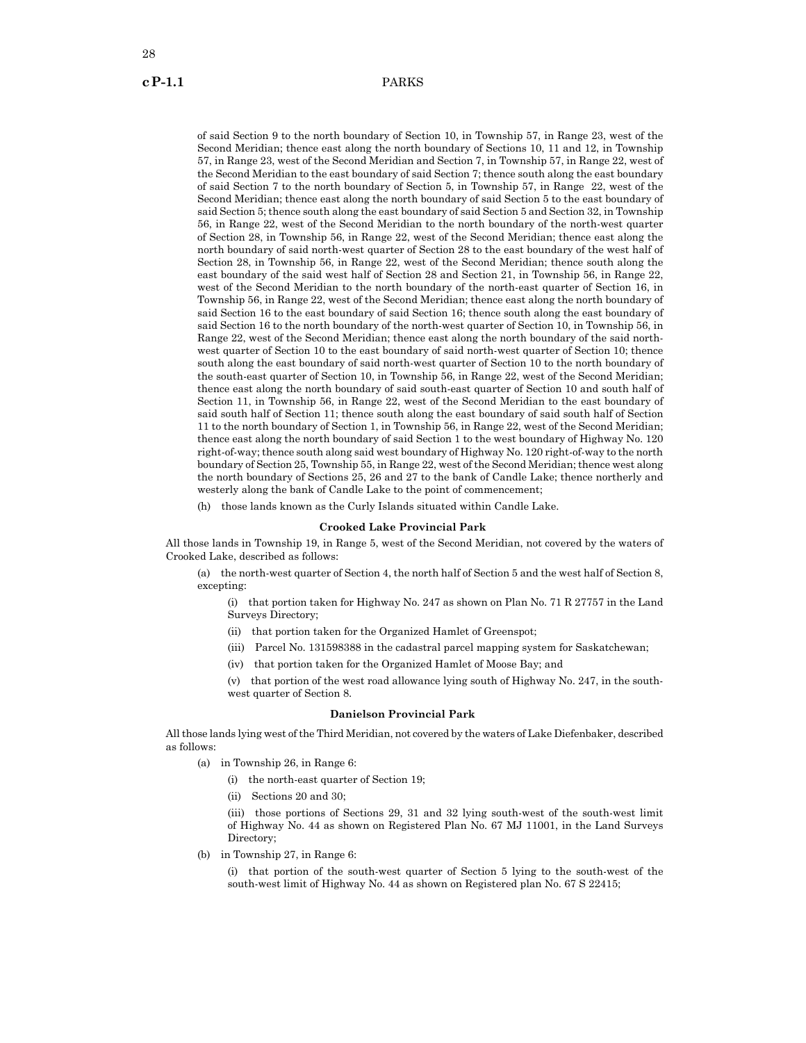of said Section 9 to the north boundary of Section 10, in Township 57, in Range 23, west of the Second Meridian; thence east along the north boundary of Sections 10, 11 and 12, in Township 57, in Range 23, west of the Second Meridian and Section 7, in Township 57, in Range 22, west of the Second Meridian to the east boundary of said Section 7; thence south along the east boundary of said Section 7 to the north boundary of Section 5, in Township 57, in Range 22, west of the Second Meridian; thence east along the north boundary of said Section 5 to the east boundary of said Section 5; thence south along the east boundary of said Section 5 and Section 32, in Township 56, in Range 22, west of the Second Meridian to the north boundary of the north-west quarter of Section 28, in Township 56, in Range 22, west of the Second Meridian; thence east along the north boundary of said north-west quarter of Section 28 to the east boundary of the west half of Section 28, in Township 56, in Range 22, west of the Second Meridian; thence south along the east boundary of the said west half of Section 28 and Section 21, in Township 56, in Range 22, west of the Second Meridian to the north boundary of the north-east quarter of Section 16, in Township 56, in Range 22, west of the Second Meridian; thence east along the north boundary of said Section 16 to the east boundary of said Section 16; thence south along the east boundary of said Section 16 to the north boundary of the north-west quarter of Section 10, in Township 56, in Range 22, west of the Second Meridian; thence east along the north boundary of the said north-west quarter of Section 10 to the east boundary of said north-west quarter of Section 10; thence south along the east boundary of said north-west quarter of Section 10 to the north boundary of the south-east quarter of Section 10, in Township 56, in Range 22, west of the Second Meridian; thence east along the north boundary of said south-east quarter of Section 10 and south half of Section 11, in Township 56, in Range 22, west of the Second Meridian to the east boundary of said south half of Section 11; thence south along the east boundary of said south half of Section 11 to the north boundary of Section 1, in Township 56, in Range 22, west of the Second Meridian; thence east along the north boundary of said Section 1 to the west boundary of Highway No. 120 right-of-way; thence south along said west boundary of Highway No. 120 right-of-way to the north boundary of Section 25, Township 55, in Range 22, west of the Second Meridian; thence west along the north boundary of Sections 25, 26 and 27 to the bank of Candle Lake; thence northerly and westerly along the bank of Candle Lake to the point of commencement;

(h) those lands known as the Curly Islands situated within Candle Lake.

**Crooked Lake Provincial Park**

All those lands in Township 19, in Range 5, west of the Second Meridian, not covered by the waters of Crooked Lake, described as follows:

(a) the north-west quarter of Section 4, the north half of Section 5 and the west half of Section 8, excepting:

(i) that portion taken for Highway No. 247 as shown on Plan No. 71 R 27757 in the Land Surveys Directory;

(ii) that portion taken for the Organized Hamlet of Greenspot;

(iii) Parcel No. 131598388 in the cadastral parcel mapping system for Saskatchewan;

(iv) that portion taken for the Organized Hamlet of Moose Bay; and

(v) that portion of the west road allowance lying south of Highway No. 247, in the south-west quarter of Section 8.

**Danielson Provincial Park**

All those lands lying west of the Third Meridian, not covered by the waters of Lake Diefenbaker, described as follows:

(a) in Township 26, in Range 6:

(i) the north-east quarter of Section 19;

(ii) Sections 20 and 30;

(iii) those portions of Sections 29, 31 and 32 lying south-west of the south-west limit of Highway No. 44 as shown on Registered Plan No. 67 MJ 11001, in the Land Surveys Directory;

(b) in Township 27, in Range 6:

(i) that portion of the south-west quarter of Section 5 lying to the south-west of the south-west limit of Highway No. 44 as shown on Registered plan No. 67 S 22415;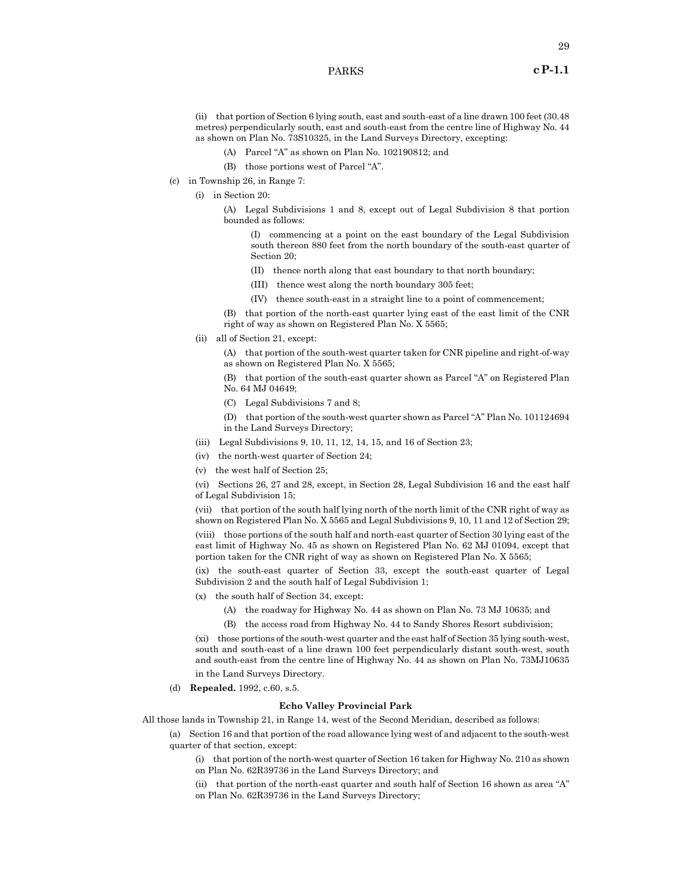(ii) that portion of Section 6 lying south, east and south-east of a line drawn 100 feet (30.48 metres) perpendicularly south, east and south-east from the centre line of Highway No. 44 as shown on Plan No. 73S10325, in the Land Surveys Directory, excepting:

(A) Parcel "A" as shown on Plan No. 102190812; and

(B) those portions west of Parcel "A".

(c) in Township 26, in Range 7:

(i) in Section 20:

(A) Legal Subdivisions 1 and 8, except out of Legal Subdivision 8 that portion bounded as follows:

(I) commencing at a point on the east boundary of the Legal Subdivision south thereon 880 feet from the north boundary of the south-east quarter of Section 20;

(II) thence north along that east boundary to that north boundary;

(III) thence west along the north boundary 305 feet;

(IV) thence south-east in a straight line to a point of commencement;

(B) that portion of the north-east quarter lying east of the east limit of the CNR right of way as shown on Registered Plan No. X 5565;

(ii) all of Section 21, except:

(A) that portion of the south-west quarter taken for CNR pipeline and right-of-way as shown on Registered Plan No. X 5565;

(B) that portion of the south-east quarter shown as Parcel "A" on Registered Plan No. 64 MJ 04649;

(C) Legal Subdivisions 7 and 8;

(D) that portion of the south-west quarter shown as Parcel "A" Plan No. 101124694 in the Land Surveys Directory;

(iii) Legal Subdivisions 9, 10, 11, 12, 14, 15, and 16 of Section 23;

(iv) the north-west quarter of Section 24;

(v) the west half of Section 25;

(vi) Sections 26, 27 and 28, except, in Section 28, Legal Subdivision 16 and the east half of Legal Subdivision 15;

(vii) that portion of the south half lying north of the north limit of the CNR right of way as shown on Registered Plan No. X 5565 and Legal Subdivisions 9, 10, 11 and 12 of Section 29;

(viii) those portions of the south half and north-east quarter of Section 30 lying east of the east limit of Highway No. 45 as shown on Registered Plan No. 62 MJ 01094, except that portion taken for the CNR right of way as shown on Registered Plan No. X 5565;

(ix) the south-east quarter of Section 33, except the south-east quarter of Legal Subdivision 2 and the south half of Legal Subdivision 1;

(x) the south half of Section 34, except:

(A) the roadway for Highway No. 44 as shown on Plan No. 73 MJ 10635; and

(B) the access road from Highway No. 44 to Sandy Shores Resort subdivision;

(xi) those portions of the south-west quarter and the east half of Section 35 lying south-west, south and south-east of a line drawn 100 feet perpendicularly distant south-west, south and south-east from the centre line of Highway No. 44 as shown on Plan No. 73MJ10635 in the Land Surveys Directory.

(d) **Repealed.** 1992, c.60, s.5.

**Echo Valley Provincial Park**

All those lands in Township 21, in Range 14, west of the Second Meridian, described as follows:

(a) Section 16 and that portion of the road allowance lying west of and adjacent to the south-west quarter of that section, except:

(i) that portion of the north-west quarter of Section 16 taken for Highway No. 210 as shown on Plan No. 62R39736 in the Land Surveys Directory; and

(ii) that portion of the north-east quarter and south half of Section 16 shown as area "A" on Plan No. 62R39736 in the Land Surveys Directory;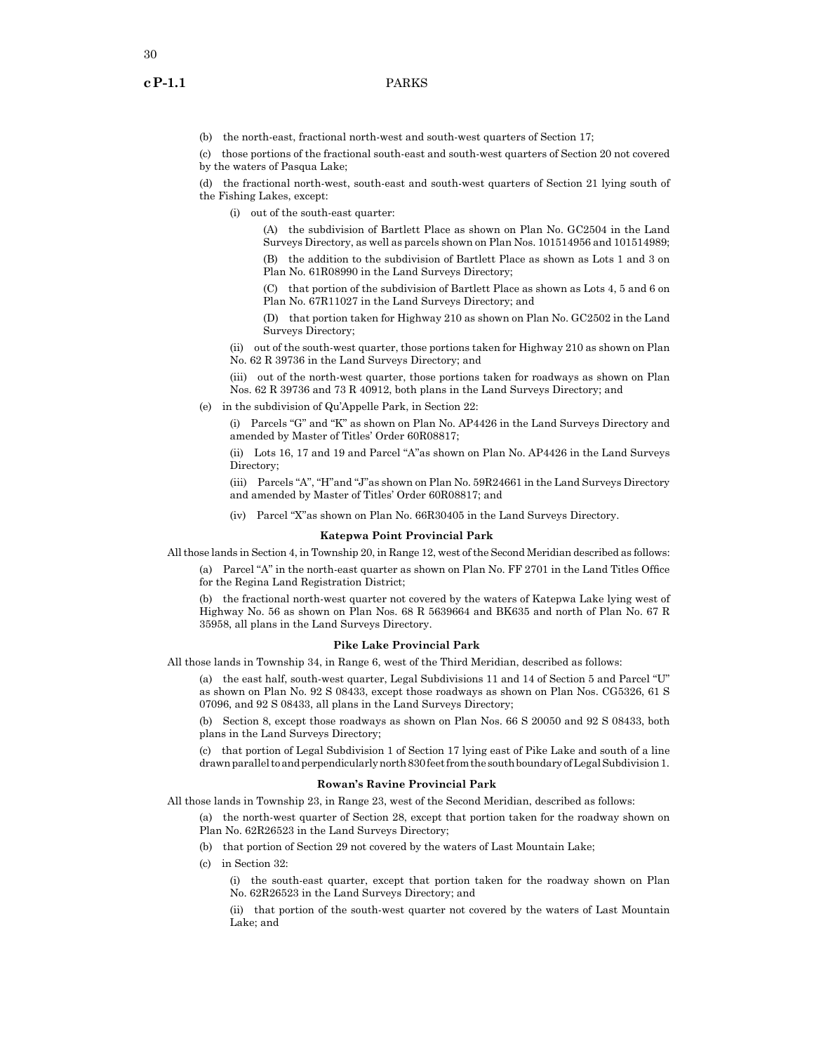(b) the north-east, fractional north-west and south-west quarters of Section 17;

(c) those portions of the fractional south-east and south-west quarters of Section 20 not covered by the waters of Pasqua Lake;

(d) the fractional north-west, south-east and south-west quarters of Section 21 lying south of the Fishing Lakes, except:

(i) out of the south-east quarter:

(A) the subdivision of Bartlett Place as shown on Plan No. GC2504 in the Land Surveys Directory, as well as parcels shown on Plan Nos. 101514956 and 101514989;

(B) the addition to the subdivision of Bartlett Place as shown as Lots 1 and 3 on Plan No. 61R08990 in the Land Surveys Directory;

(C) that portion of the subdivision of Bartlett Place as shown as Lots 4, 5 and 6 on Plan No. 67R11027 in the Land Surveys Directory; and

(D) that portion taken for Highway 210 as shown on Plan No. GC2502 in the Land Surveys Directory;

(ii) out of the south-west quarter, those portions taken for Highway 210 as shown on Plan No. 62 R 39736 in the Land Surveys Directory; and

(iii) out of the north-west quarter, those portions taken for roadways as shown on Plan Nos. 62 R 39736 and 73 R 40912, both plans in the Land Surveys Directory; and

(e) in the subdivision of Qu'Appelle Park, in Section 22:

(i) Parcels "G" and "K" as shown on Plan No. AP4426 in the Land Surveys Directory and amended by Master of Titles' Order 60R08817;

(ii) Lots 16, 17 and 19 and Parcel "A"as shown on Plan No. AP4426 in the Land Surveys Directory;

(iii) Parcels "A", "H"and "J"as shown on Plan No. 59R24661 in the Land Surveys Directory and amended by Master of Titles' Order 60R08817; and

(iv) Parcel "X"as shown on Plan No. 66R30405 in the Land Surveys Directory.

**Katepwa Point Provincial Park**

All those lands in Section 4, in Township 20, in Range 12, west of the Second Meridian described as follows:

(a) Parcel "A" in the north-east quarter as shown on Plan No. FF 2701 in the Land Titles Office for the Regina Land Registration District;

(b) the fractional north-west quarter not covered by the waters of Katepwa Lake lying west of Highway No. 56 as shown on Plan Nos. 68 R 5639664 and BK635 and north of Plan No. 67 R 35958, all plans in the Land Surveys Directory.

**Pike Lake Provincial Park**

All those lands in Township 34, in Range 6, west of the Third Meridian, described as follows:

(a) the east half, south-west quarter, Legal Subdivisions 11 and 14 of Section 5 and Parcel "U" as shown on Plan No. 92 S 08433, except those roadways as shown on Plan Nos. CG5326, 61 S 07096, and 92 S 08433, all plans in the Land Surveys Directory;

(b) Section 8, except those roadways as shown on Plan Nos. 66 S 20050 and 92 S 08433, both plans in the Land Surveys Directory;

(c) that portion of Legal Subdivision 1 of Section 17 lying east of Pike Lake and south of a line drawn parallel to and perpendicularly north 830 feet from the south boundary of Legal Subdivision 1.

**Rowan's Ravine Provincial Park**

All those lands in Township 23, in Range 23, west of the Second Meridian, described as follows:

(a) the north-west quarter of Section 28, except that portion taken for the roadway shown on Plan No. 62R26523 in the Land Surveys Directory;

(b) that portion of Section 29 not covered by the waters of Last Mountain Lake;

(c) in Section 32:

(i) the south-east quarter, except that portion taken for the roadway shown on Plan No. 62R26523 in the Land Surveys Directory; and

(ii) that portion of the south-west quarter not covered by the waters of Last Mountain Lake; and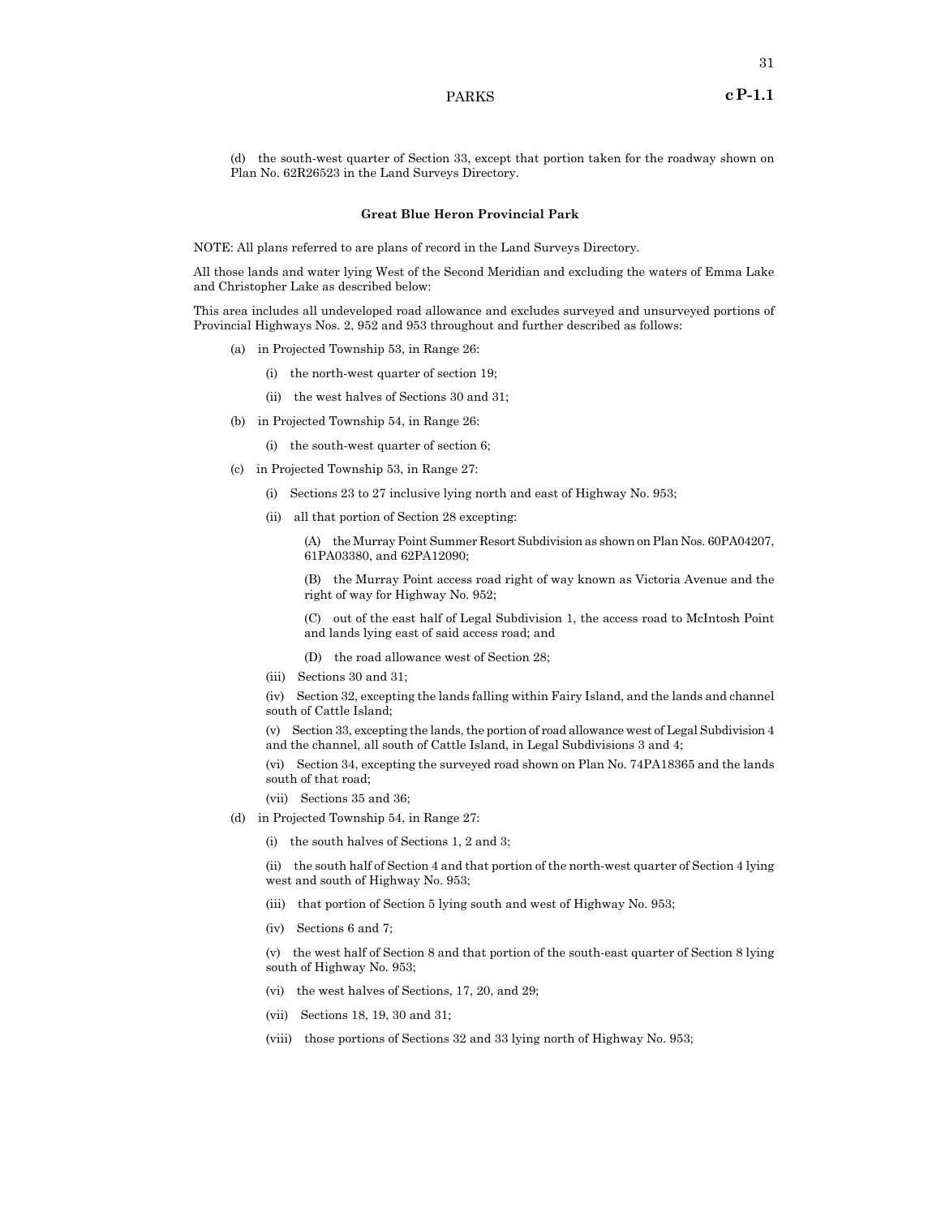(d) the south-west quarter of Section 33, except that portion taken for the roadway shown on Plan No. 62R26523 in the Land Surveys Directory.

### Great Blue Heron Provincial Park

NOTE: All plans referred to are plans of record in the Land Surveys Directory.

All those lands and water lying West of the Second Meridian and excluding the waters of Emma Lake and Christopher Lake as described below:

This area includes all undeveloped road allowance and excludes surveyed and unsurveyed portions of Provincial Highways Nos. 2, 952 and 953 throughout and further described as follows:

(a) in Projected Township 53, in Range 26:

(i) the north-west quarter of section 19;

(ii) the west halves of Sections 30 and 31;

(b) in Projected Township 54, in Range 26:

(i) the south-west quarter of section 6;

(c) in Projected Township 53, in Range 27:

(i) Sections 23 to 27 inclusive lying north and east of Highway No. 953;

(ii) all that portion of Section 28 excepting:

(A) the Murray Point Summer Resort Subdivision as shown on Plan Nos. 60PA04207, 61PA03380, and 62PA12090;

(B) the Murray Point access road right of way known as Victoria Avenue and the right of way for Highway No. 952;

(C) out of the east half of Legal Subdivision 1, the access road to McIntosh Point and lands lying east of said access road; and

(D) the road allowance west of Section 28;

(iii) Sections 30 and 31;

(iv) Section 32, excepting the lands falling within Fairy Island, and the lands and channel south of Cattle Island;

(v) Section 33, excepting the lands, the portion of road allowance west of Legal Subdivision 4 and the channel, all south of Cattle Island, in Legal Subdivisions 3 and 4;

(vi) Section 34, excepting the surveyed road shown on Plan No. 74PA18365 and the lands south of that road;

(vii) Sections 35 and 36;

(d) in Projected Township 54, in Range 27:

(i) the south halves of Sections 1, 2 and 3;

(ii) the south half of Section 4 and that portion of the north-west quarter of Section 4 lying west and south of Highway No. 953;

(iii) that portion of Section 5 lying south and west of Highway No. 953;

(iv) Sections 6 and 7;

(v) the west half of Section 8 and that portion of the south-east quarter of Section 8 lying south of Highway No. 953;

(vi) the west halves of Sections, 17, 20, and 29;

(vii) Sections 18, 19, 30 and 31;

(viii) those portions of Sections 32 and 33 lying north of Highway No. 953;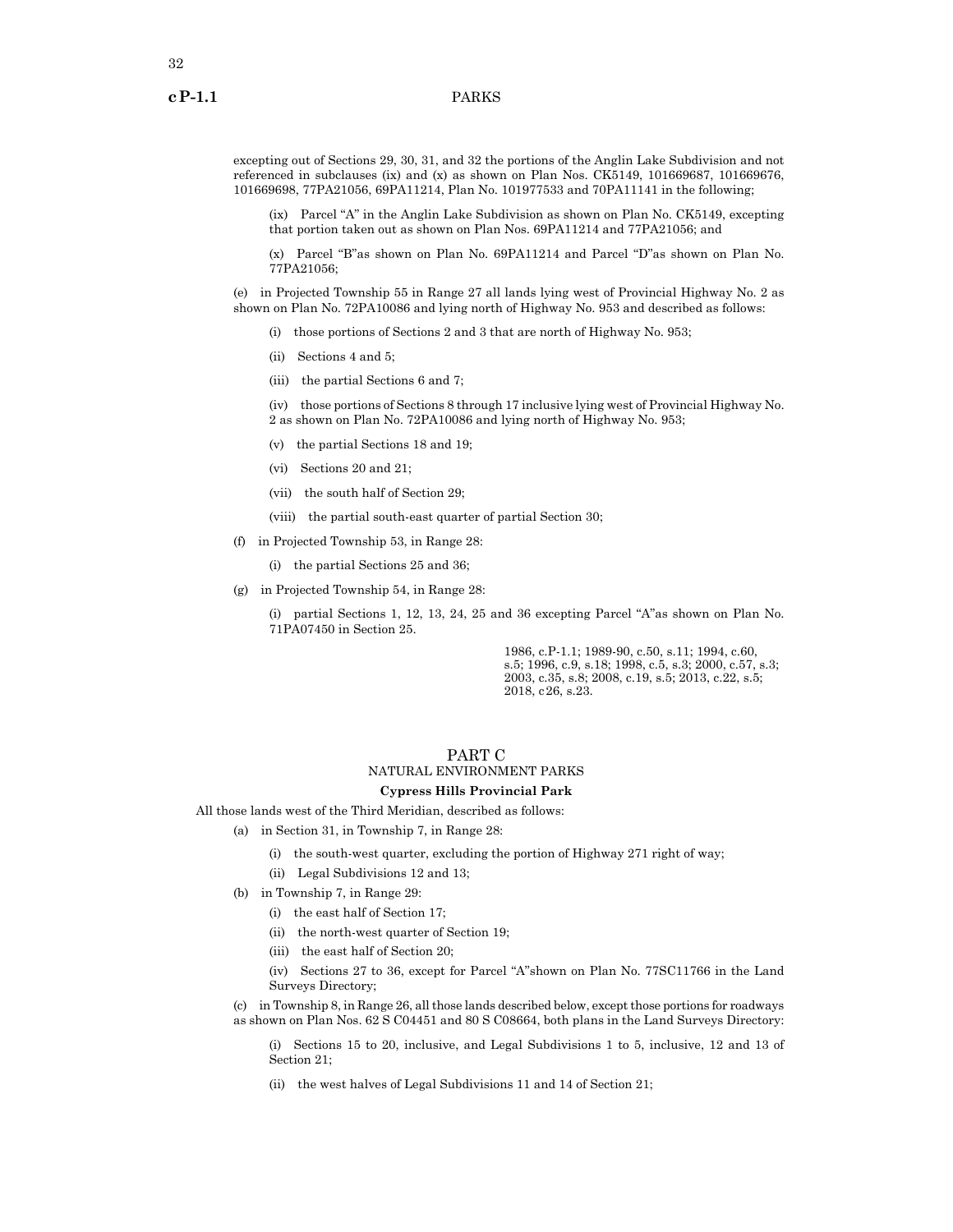excepting out of Sections 29, 30, 31, and 32 the portions of the Anglin Lake Subdivision and not referenced in subclauses (ix) and (x) as shown on Plan Nos. CK5149, 101669687, 101669676, 101669698, 77PA21056, 69PA11214, Plan No. 101977533 and 70PA11141 in the following;

(ix) Parcel "A" in the Anglin Lake Subdivision as shown on Plan No. CK5149, excepting that portion taken out as shown on Plan Nos. 69PA11214 and 77PA21056; and

(x) Parcel "B"as shown on Plan No. 69PA11214 and Parcel "D"as shown on Plan No. 77PA21056;

(e) in Projected Township 55 in Range 27 all lands lying west of Provincial Highway No. 2 as shown on Plan No. 72PA10086 and lying north of Highway No. 953 and described as follows:

(i) those portions of Sections 2 and 3 that are north of Highway No. 953;

(ii) Sections 4 and 5;

(iii) the partial Sections 6 and 7;

(iv) those portions of Sections 8 through 17 inclusive lying west of Provincial Highway No. 2 as shown on Plan No. 72PA10086 and lying north of Highway No. 953;

(v) the partial Sections 18 and 19;

(vi) Sections 20 and 21;

(vii) the south half of Section 29;

(viii) the partial south-east quarter of partial Section 30;

(f) in Projected Township 53, in Range 28:

(i) the partial Sections 25 and 36;

(g) in Projected Township 54, in Range 28:

(i) partial Sections 1, 12, 13, 24, 25 and 36 excepting Parcel "A"as shown on Plan No. 71PA07450 in Section 25.

1986, c.P-1.1; 1989-90, c.50, s.11; 1994, c.60, s.5; 1996, c.9, s.18; 1998, c.5, s.3; 2000, c.57, s.3; 2003, c.35, s.8; 2008, c.19, s.5; 2013, c.22, s.5; 2018, c26, s.23.

## PART C
## NATURAL ENVIRONMENT PARKS

### Cypress Hills Provincial Park

All those lands west of the Third Meridian, described as follows:

(a) in Section 31, in Township 7, in Range 28:

(i) the south-west quarter, excluding the portion of Highway 271 right of way;

(ii) Legal Subdivisions 12 and 13;

(b) in Township 7, in Range 29:

(i) the east half of Section 17;

(ii) the north-west quarter of Section 19;

(iii) the east half of Section 20;

(iv) Sections 27 to 36, except for Parcel "A"shown on Plan No. 77SC11766 in the Land Surveys Directory;

(c) in Township 8, in Range 26, all those lands described below, except those portions for roadways as shown on Plan Nos. 62 S C04451 and 80 S C08664, both plans in the Land Surveys Directory:

(i) Sections 15 to 20, inclusive, and Legal Subdivisions 1 to 5, inclusive, 12 and 13 of Section 21;

(ii) the west halves of Legal Subdivisions 11 and 14 of Section 21;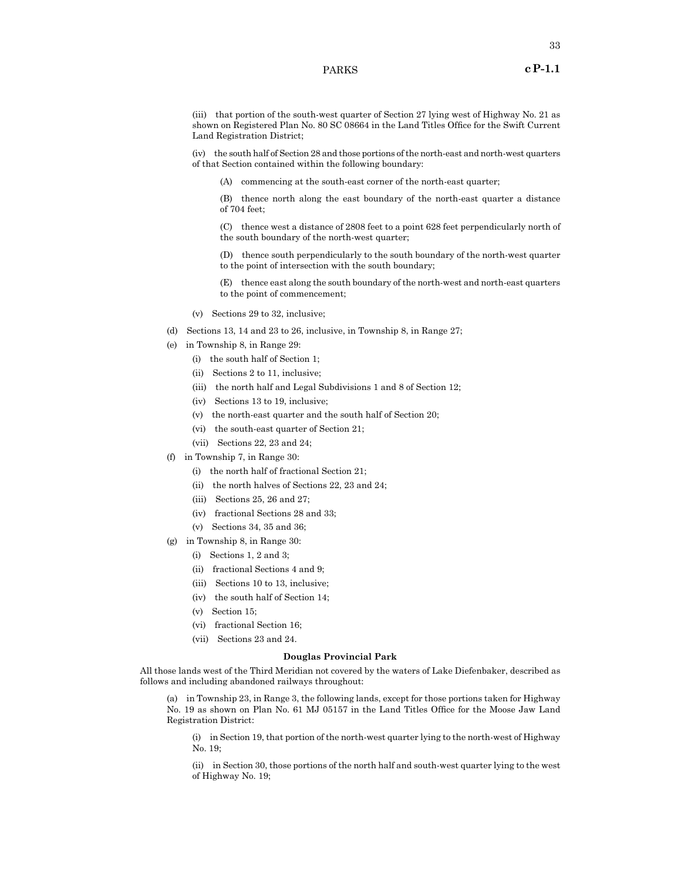(iii) that portion of the south-west quarter of Section 27 lying west of Highway No. 21 as shown on Registered Plan No. 80 SC 08664 in the Land Titles Office for the Swift Current Land Registration District;

(iv) the south half of Section 28 and those portions of the north-east and north-west quarters of that Section contained within the following boundary:

(A) commencing at the south-east corner of the north-east quarter;

(B) thence north along the east boundary of the north-east quarter a distance of 704 feet;

(C) thence west a distance of 2808 feet to a point 628 feet perpendicularly north of the south boundary of the north-west quarter;

(D) thence south perpendicularly to the south boundary of the north-west quarter to the point of intersection with the south boundary;

(E) thence east along the south boundary of the north-west and north-east quarters to the point of commencement;

(v) Sections 29 to 32, inclusive;

(d) Sections 13, 14 and 23 to 26, inclusive, in Township 8, in Range 27;

(e) in Township 8, in Range 29:

(i) the south half of Section 1;

(ii) Sections 2 to 11, inclusive;

(iii) the north half and Legal Subdivisions 1 and 8 of Section 12;

(iv) Sections 13 to 19, inclusive;

(v) the north-east quarter and the south half of Section 20;

(vi) the south-east quarter of Section 21;

(vii) Sections 22, 23 and 24;

(f) in Township 7, in Range 30:

(i) the north half of fractional Section 21;

(ii) the north halves of Sections 22, 23 and 24;

(iii) Sections 25, 26 and 27;

(iv) fractional Sections 28 and 33;

(v) Sections 34, 35 and 36;

(g) in Township 8, in Range 30:

(i) Sections 1, 2 and 3;

(ii) fractional Sections 4 and 9;

(iii) Sections 10 to 13, inclusive;

(iv) the south half of Section 14;

(v) Section 15;

(vi) fractional Section 16;

(vii) Sections 23 and 24.

**Douglas Provincial Park**

All those lands west of the Third Meridian not covered by the waters of Lake Diefenbaker, described as follows and including abandoned railways throughout:

(a) in Township 23, in Range 3, the following lands, except for those portions taken for Highway No. 19 as shown on Plan No. 61 MJ 05157 in the Land Titles Office for the Moose Jaw Land Registration District:

(i) in Section 19, that portion of the north-west quarter lying to the north-west of Highway No. 19;

(ii) in Section 30, those portions of the north half and south-west quarter lying to the west of Highway No. 19;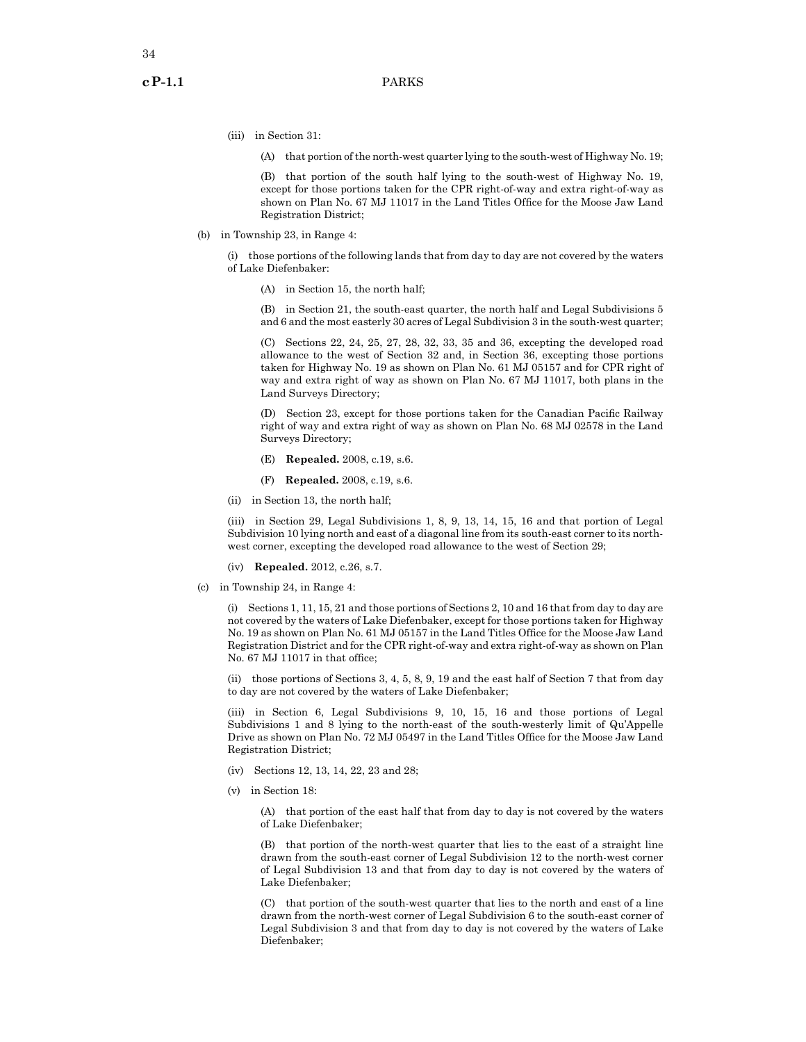(iii) in Section 31:

(A) that portion of the north-west quarter lying to the south-west of Highway No. 19;

(B) that portion of the south half lying to the south-west of Highway No. 19, except for those portions taken for the CPR right-of-way and extra right-of-way as shown on Plan No. 67 MJ 11017 in the Land Titles Office for the Moose Jaw Land Registration District;

(b) in Township 23, in Range 4:

(i) those portions of the following lands that from day to day are not covered by the waters of Lake Diefenbaker:

(A) in Section 15, the north half;

(B) in Section 21, the south-east quarter, the north half and Legal Subdivisions 5 and 6 and the most easterly 30 acres of Legal Subdivision 3 in the south-west quarter;

(C) Sections 22, 24, 25, 27, 28, 32, 33, 35 and 36, excepting the developed road allowance to the west of Section 32 and, in Section 36, excepting those portions taken for Highway No. 19 as shown on Plan No. 61 MJ 05157 and for CPR right of way and extra right of way as shown on Plan No. 67 MJ 11017, both plans in the Land Surveys Directory;

(D) Section 23, except for those portions taken for the Canadian Pacific Railway right of way and extra right of way as shown on Plan No. 68 MJ 02578 in the Land Surveys Directory;

(E) **Repealed.** 2008, c.19, s.6.

(F) **Repealed.** 2008, c.19, s.6.

(ii) in Section 13, the north half;

(iii) in Section 29, Legal Subdivisions 1, 8, 9, 13, 14, 15, 16 and that portion of Legal Subdivision 10 lying north and east of a diagonal line from its south-east corner to its north-west corner, excepting the developed road allowance to the west of Section 29;

(iv) **Repealed.** 2012, c.26, s.7.

(c) in Township 24, in Range 4:

(i) Sections 1, 11, 15, 21 and those portions of Sections 2, 10 and 16 that from day to day are not covered by the waters of Lake Diefenbaker, except for those portions taken for Highway No. 19 as shown on Plan No. 61 MJ 05157 in the Land Titles Office for the Moose Jaw Land Registration District and for the CPR right-of-way and extra right-of-way as shown on Plan No. 67 MJ 11017 in that office;

(ii) those portions of Sections 3, 4, 5, 8, 9, 19 and the east half of Section 7 that from day to day are not covered by the waters of Lake Diefenbaker;

(iii) in Section 6, Legal Subdivisions 9, 10, 15, 16 and those portions of Legal Subdivisions 1 and 8 lying to the north-east of the south-westerly limit of Qu'Appelle Drive as shown on Plan No. 72 MJ 05497 in the Land Titles Office for the Moose Jaw Land Registration District;

(iv) Sections 12, 13, 14, 22, 23 and 28;

(v) in Section 18:

(A) that portion of the east half that from day to day is not covered by the waters of Lake Diefenbaker;

(B) that portion of the north-west quarter that lies to the east of a straight line drawn from the south-east corner of Legal Subdivision 12 to the north-west corner of Legal Subdivision 13 and that from day to day is not covered by the waters of Lake Diefenbaker;

(C) that portion of the south-west quarter that lies to the north and east of a line drawn from the north-west corner of Legal Subdivision 6 to the south-east corner of Legal Subdivision 3 and that from day to day is not covered by the waters of Lake Diefenbaker;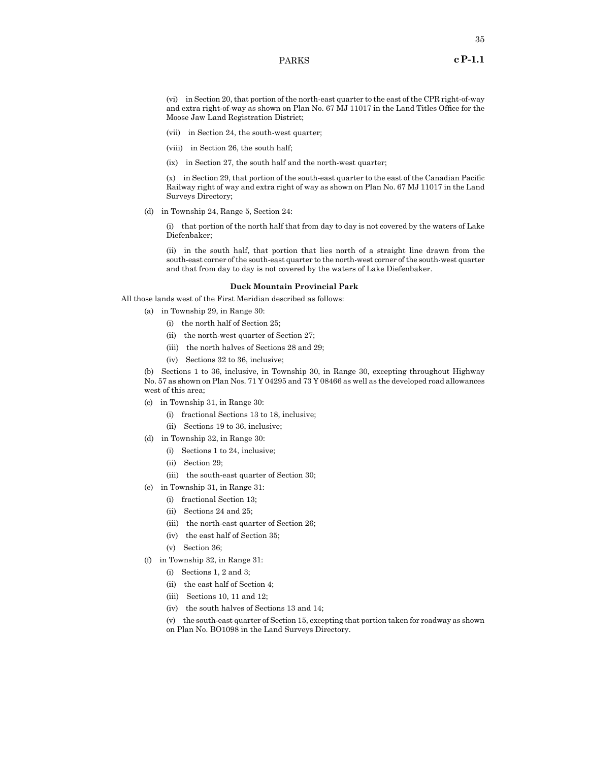(vi) in Section 20, that portion of the north-east quarter to the east of the CPR right-of-way and extra right-of-way as shown on Plan No. 67 MJ 11017 in the Land Titles Office for the Moose Jaw Land Registration District;

(vii) in Section 24, the south-west quarter;

(viii) in Section 26, the south half;

(ix) in Section 27, the south half and the north-west quarter;

(x) in Section 29, that portion of the south-east quarter to the east of the Canadian Pacific Railway right of way and extra right of way as shown on Plan No. 67 MJ 11017 in the Land Surveys Directory;

(d) in Township 24, Range 5, Section 24:

(i) that portion of the north half that from day to day is not covered by the waters of Lake Diefenbaker;

(ii) in the south half, that portion that lies north of a straight line drawn from the south-east corner of the south-east quarter to the north-west corner of the south-west quarter and that from day to day is not covered by the waters of Lake Diefenbaker.

**Duck Mountain Provincial Park**

All those lands west of the First Meridian described as follows:

(a) in Township 29, in Range 30:

(i) the north half of Section 25;

(ii) the north-west quarter of Section 27;

(iii) the north halves of Sections 28 and 29;

(iv) Sections 32 to 36, inclusive;

(b) Sections 1 to 36, inclusive, in Township 30, in Range 30, excepting throughout Highway No. 57 as shown on Plan Nos. 71 Y 04295 and 73 Y 08466 as well as the developed road allowances west of this area;

(c) in Township 31, in Range 30:

(i) fractional Sections 13 to 18, inclusive;

(ii) Sections 19 to 36, inclusive;

(d) in Township 32, in Range 30:

(i) Sections 1 to 24, inclusive;

(ii) Section 29;

(iii) the south-east quarter of Section 30;

(e) in Township 31, in Range 31:

(i) fractional Section 13;

(ii) Sections 24 and 25;

(iii) the north-east quarter of Section 26;

(iv) the east half of Section 35;

(v) Section 36;

(f) in Township 32, in Range 31:

(i) Sections 1, 2 and 3;

(ii) the east half of Section 4;

(iii) Sections 10, 11 and 12;

(iv) the south halves of Sections 13 and 14;

(v) the south-east quarter of Section 15, excepting that portion taken for roadway as shown on Plan No. BO1098 in the Land Surveys Directory.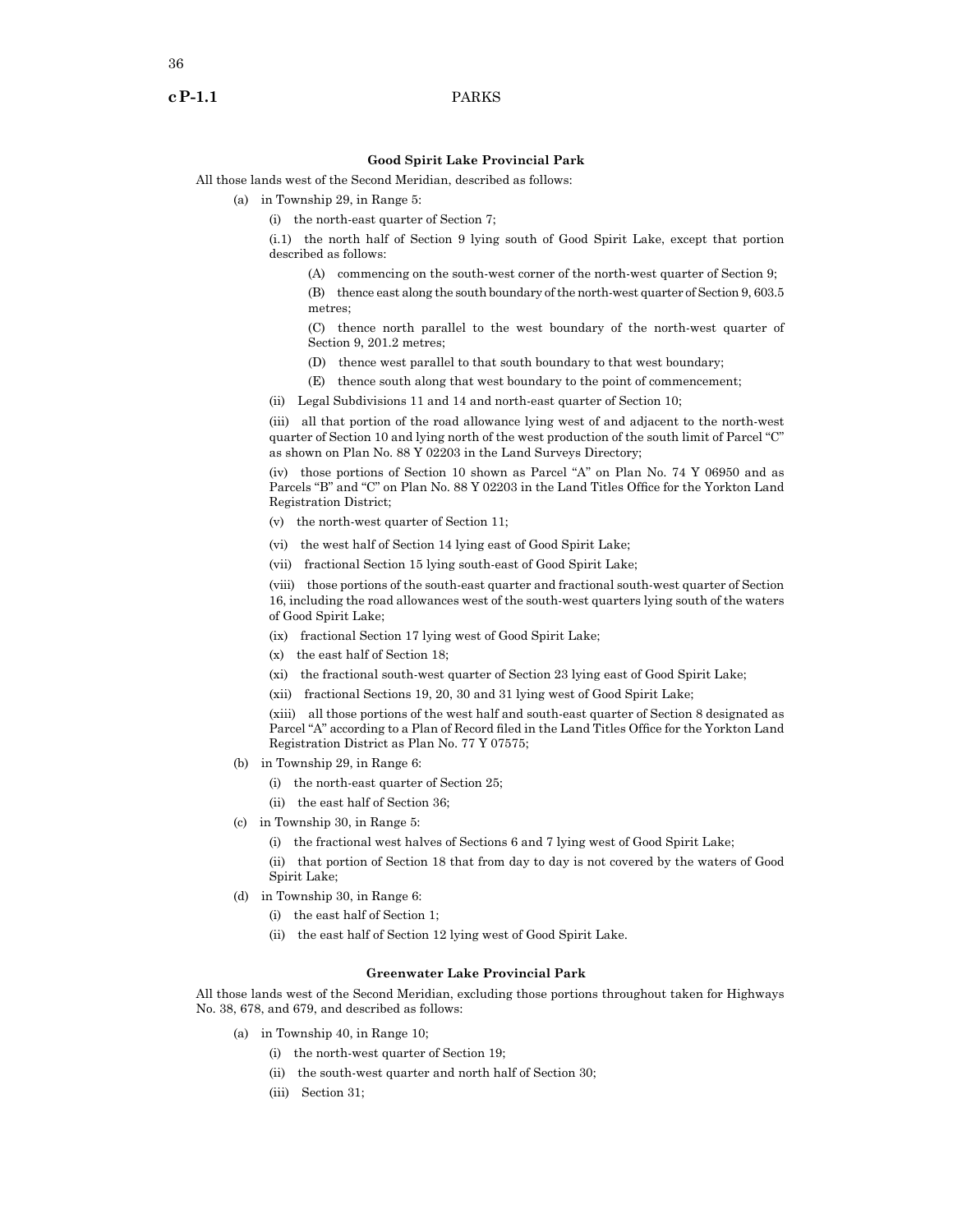### Good Spirit Lake Provincial Park

All those lands west of the Second Meridian, described as follows:

(a) in Township 29, in Range 5:

(i) the north-east quarter of Section 7;

(i.1) the north half of Section 9 lying south of Good Spirit Lake, except that portion described as follows:

(A) commencing on the south-west corner of the north-west quarter of Section 9;

(B) thence east along the south boundary of the north-west quarter of Section 9, 603.5 metres;

(C) thence north parallel to the west boundary of the north-west quarter of Section 9, 201.2 metres;

(D) thence west parallel to that south boundary to that west boundary;

(E) thence south along that west boundary to the point of commencement;

(ii) Legal Subdivisions 11 and 14 and north-east quarter of Section 10;

(iii) all that portion of the road allowance lying west of and adjacent to the north-west quarter of Section 10 and lying north of the west production of the south limit of Parcel "C" as shown on Plan No. 88 Y 02203 in the Land Surveys Directory;

(iv) those portions of Section 10 shown as Parcel "A" on Plan No. 74 Y 06950 and as Parcels "B" and "C" on Plan No. 88 Y 02203 in the Land Titles Office for the Yorkton Land Registration District;

(v) the north-west quarter of Section 11;

(vi) the west half of Section 14 lying east of Good Spirit Lake;

(vii) fractional Section 15 lying south-east of Good Spirit Lake;

(viii) those portions of the south-east quarter and fractional south-west quarter of Section 16, including the road allowances west of the south-west quarters lying south of the waters of Good Spirit Lake;

(ix) fractional Section 17 lying west of Good Spirit Lake;

(x) the east half of Section 18;

(xi) the fractional south-west quarter of Section 23 lying east of Good Spirit Lake;

(xii) fractional Sections 19, 20, 30 and 31 lying west of Good Spirit Lake;

(xiii) all those portions of the west half and south-east quarter of Section 8 designated as Parcel "A" according to a Plan of Record filed in the Land Titles Office for the Yorkton Land Registration District as Plan No. 77 Y 07575;

(b) in Township 29, in Range 6:

(i) the north-east quarter of Section 25;

(ii) the east half of Section 36;

(c) in Township 30, in Range 5:

(i) the fractional west halves of Sections 6 and 7 lying west of Good Spirit Lake;

(ii) that portion of Section 18 that from day to day is not covered by the waters of Good Spirit Lake;

(d) in Township 30, in Range 6:

(i) the east half of Section 1;

(ii) the east half of Section 12 lying west of Good Spirit Lake.

### Greenwater Lake Provincial Park

All those lands west of the Second Meridian, excluding those portions throughout taken for Highways No. 38, 678, and 679, and described as follows:

(a) in Township 40, in Range 10;

(i) the north-west quarter of Section 19;

(ii) the south-west quarter and north half of Section 30;

(iii) Section 31;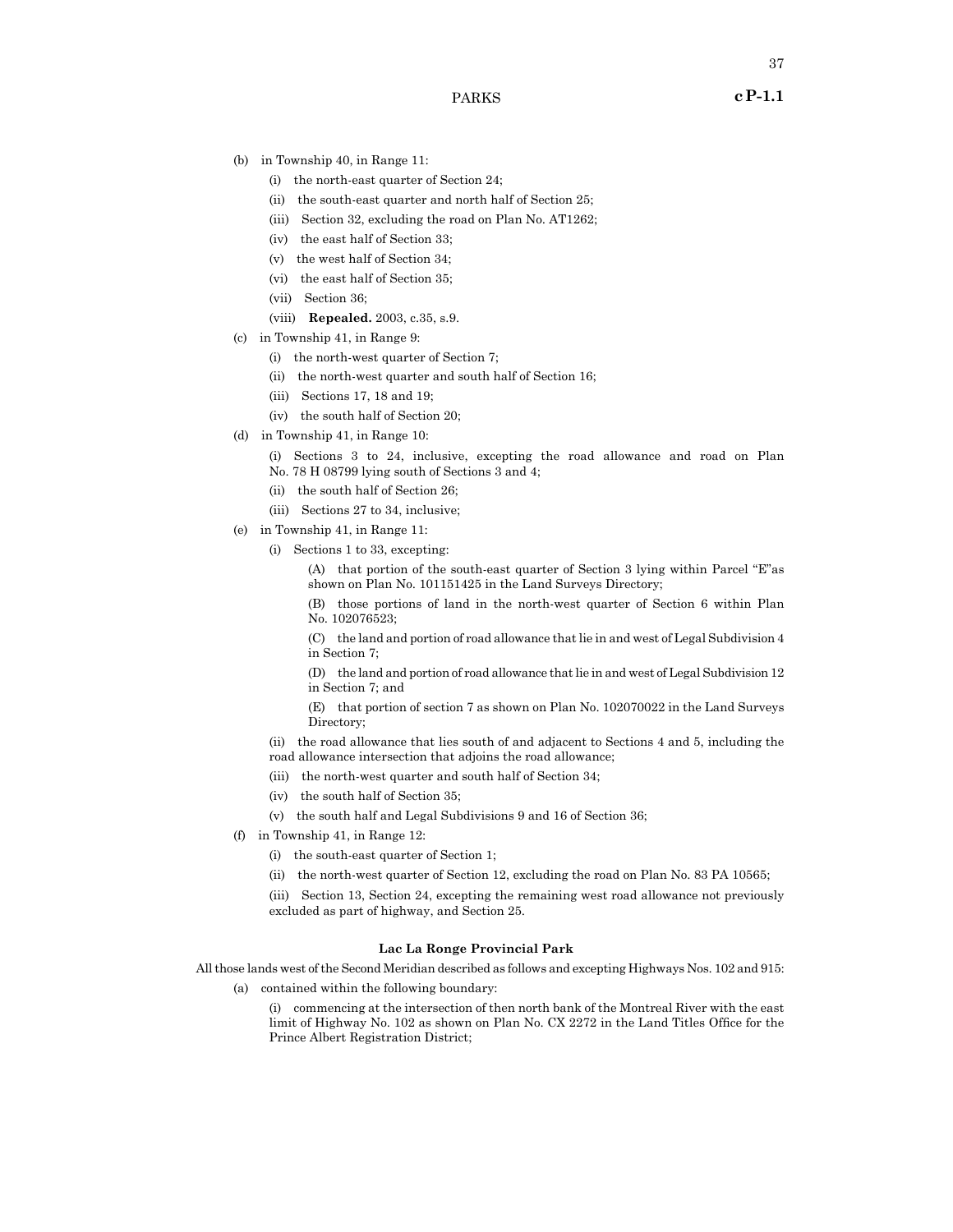(b) in Township 40, in Range 11:

(i) the north-east quarter of Section 24;

(ii) the south-east quarter and north half of Section 25;

(iii) Section 32, excluding the road on Plan No. AT1262;

(iv) the east half of Section 33;

(v) the west half of Section 34;

(vi) the east half of Section 35;

(vii) Section 36;

(viii) **Repealed.** 2003, c.35, s.9.

(c) in Township 41, in Range 9:

(i) the north-west quarter of Section 7;

(ii) the north-west quarter and south half of Section 16;

(iii) Sections 17, 18 and 19;

(iv) the south half of Section 20;

(d) in Township 41, in Range 10:

(i) Sections 3 to 24, inclusive, excepting the road allowance and road on Plan No. 78 H 08799 lying south of Sections 3 and 4;

(ii) the south half of Section 26;

(iii) Sections 27 to 34, inclusive;

(e) in Township 41, in Range 11:

(i) Sections 1 to 33, excepting:

(A) that portion of the south-east quarter of Section 3 lying within Parcel "E"as shown on Plan No. 101151425 in the Land Surveys Directory;

(B) those portions of land in the north-west quarter of Section 6 within Plan No. 102076523;

(C) the land and portion of road allowance that lie in and west of Legal Subdivision 4 in Section 7;

(D) the land and portion of road allowance that lie in and west of Legal Subdivision 12 in Section 7; and

(E) that portion of section 7 as shown on Plan No. 102070022 in the Land Surveys Directory;

(ii) the road allowance that lies south of and adjacent to Sections 4 and 5, including the road allowance intersection that adjoins the road allowance;

(iii) the north-west quarter and south half of Section 34;

(iv) the south half of Section 35;

(v) the south half and Legal Subdivisions 9 and 16 of Section 36;

(f) in Township 41, in Range 12:

(i) the south-east quarter of Section 1;

(ii) the north-west quarter of Section 12, excluding the road on Plan No. 83 PA 10565;

(iii) Section 13, Section 24, excepting the remaining west road allowance not previously excluded as part of highway, and Section 25.

**Lac La Ronge Provincial Park**

All those lands west of the Second Meridian described as follows and excepting Highways Nos. 102 and 915:

(a) contained within the following boundary:

(i) commencing at the intersection of then north bank of the Montreal River with the east limit of Highway No. 102 as shown on Plan No. CX 2272 in the Land Titles Office for the Prince Albert Registration District;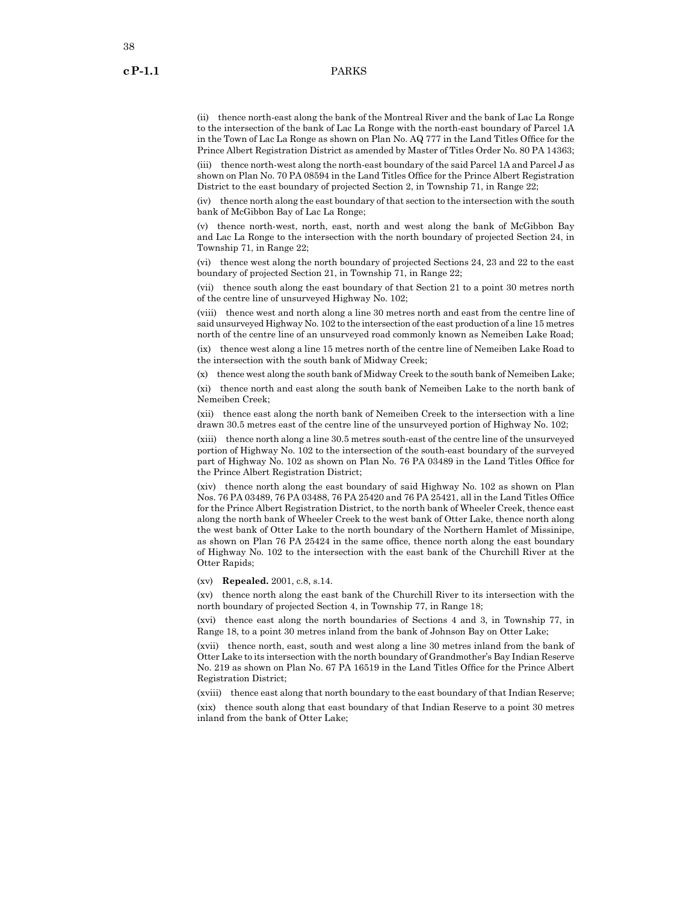(ii) thence north-east along the bank of the Montreal River and the bank of Lac La Ronge to the intersection of the bank of Lac La Ronge with the north-east boundary of Parcel 1A in the Town of Lac La Ronge as shown on Plan No. AQ 777 in the Land Titles Office for the Prince Albert Registration District as amended by Master of Titles Order No. 80 PA 14363;

(iii) thence north-west along the north-east boundary of the said Parcel 1A and Parcel J as shown on Plan No. 70 PA 08594 in the Land Titles Office for the Prince Albert Registration District to the east boundary of projected Section 2, in Township 71, in Range 22;

(iv) thence north along the east boundary of that section to the intersection with the south bank of McGibbon Bay of Lac La Ronge;

(v) thence north-west, north, east, north and west along the bank of McGibbon Bay and Lac La Ronge to the intersection with the north boundary of projected Section 24, in Township 71, in Range 22;

(vi) thence west along the north boundary of projected Sections 24, 23 and 22 to the east boundary of projected Section 21, in Township 71, in Range 22;

(vii) thence south along the east boundary of that Section 21 to a point 30 metres north of the centre line of unsurveyed Highway No. 102;

(viii) thence west and north along a line 30 metres north and east from the centre line of said unsurveyed Highway No. 102 to the intersection of the east production of a line 15 metres north of the centre line of an unsurveyed road commonly known as Nemeiben Lake Road;

(ix) thence west along a line 15 metres north of the centre line of Nemeiben Lake Road to the intersection with the south bank of Midway Creek;

(x) thence west along the south bank of Midway Creek to the south bank of Nemeiben Lake;

(xi) thence north and east along the south bank of Nemeiben Lake to the north bank of Nemeiben Creek;

(xii) thence east along the north bank of Nemeiben Creek to the intersection with a line drawn 30.5 metres east of the centre line of the unsurveyed portion of Highway No. 102;

(xiii) thence north along a line 30.5 metres south-east of the centre line of the unsurveyed portion of Highway No. 102 to the intersection of the south-east boundary of the surveyed part of Highway No. 102 as shown on Plan No. 76 PA 03489 in the Land Titles Office for the Prince Albert Registration District;

(xiv) thence north along the east boundary of said Highway No. 102 as shown on Plan Nos. 76 PA 03489, 76 PA 03488, 76 PA 25420 and 76 PA 25421, all in the Land Titles Office for the Prince Albert Registration District, to the north bank of Wheeler Creek, thence east along the north bank of Wheeler Creek to the west bank of Otter Lake, thence north along the west bank of Otter Lake to the north boundary of the Northern Hamlet of Missinipe, as shown on Plan 76 PA 25424 in the same office, thence north along the east boundary of Highway No. 102 to the intersection with the east bank of the Churchill River at the Otter Rapids;

(xv) **Repealed.** 2001, c.8, s.14.

(xv) thence north along the east bank of the Churchill River to its intersection with the north boundary of projected Section 4, in Township 77, in Range 18;

(xvi) thence east along the north boundaries of Sections 4 and 3, in Township 77, in Range 18, to a point 30 metres inland from the bank of Johnson Bay on Otter Lake;

(xvii) thence north, east, south and west along a line 30 metres inland from the bank of Otter Lake to its intersection with the north boundary of Grandmother's Bay Indian Reserve No. 219 as shown on Plan No. 67 PA 16519 in the Land Titles Office for the Prince Albert Registration District;

(xviii) thence east along that north boundary to the east boundary of that Indian Reserve;

(xix) thence south along that east boundary of that Indian Reserve to a point 30 metres inland from the bank of Otter Lake;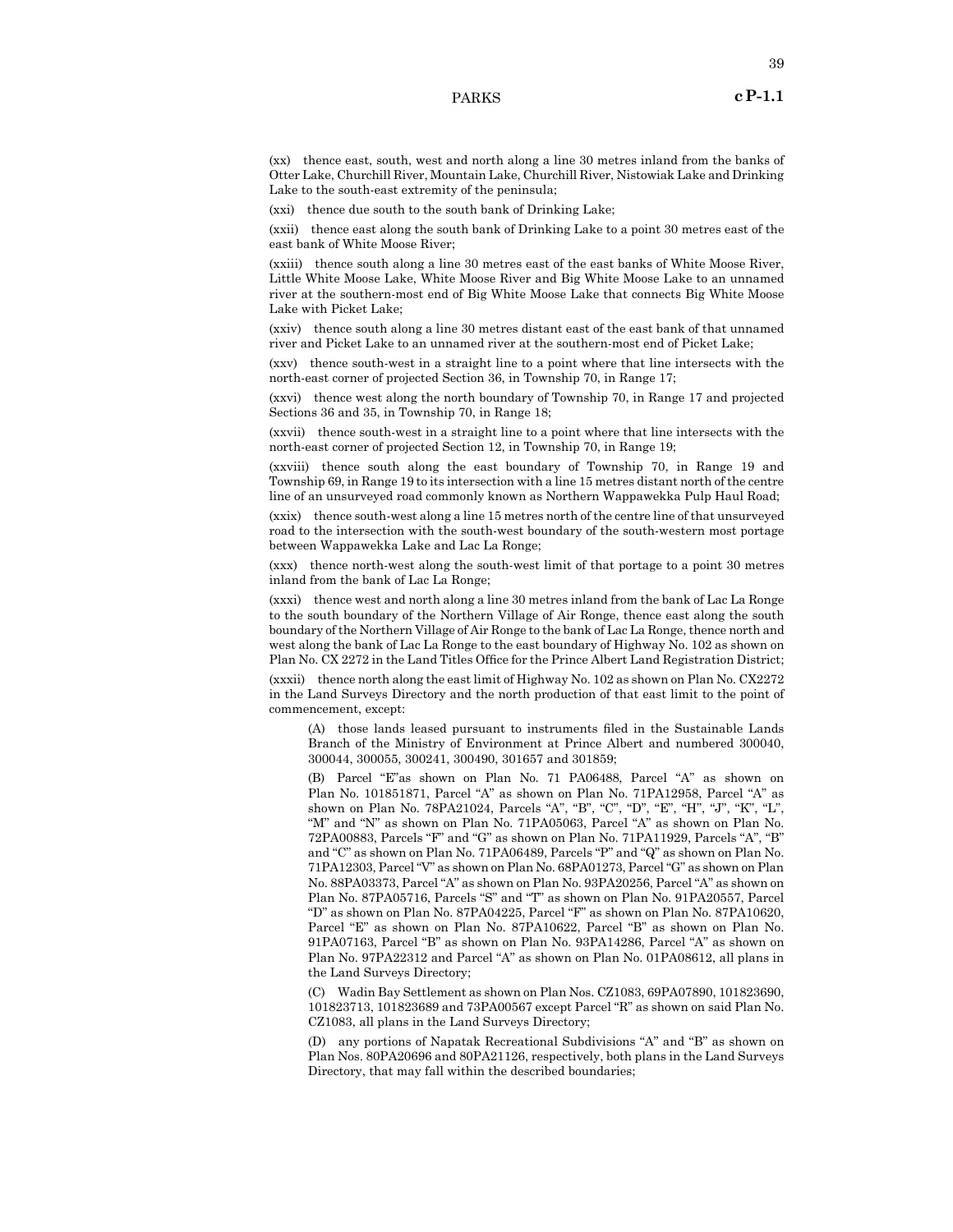(xx) thence east, south, west and north along a line 30 metres inland from the banks of Otter Lake, Churchill River, Mountain Lake, Churchill River, Nistowiak Lake and Drinking Lake to the south-east extremity of the peninsula;

(xxi) thence due south to the south bank of Drinking Lake;

(xxii) thence east along the south bank of Drinking Lake to a point 30 metres east of the east bank of White Moose River;

(xxiii) thence south along a line 30 metres east of the east banks of White Moose River, Little White Moose Lake, White Moose River and Big White Moose Lake to an unnamed river at the southern-most end of Big White Moose Lake that connects Big White Moose Lake with Picket Lake;

(xxiv) thence south along a line 30 metres distant east of the east bank of that unnamed river and Picket Lake to an unnamed river at the southern-most end of Picket Lake;

(xxv) thence south-west in a straight line to a point where that line intersects with the north-east corner of projected Section 36, in Township 70, in Range 17;

(xxvi) thence west along the north boundary of Township 70, in Range 17 and projected Sections 36 and 35, in Township 70, in Range 18;

(xxvii) thence south-west in a straight line to a point where that line intersects with the north-east corner of projected Section 12, in Township 70, in Range 19;

(xxviii) thence south along the east boundary of Township 70, in Range 19 and Township 69, in Range 19 to its intersection with a line 15 metres distant north of the centre line of an unsurveyed road commonly known as Northern Wappawekka Pulp Haul Road;

(xxix) thence south-west along a line 15 metres north of the centre line of that unsurveyed road to the intersection with the south-west boundary of the south-western most portage between Wappawekka Lake and Lac La Ronge;

(xxx) thence north-west along the south-west limit of that portage to a point 30 metres inland from the bank of Lac La Ronge;

(xxxi) thence west and north along a line 30 metres inland from the bank of Lac La Ronge to the south boundary of the Northern Village of Air Ronge, thence east along the south boundary of the Northern Village of Air Ronge to the bank of Lac La Ronge, thence north and west along the bank of Lac La Ronge to the east boundary of Highway No. 102 as shown on Plan No. CX 2272 in the Land Titles Office for the Prince Albert Land Registration District;

(xxxii) thence north along the east limit of Highway No. 102 as shown on Plan No. CX2272 in the Land Surveys Directory and the north production of that east limit to the point of commencement, except:

(A) those lands leased pursuant to instruments filed in the Sustainable Lands Branch of the Ministry of Environment at Prince Albert and numbered 300040, 300044, 300055, 300241, 300490, 301657 and 301859;

(B) Parcel "E"as shown on Plan No. 71 PA06488, Parcel "A" as shown on Plan No. 101851871, Parcel "A" as shown on Plan No. 71PA12958, Parcel "A" as shown on Plan No. 78PA21024, Parcels "A", "B", "C", "D", "E", "H", "J", "K", "L", "M" and "N" as shown on Plan No. 71PA05063, Parcel "A" as shown on Plan No. 72PA00883, Parcels "F" and "G" as shown on Plan No. 71PA11929, Parcels "A", "B" and "C" as shown on Plan No. 71PA06489, Parcels "P" and "Q" as shown on Plan No. 71PA12303, Parcel "V" as shown on Plan No. 68PA01273, Parcel "G" as shown on Plan No. 88PA03373, Parcel "A" as shown on Plan No. 93PA20256, Parcel "A" as shown on Plan No. 87PA05716, Parcels "S" and "T" as shown on Plan No. 91PA20557, Parcel "D" as shown on Plan No. 87PA04225, Parcel "F" as shown on Plan No. 87PA10620, Parcel "E" as shown on Plan No. 87PA10622, Parcel "B" as shown on Plan No. 91PA07163, Parcel "B" as shown on Plan No. 93PA14286, Parcel "A" as shown on Plan No. 97PA22312 and Parcel "A" as shown on Plan No. 01PA08612, all plans in the Land Surveys Directory;

(C) Wadin Bay Settlement as shown on Plan Nos. CZ1083, 69PA07890, 101823690, 101823713, 101823689 and 73PA00567 except Parcel "R" as shown on said Plan No. CZ1083, all plans in the Land Surveys Directory;

(D) any portions of Napatak Recreational Subdivisions "A" and "B" as shown on Plan Nos. 80PA20696 and 80PA21126, respectively, both plans in the Land Surveys Directory, that may fall within the described boundaries;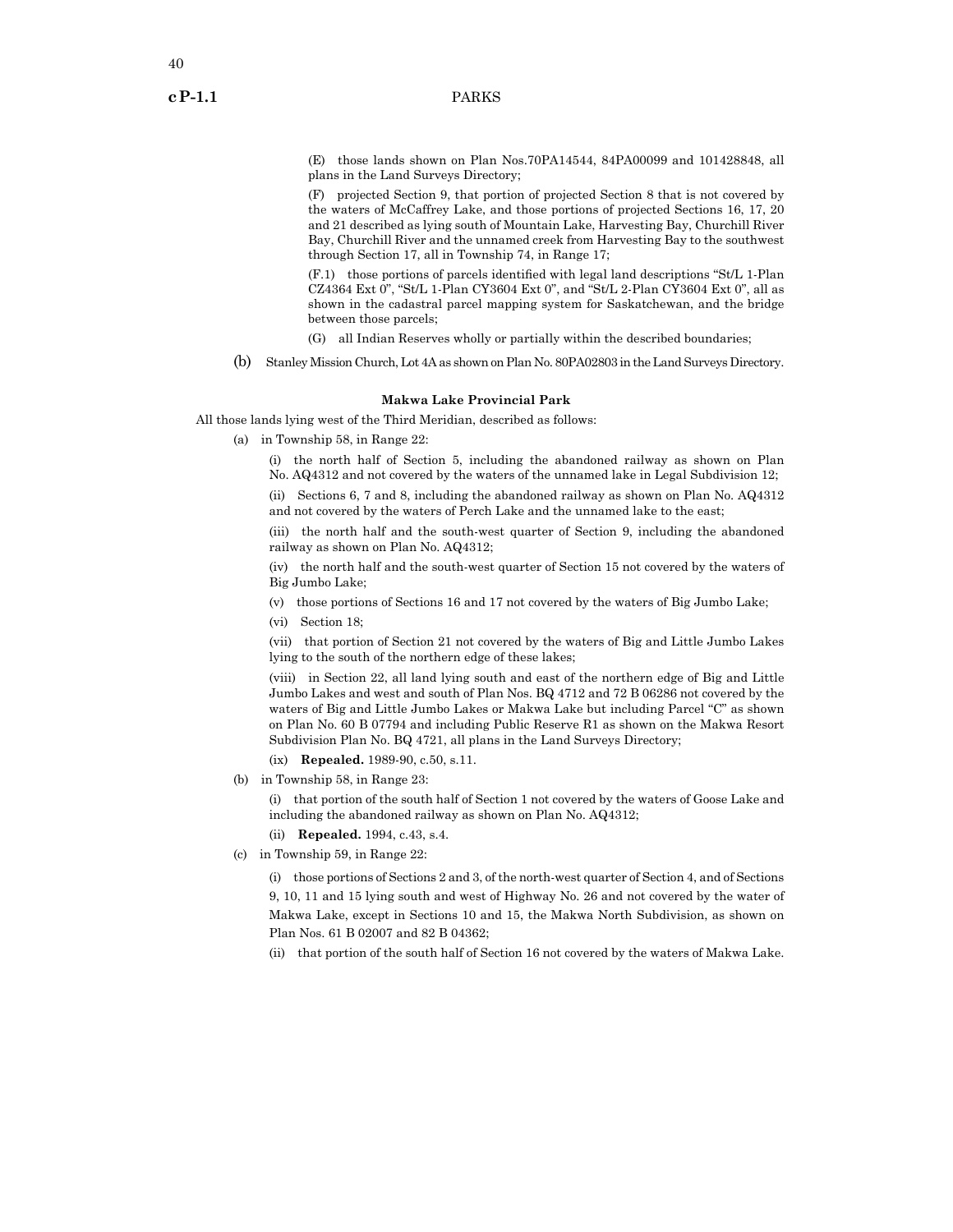(E) those lands shown on Plan Nos.70PA14544, 84PA00099 and 101428848, all plans in the Land Surveys Directory;

(F) projected Section 9, that portion of projected Section 8 that is not covered by the waters of McCaffrey Lake, and those portions of projected Sections 16, 17, 20 and 21 described as lying south of Mountain Lake, Harvesting Bay, Churchill River Bay, Churchill River and the unnamed creek from Harvesting Bay to the southwest through Section 17, all in Township 74, in Range 17;

(F.1) those portions of parcels identified with legal land descriptions "St/L 1-Plan CZ4364 Ext 0", "St/L 1-Plan CY3604 Ext 0", and "St/L 2-Plan CY3604 Ext 0", all as shown in the cadastral parcel mapping system for Saskatchewan, and the bridge between those parcels;

(G) all Indian Reserves wholly or partially within the described boundaries;

(b) Stanley Mission Church, Lot 4A as shown on Plan No. 80PA02803 in the Land Surveys Directory.

**Makwa Lake Provincial Park**

All those lands lying west of the Third Meridian, described as follows:

(a) in Township 58, in Range 22:

(i) the north half of Section 5, including the abandoned railway as shown on Plan No. AQ4312 and not covered by the waters of the unnamed lake in Legal Subdivision 12;

(ii) Sections 6, 7 and 8, including the abandoned railway as shown on Plan No. AQ4312 and not covered by the waters of Perch Lake and the unnamed lake to the east;

(iii) the north half and the south-west quarter of Section 9, including the abandoned railway as shown on Plan No. AQ4312;

(iv) the north half and the south-west quarter of Section 15 not covered by the waters of Big Jumbo Lake;

(v) those portions of Sections 16 and 17 not covered by the waters of Big Jumbo Lake;

(vi) Section 18;

(vii) that portion of Section 21 not covered by the waters of Big and Little Jumbo Lakes lying to the south of the northern edge of these lakes;

(viii) in Section 22, all land lying south and east of the northern edge of Big and Little Jumbo Lakes and west and south of Plan Nos. BQ 4712 and 72 B 06286 not covered by the waters of Big and Little Jumbo Lakes or Makwa Lake but including Parcel "C" as shown on Plan No. 60 B 07794 and including Public Reserve R1 as shown on the Makwa Resort Subdivision Plan No. BQ 4721, all plans in the Land Surveys Directory;

(ix) **Repealed.** 1989-90, c.50, s.11.

(b) in Township 58, in Range 23:

(i) that portion of the south half of Section 1 not covered by the waters of Goose Lake and including the abandoned railway as shown on Plan No. AQ4312;

(ii) **Repealed.** 1994, c.43, s.4.

(c) in Township 59, in Range 22:

(i) those portions of Sections 2 and 3, of the north-west quarter of Section 4, and of Sections 9, 10, 11 and 15 lying south and west of Highway No. 26 and not covered by the water of Makwa Lake, except in Sections 10 and 15, the Makwa North Subdivision, as shown on Plan Nos. 61 B 02007 and 82 B 04362;

(ii) that portion of the south half of Section 16 not covered by the waters of Makwa Lake.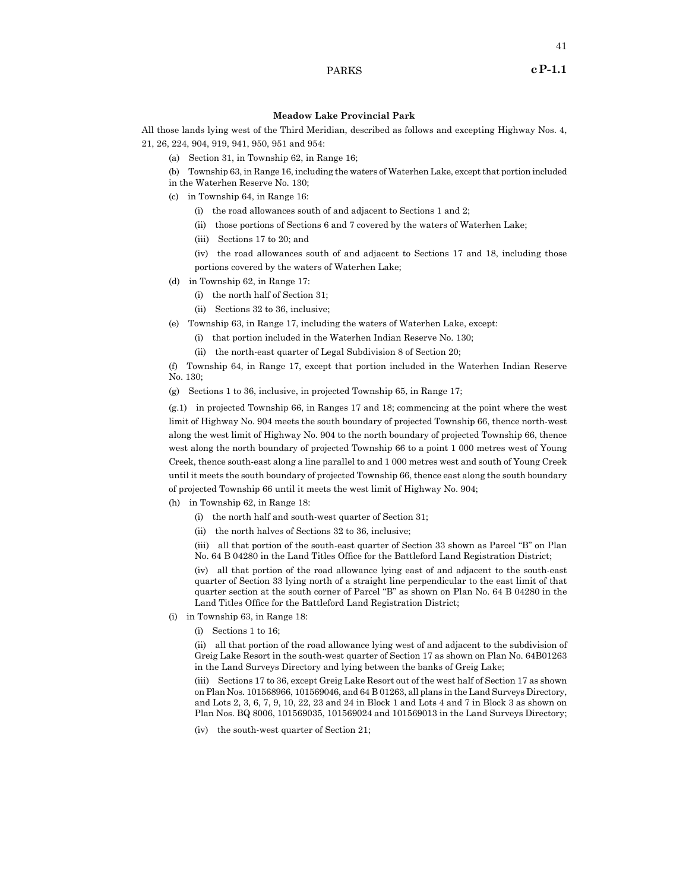### Meadow Lake Provincial Park

All those lands lying west of the Third Meridian, described as follows and excepting Highway Nos. 4, 21, 26, 224, 904, 919, 941, 950, 951 and 954:

(a) Section 31, in Township 62, in Range 16;

(b) Township 63, in Range 16, including the waters of Waterhen Lake, except that portion included in the Waterhen Reserve No. 130;

(c) in Township 64, in Range 16:

(i) the road allowances south of and adjacent to Sections 1 and 2;

(ii) those portions of Sections 6 and 7 covered by the waters of Waterhen Lake;

(iii) Sections 17 to 20; and

(iv) the road allowances south of and adjacent to Sections 17 and 18, including those portions covered by the waters of Waterhen Lake;

(d) in Township 62, in Range 17:

(i) the north half of Section 31;

(ii) Sections 32 to 36, inclusive;

(e) Township 63, in Range 17, including the waters of Waterhen Lake, except:

(i) that portion included in the Waterhen Indian Reserve No. 130;

(ii) the north-east quarter of Legal Subdivision 8 of Section 20;

(f) Township 64, in Range 17, except that portion included in the Waterhen Indian Reserve No. 130;

(g) Sections 1 to 36, inclusive, in projected Township 65, in Range 17;

(g.1) in projected Township 66, in Ranges 17 and 18; commencing at the point where the west limit of Highway No. 904 meets the south boundary of projected Township 66, thence north-west along the west limit of Highway No. 904 to the north boundary of projected Township 66, thence west along the north boundary of projected Township 66 to a point 1 000 metres west of Young Creek, thence south-east along a line parallel to and 1 000 metres west and south of Young Creek until it meets the south boundary of projected Township 66, thence east along the south boundary of projected Township 66 until it meets the west limit of Highway No. 904;

(h) in Township 62, in Range 18:

(i) the north half and south-west quarter of Section 31;

(ii) the north halves of Sections 32 to 36, inclusive;

(iii) all that portion of the south-east quarter of Section 33 shown as Parcel "B" on Plan No. 64 B 04280 in the Land Titles Office for the Battleford Land Registration District;

(iv) all that portion of the road allowance lying east of and adjacent to the south-east quarter of Section 33 lying north of a straight line perpendicular to the east limit of that quarter section at the south corner of Parcel "B" as shown on Plan No. 64 B 04280 in the Land Titles Office for the Battleford Land Registration District;

(i) in Township 63, in Range 18:

(i) Sections 1 to 16;

(ii) all that portion of the road allowance lying west of and adjacent to the subdivision of Greig Lake Resort in the south-west quarter of Section 17 as shown on Plan No. 64B01263 in the Land Surveys Directory and lying between the banks of Greig Lake;

(iii) Sections 17 to 36, except Greig Lake Resort out of the west half of Section 17 as shown on Plan Nos. 101568966, 101569046, and 64 B 01263, all plans in the Land Surveys Directory, and Lots 2, 3, 6, 7, 9, 10, 22, 23 and 24 in Block 1 and Lots 4 and 7 in Block 3 as shown on Plan Nos. BQ 8006, 101569035, 101569024 and 101569013 in the Land Surveys Directory;

(iv) the south-west quarter of Section 21;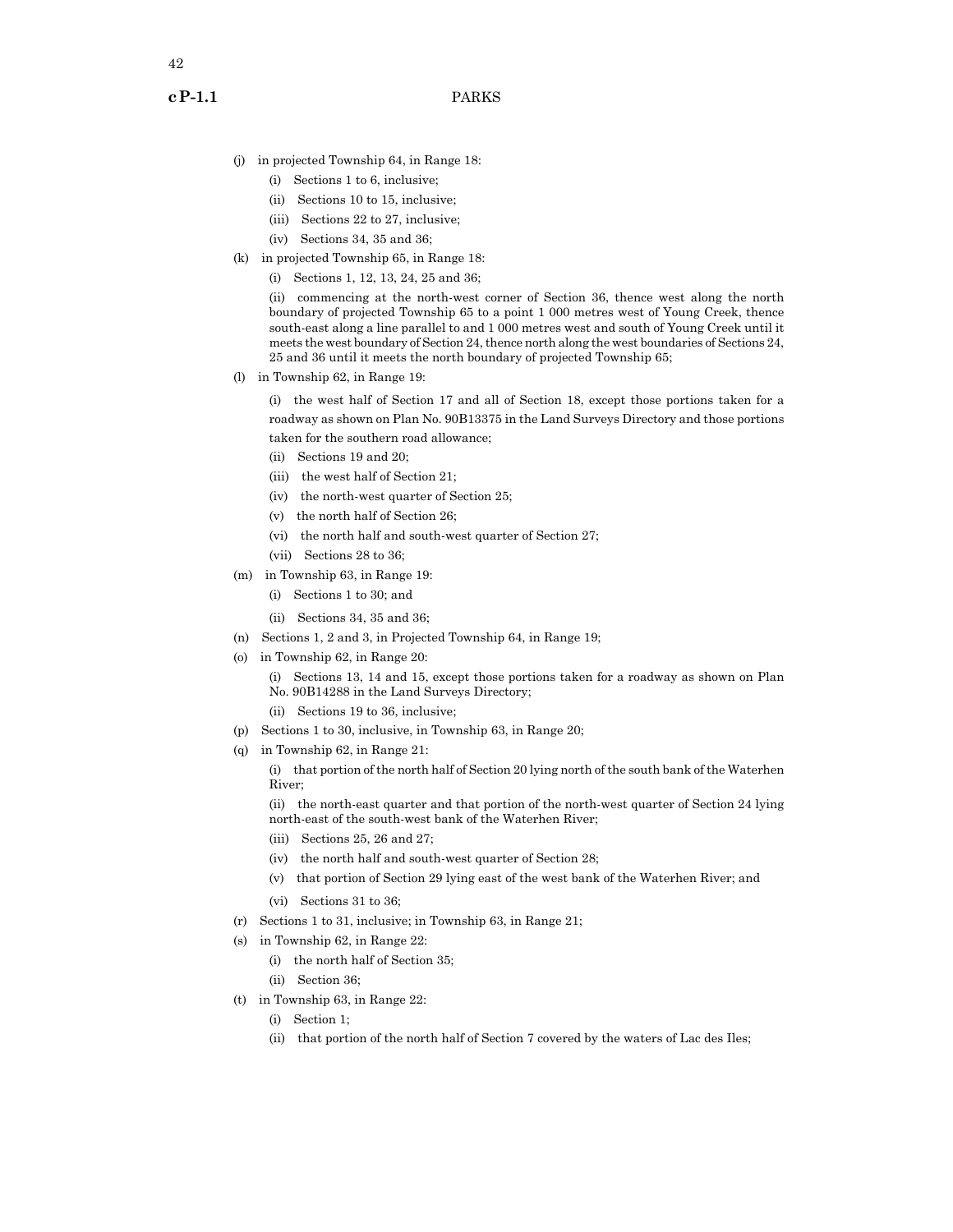(j) in projected Township 64, in Range 18:

(i) Sections 1 to 6, inclusive;

(ii) Sections 10 to 15, inclusive;

(iii) Sections 22 to 27, inclusive;

(iv) Sections 34, 35 and 36;

(k) in projected Township 65, in Range 18:

(i) Sections 1, 12, 13, 24, 25 and 36;

(ii) commencing at the north-west corner of Section 36, thence west along the north boundary of projected Township 65 to a point 1 000 metres west of Young Creek, thence south-east along a line parallel to and 1 000 metres west and south of Young Creek until it meets the west boundary of Section 24, thence north along the west boundaries of Sections 24, 25 and 36 until it meets the north boundary of projected Township 65;

(l) in Township 62, in Range 19:

(i) the west half of Section 17 and all of Section 18, except those portions taken for a roadway as shown on Plan No. 90B13375 in the Land Surveys Directory and those portions taken for the southern road allowance;

(ii) Sections 19 and 20;

(iii) the west half of Section 21;

(iv) the north-west quarter of Section 25;

(v) the north half of Section 26;

(vi) the north half and south-west quarter of Section 27;

(vii) Sections 28 to 36;

(m) in Township 63, in Range 19:

(i) Sections 1 to 30; and

(ii) Sections 34, 35 and 36;

(n) Sections 1, 2 and 3, in Projected Township 64, in Range 19;

(o) in Township 62, in Range 20:

(i) Sections 13, 14 and 15, except those portions taken for a roadway as shown on Plan No. 90B14288 in the Land Surveys Directory;

(ii) Sections 19 to 36, inclusive;

(p) Sections 1 to 30, inclusive, in Township 63, in Range 20;

(q) in Township 62, in Range 21:

(i) that portion of the north half of Section 20 lying north of the south bank of the Waterhen River;

(ii) the north-east quarter and that portion of the north-west quarter of Section 24 lying north-east of the south-west bank of the Waterhen River;

(iii) Sections 25, 26 and 27;

(iv) the north half and south-west quarter of Section 28;

(v) that portion of Section 29 lying east of the west bank of the Waterhen River; and

(vi) Sections 31 to 36;

(r) Sections 1 to 31, inclusive; in Township 63, in Range 21;

(s) in Township 62, in Range 22:

(i) the north half of Section 35;

(ii) Section 36;

(t) in Township 63, in Range 22:

(i) Section 1;

(ii) that portion of the north half of Section 7 covered by the waters of Lac des Iles;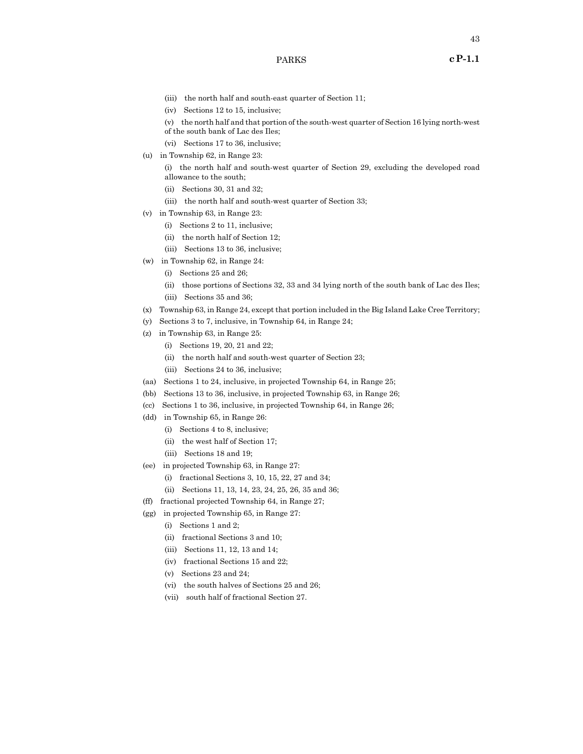(iii) the north half and south-east quarter of Section 11;

(iv) Sections 12 to 15, inclusive;

(v) the north half and that portion of the south-west quarter of Section 16 lying north-west of the south bank of Lac des Iles;

(vi) Sections 17 to 36, inclusive;

(u) in Township 62, in Range 23:

(i) the north half and south-west quarter of Section 29, excluding the developed road allowance to the south;

(ii) Sections 30, 31 and 32;

(iii) the north half and south-west quarter of Section 33;

(v) in Township 63, in Range 23:

(i) Sections 2 to 11, inclusive;

(ii) the north half of Section 12;

(iii) Sections 13 to 36, inclusive;

(w) in Township 62, in Range 24:

(i) Sections 25 and 26;

(ii) those portions of Sections 32, 33 and 34 lying north of the south bank of Lac des Iles;

(iii) Sections 35 and 36;

(x) Township 63, in Range 24, except that portion included in the Big Island Lake Cree Territory;

(y) Sections 3 to 7, inclusive, in Township 64, in Range 24;

(z) in Township 63, in Range 25:

(i) Sections 19, 20, 21 and 22;

(ii) the north half and south-west quarter of Section 23;

(iii) Sections 24 to 36, inclusive;

(aa) Sections 1 to 24, inclusive, in projected Township 64, in Range 25;

(bb) Sections 13 to 36, inclusive, in projected Township 63, in Range 26;

(cc) Sections 1 to 36, inclusive, in projected Township 64, in Range 26;

(dd) in Township 65, in Range 26:

(i) Sections 4 to 8, inclusive;

(ii) the west half of Section 17;

(iii) Sections 18 and 19;

(ee) in projected Township 63, in Range 27:

(i) fractional Sections 3, 10, 15, 22, 27 and 34;

(ii) Sections 11, 13, 14, 23, 24, 25, 26, 35 and 36;

(ff) fractional projected Township 64, in Range 27;

(gg) in projected Township 65, in Range 27:

(i) Sections 1 and 2;

(ii) fractional Sections 3 and 10;

(iii) Sections 11, 12, 13 and 14;

(iv) fractional Sections 15 and 22;

(v) Sections 23 and 24;

(vi) the south halves of Sections 25 and 26;

(vii) south half of fractional Section 27.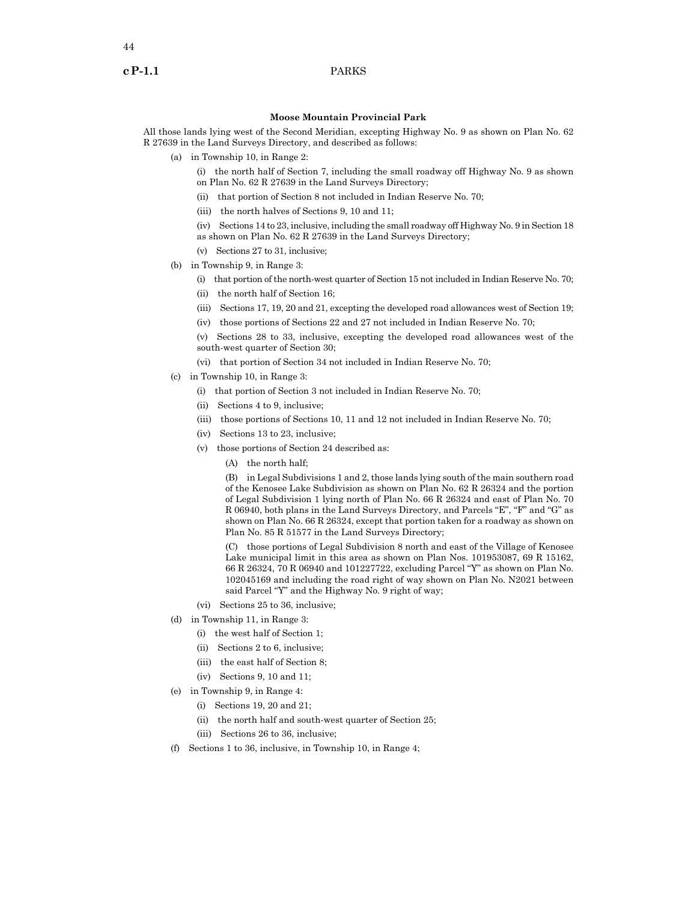### Moose Mountain Provincial Park

All those lands lying west of the Second Meridian, excepting Highway No. 9 as shown on Plan No. 62 R 27639 in the Land Surveys Directory, and described as follows:

(a) in Township 10, in Range 2:

(i) the north half of Section 7, including the small roadway off Highway No. 9 as shown on Plan No. 62 R 27639 in the Land Surveys Directory;

(ii) that portion of Section 8 not included in Indian Reserve No. 70;

(iii) the north halves of Sections 9, 10 and 11;

(iv) Sections 14 to 23, inclusive, including the small roadway off Highway No. 9 in Section 18 as shown on Plan No. 62 R 27639 in the Land Surveys Directory;

(v) Sections 27 to 31, inclusive;

(b) in Township 9, in Range 3:

(i) that portion of the north-west quarter of Section 15 not included in Indian Reserve No. 70;

(ii) the north half of Section 16;

(iii) Sections 17, 19, 20 and 21, excepting the developed road allowances west of Section 19;

(iv) those portions of Sections 22 and 27 not included in Indian Reserve No. 70;

(v) Sections 28 to 33, inclusive, excepting the developed road allowances west of the south-west quarter of Section 30;

(vi) that portion of Section 34 not included in Indian Reserve No. 70;

(c) in Township 10, in Range 3:

(i) that portion of Section 3 not included in Indian Reserve No. 70;

(ii) Sections 4 to 9, inclusive;

(iii) those portions of Sections 10, 11 and 12 not included in Indian Reserve No. 70;

(iv) Sections 13 to 23, inclusive;

(v) those portions of Section 24 described as:

(A) the north half;

(B) in Legal Subdivisions 1 and 2, those lands lying south of the main southern road of the Kenosee Lake Subdivision as shown on Plan No. 62 R 26324 and the portion of Legal Subdivision 1 lying north of Plan No. 66 R 26324 and east of Plan No. 70 R 06940, both plans in the Land Surveys Directory, and Parcels "E", "F" and "G" as shown on Plan No. 66 R 26324, except that portion taken for a roadway as shown on Plan No. 85 R 51577 in the Land Surveys Directory;

(C) those portions of Legal Subdivision 8 north and east of the Village of Kenosee Lake municipal limit in this area as shown on Plan Nos. 101953087, 69 R 15162, 66 R 26324, 70 R 06940 and 101227722, excluding Parcel "Y" as shown on Plan No. 102045169 and including the road right of way shown on Plan No. N2021 between said Parcel "Y" and the Highway No. 9 right of way;

(vi) Sections 25 to 36, inclusive;

(d) in Township 11, in Range 3:

(i) the west half of Section 1;

(ii) Sections 2 to 6, inclusive;

(iii) the east half of Section 8;

(iv) Sections 9, 10 and 11;

(e) in Township 9, in Range 4:

(i) Sections 19, 20 and 21;

(ii) the north half and south-west quarter of Section 25;

(iii) Sections 26 to 36, inclusive;

(f) Sections 1 to 36, inclusive, in Township 10, in Range 4;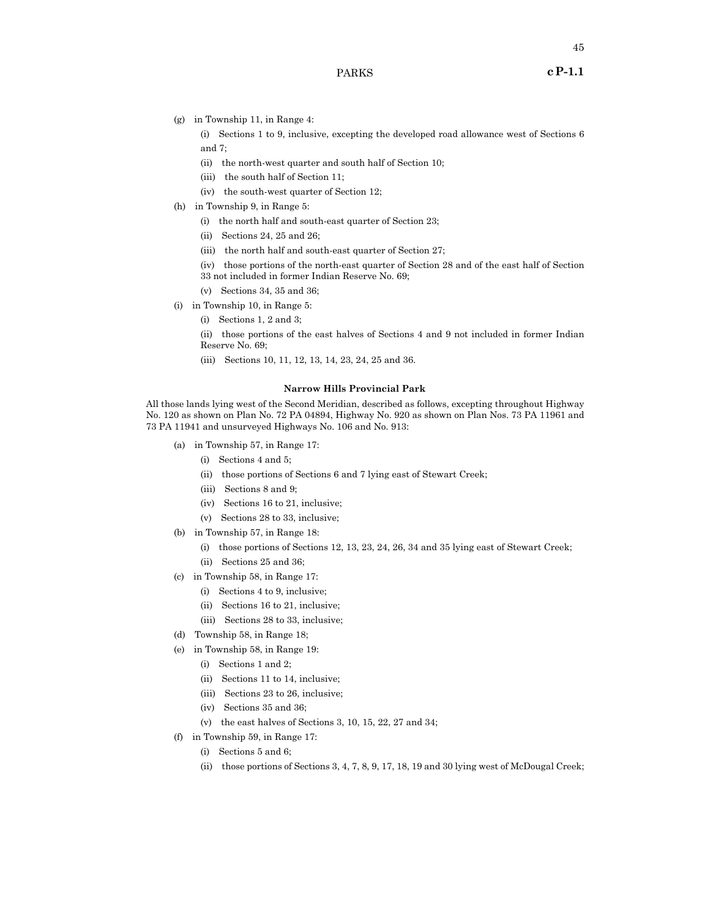(g) in Township 11, in Range 4:

(i) Sections 1 to 9, inclusive, excepting the developed road allowance west of Sections 6 and 7;

(ii) the north-west quarter and south half of Section 10;

(iii) the south half of Section 11;

(iv) the south-west quarter of Section 12;

(h) in Township 9, in Range 5:

(i) the north half and south-east quarter of Section 23;

(ii) Sections 24, 25 and 26;

(iii) the north half and south-east quarter of Section 27;

(iv) those portions of the north-east quarter of Section 28 and of the east half of Section 33 not included in former Indian Reserve No. 69;

(v) Sections 34, 35 and 36;

(i) in Township 10, in Range 5:

(i) Sections 1, 2 and 3;

(ii) those portions of the east halves of Sections 4 and 9 not included in former Indian Reserve No. 69;

(iii) Sections 10, 11, 12, 13, 14, 23, 24, 25 and 36.

**Narrow Hills Provincial Park**

All those lands lying west of the Second Meridian, described as follows, excepting throughout Highway No. 120 as shown on Plan No. 72 PA 04894, Highway No. 920 as shown on Plan Nos. 73 PA 11961 and 73 PA 11941 and unsurveyed Highways No. 106 and No. 913:

(a) in Township 57, in Range 17:

(i) Sections 4 and 5;

(ii) those portions of Sections 6 and 7 lying east of Stewart Creek;

(iii) Sections 8 and 9;

(iv) Sections 16 to 21, inclusive;

(v) Sections 28 to 33, inclusive;

(b) in Township 57, in Range 18:

(i) those portions of Sections 12, 13, 23, 24, 26, 34 and 35 lying east of Stewart Creek;

(ii) Sections 25 and 36;

(c) in Township 58, in Range 17:

(i) Sections 4 to 9, inclusive;

(ii) Sections 16 to 21, inclusive;

(iii) Sections 28 to 33, inclusive;

(d) Township 58, in Range 18;

(e) in Township 58, in Range 19:

(i) Sections 1 and 2;

(ii) Sections 11 to 14, inclusive;

(iii) Sections 23 to 26, inclusive;

(iv) Sections 35 and 36;

(v) the east halves of Sections 3, 10, 15, 22, 27 and 34;

(f) in Township 59, in Range 17:

(i) Sections 5 and 6;

(ii) those portions of Sections 3, 4, 7, 8, 9, 17, 18, 19 and 30 lying west of McDougal Creek;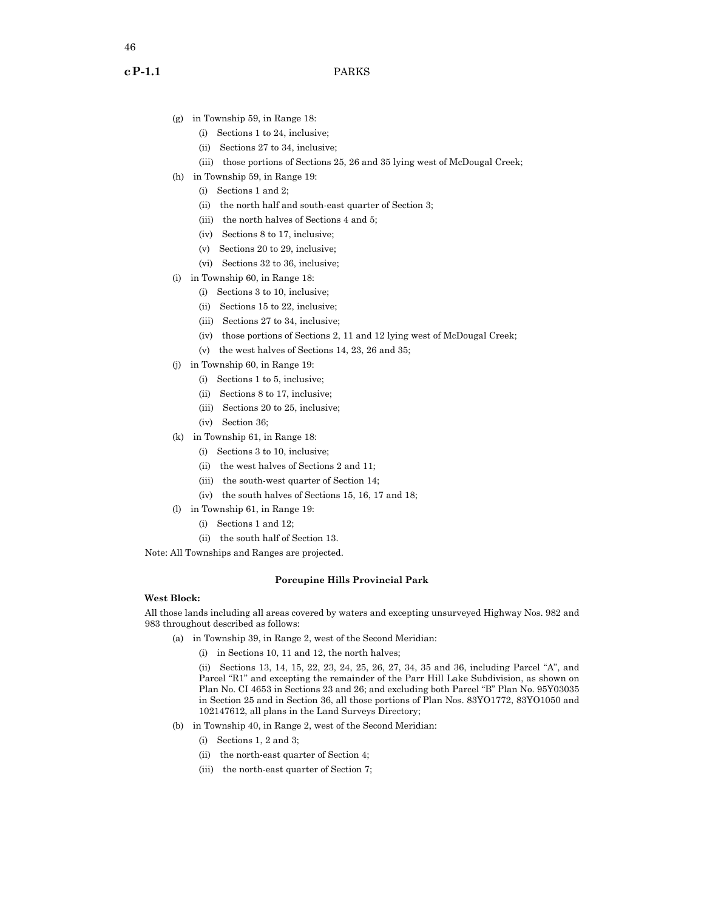(g) in Township 59, in Range 18:

(i) Sections 1 to 24, inclusive;

(ii) Sections 27 to 34, inclusive;

(iii) those portions of Sections 25, 26 and 35 lying west of McDougal Creek;

(h) in Township 59, in Range 19:

(i) Sections 1 and 2;

(ii) the north half and south-east quarter of Section 3;

(iii) the north halves of Sections 4 and 5;

(iv) Sections 8 to 17, inclusive;

(v) Sections 20 to 29, inclusive;

(vi) Sections 32 to 36, inclusive;

(i) in Township 60, in Range 18:

(i) Sections 3 to 10, inclusive;

(ii) Sections 15 to 22, inclusive;

(iii) Sections 27 to 34, inclusive;

(iv) those portions of Sections 2, 11 and 12 lying west of McDougal Creek;

(v) the west halves of Sections 14, 23, 26 and 35;

(j) in Township 60, in Range 19:

(i) Sections 1 to 5, inclusive;

(ii) Sections 8 to 17, inclusive;

(iii) Sections 20 to 25, inclusive;

(iv) Section 36;

(k) in Township 61, in Range 18:

(i) Sections 3 to 10, inclusive;

(ii) the west halves of Sections 2 and 11;

(iii) the south-west quarter of Section 14;

(iv) the south halves of Sections 15, 16, 17 and 18;

(l) in Township 61, in Range 19:

(i) Sections 1 and 12;

(ii) the south half of Section 13.

Note: All Townships and Ranges are projected.

**Porcupine Hills Provincial Park**

**West Block:**

All those lands including all areas covered by waters and excepting unsurveyed Highway Nos. 982 and 983 throughout described as follows:

(a) in Township 39, in Range 2, west of the Second Meridian:

(i) in Sections 10, 11 and 12, the north halves;

(ii) Sections 13, 14, 15, 22, 23, 24, 25, 26, 27, 34, 35 and 36, including Parcel "A", and Parcel "R1" and excepting the remainder of the Parr Hill Lake Subdivision, as shown on Plan No. CI 4653 in Sections 23 and 26; and excluding both Parcel "B" Plan No. 95Y03035 in Section 25 and in Section 36, all those portions of Plan Nos. 83YO1772, 83YO1050 and 102147612, all plans in the Land Surveys Directory;

(b) in Township 40, in Range 2, west of the Second Meridian:

(i) Sections 1, 2 and 3;

(ii) the north-east quarter of Section 4;

(iii) the north-east quarter of Section 7;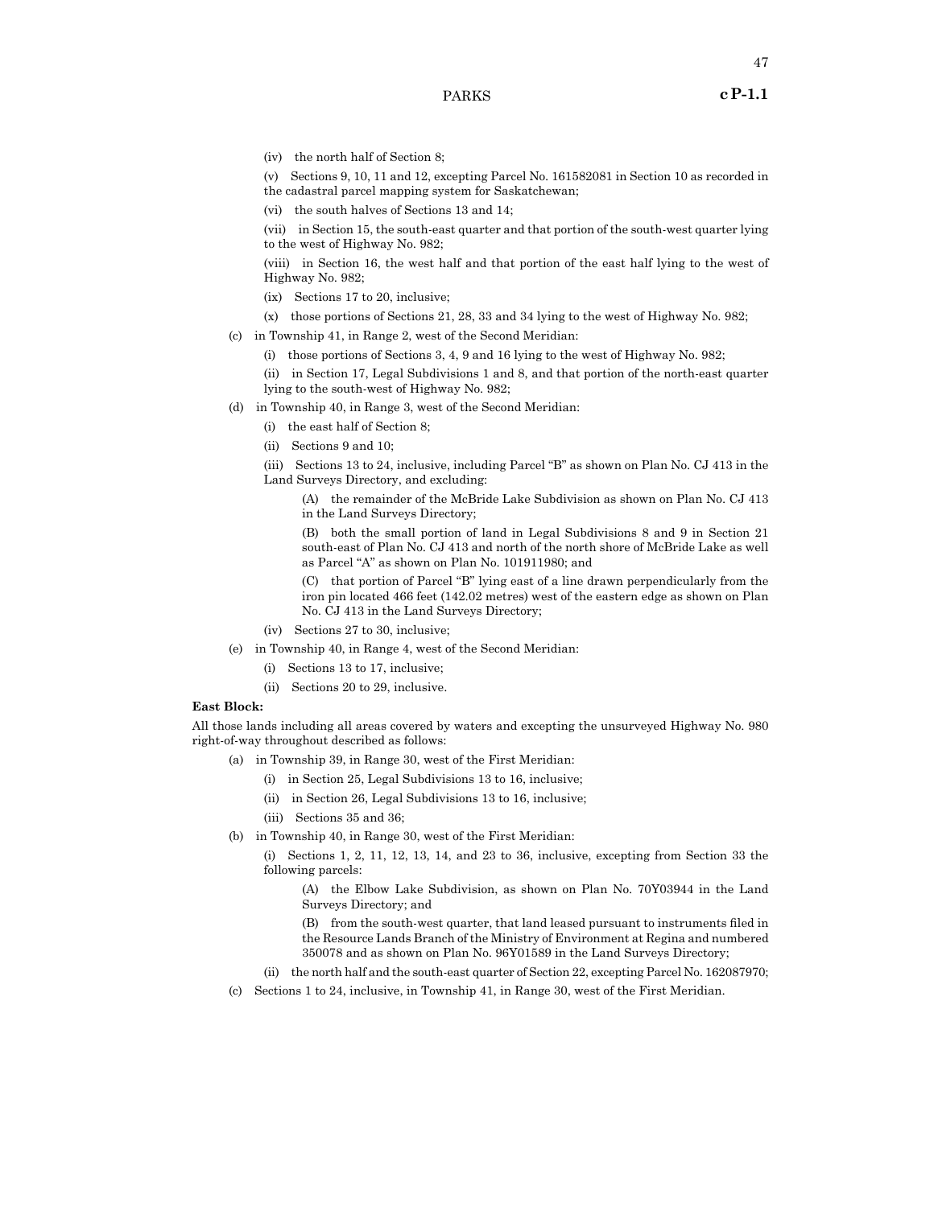(iv) the north half of Section 8;

(v) Sections 9, 10, 11 and 12, excepting Parcel No. 161582081 in Section 10 as recorded in the cadastral parcel mapping system for Saskatchewan;

(vi) the south halves of Sections 13 and 14;

(vii) in Section 15, the south-east quarter and that portion of the south-west quarter lying to the west of Highway No. 982;

(viii) in Section 16, the west half and that portion of the east half lying to the west of Highway No. 982;

(ix) Sections 17 to 20, inclusive;

(x) those portions of Sections 21, 28, 33 and 34 lying to the west of Highway No. 982;

(c) in Township 41, in Range 2, west of the Second Meridian:

(i) those portions of Sections 3, 4, 9 and 16 lying to the west of Highway No. 982;

(ii) in Section 17, Legal Subdivisions 1 and 8, and that portion of the north-east quarter lying to the south-west of Highway No. 982;

(d) in Township 40, in Range 3, west of the Second Meridian:

(i) the east half of Section 8;

(ii) Sections 9 and 10;

(iii) Sections 13 to 24, inclusive, including Parcel "B" as shown on Plan No. CJ 413 in the Land Surveys Directory, and excluding:

(A) the remainder of the McBride Lake Subdivision as shown on Plan No. CJ 413 in the Land Surveys Directory;

(B) both the small portion of land in Legal Subdivisions 8 and 9 in Section 21 south-east of Plan No. CJ 413 and north of the north shore of McBride Lake as well as Parcel "A" as shown on Plan No. 101911980; and

(C) that portion of Parcel "B" lying east of a line drawn perpendicularly from the iron pin located 466 feet (142.02 metres) west of the eastern edge as shown on Plan No. CJ 413 in the Land Surveys Directory;

(iv) Sections 27 to 30, inclusive;

(e) in Township 40, in Range 4, west of the Second Meridian:

(i) Sections 13 to 17, inclusive;

(ii) Sections 20 to 29, inclusive.

**East Block:**

All those lands including all areas covered by waters and excepting the unsurveyed Highway No. 980 right-of-way throughout described as follows:

(a) in Township 39, in Range 30, west of the First Meridian:

(i) in Section 25, Legal Subdivisions 13 to 16, inclusive;

(ii) in Section 26, Legal Subdivisions 13 to 16, inclusive;

(iii) Sections 35 and 36;

(b) in Township 40, in Range 30, west of the First Meridian:

(i) Sections 1, 2, 11, 12, 13, 14, and 23 to 36, inclusive, excepting from Section 33 the following parcels:

(A) the Elbow Lake Subdivision, as shown on Plan No. 70Y03944 in the Land Surveys Directory; and

(B) from the south-west quarter, that land leased pursuant to instruments filed in the Resource Lands Branch of the Ministry of Environment at Regina and numbered 350078 and as shown on Plan No. 96Y01589 in the Land Surveys Directory;

(ii) the north half and the south-east quarter of Section 22, excepting Parcel No. 162087970;

(c) Sections 1 to 24, inclusive, in Township 41, in Range 30, west of the First Meridian.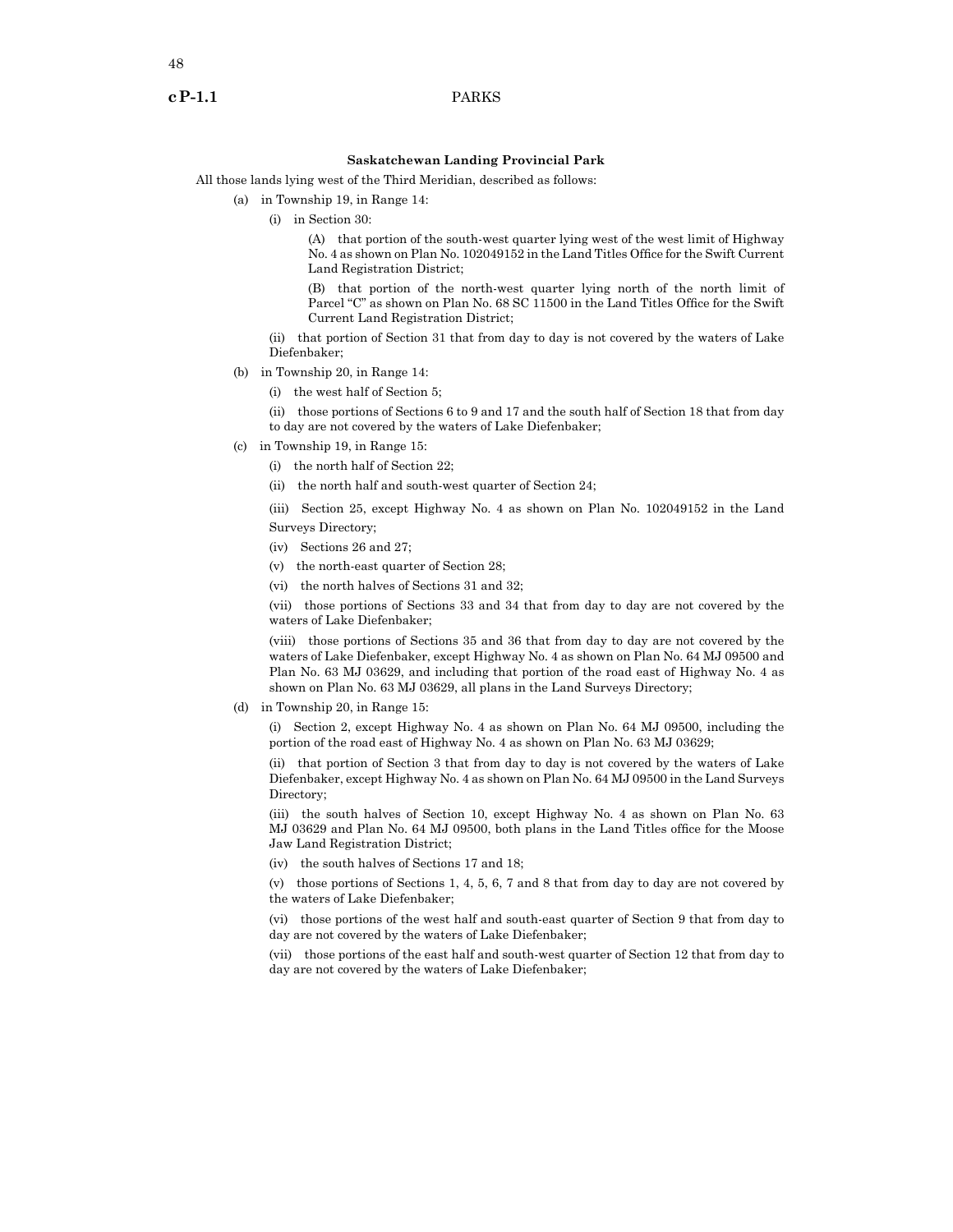### Saskatchewan Landing Provincial Park

All those lands lying west of the Third Meridian, described as follows:

(a) in Township 19, in Range 14:

(i) in Section 30:

(A) that portion of the south-west quarter lying west of the west limit of Highway No. 4 as shown on Plan No. 102049152 in the Land Titles Office for the Swift Current Land Registration District;

(B) that portion of the north-west quarter lying north of the north limit of Parcel "C" as shown on Plan No. 68 SC 11500 in the Land Titles Office for the Swift Current Land Registration District;

(ii) that portion of Section 31 that from day to day is not covered by the waters of Lake Diefenbaker;

(b) in Township 20, in Range 14:

(i) the west half of Section 5;

(ii) those portions of Sections 6 to 9 and 17 and the south half of Section 18 that from day to day are not covered by the waters of Lake Diefenbaker;

(c) in Township 19, in Range 15:

(i) the north half of Section 22;

(ii) the north half and south-west quarter of Section 24;

(iii) Section 25, except Highway No. 4 as shown on Plan No. 102049152 in the Land Surveys Directory;

(iv) Sections 26 and 27;

(v) the north-east quarter of Section 28;

(vi) the north halves of Sections 31 and 32;

(vii) those portions of Sections 33 and 34 that from day to day are not covered by the waters of Lake Diefenbaker;

(viii) those portions of Sections 35 and 36 that from day to day are not covered by the waters of Lake Diefenbaker, except Highway No. 4 as shown on Plan No. 64 MJ 09500 and Plan No. 63 MJ 03629, and including that portion of the road east of Highway No. 4 as shown on Plan No. 63 MJ 03629, all plans in the Land Surveys Directory;

(d) in Township 20, in Range 15:

(i) Section 2, except Highway No. 4 as shown on Plan No. 64 MJ 09500, including the portion of the road east of Highway No. 4 as shown on Plan No. 63 MJ 03629;

(ii) that portion of Section 3 that from day to day is not covered by the waters of Lake Diefenbaker, except Highway No. 4 as shown on Plan No. 64 MJ 09500 in the Land Surveys Directory;

(iii) the south halves of Section 10, except Highway No. 4 as shown on Plan No. 63 MJ 03629 and Plan No. 64 MJ 09500, both plans in the Land Titles office for the Moose Jaw Land Registration District;

(iv) the south halves of Sections 17 and 18;

(v) those portions of Sections 1, 4, 5, 6, 7 and 8 that from day to day are not covered by the waters of Lake Diefenbaker;

(vi) those portions of the west half and south-east quarter of Section 9 that from day to day are not covered by the waters of Lake Diefenbaker;

(vii) those portions of the east half and south-west quarter of Section 12 that from day to day are not covered by the waters of Lake Diefenbaker;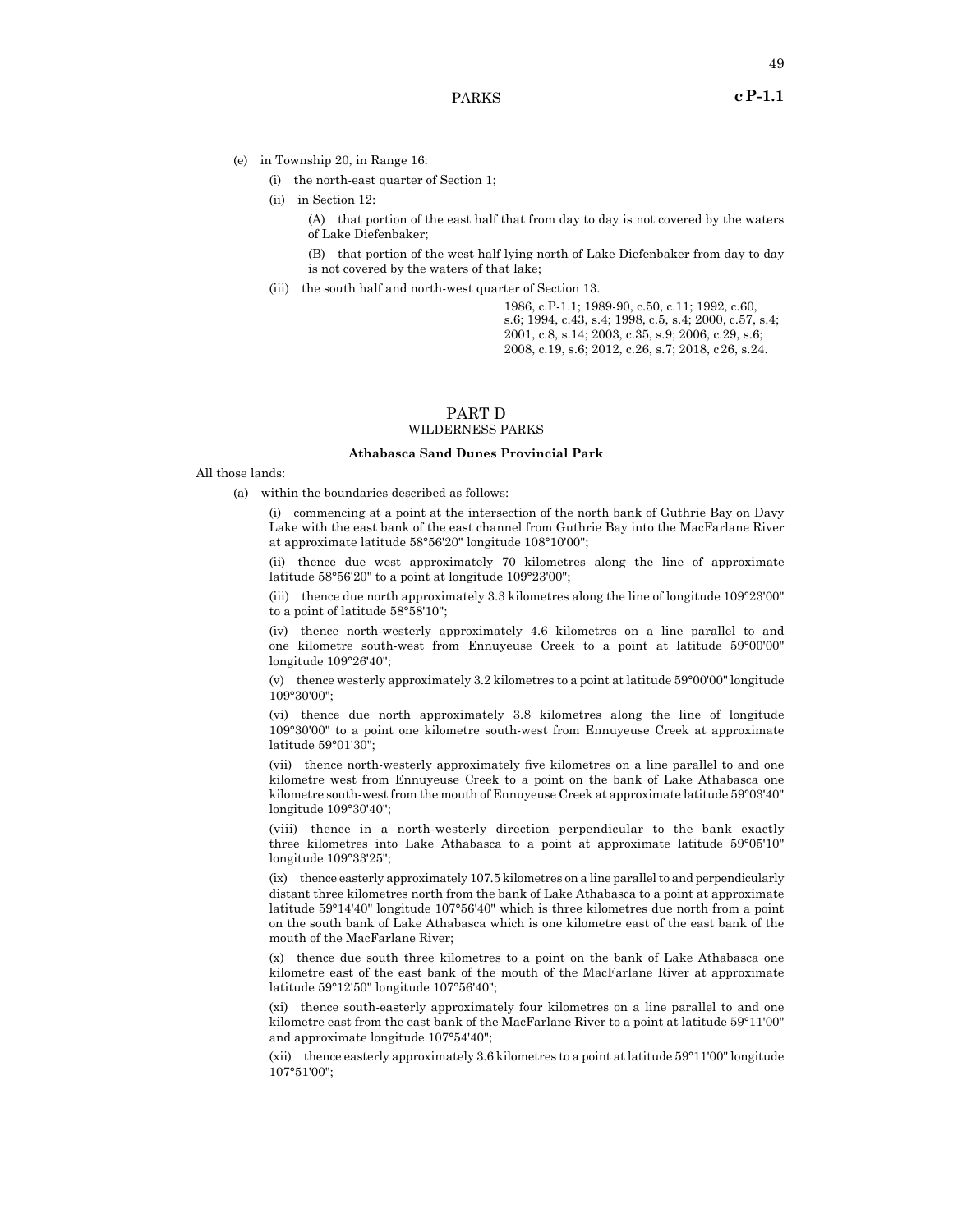(e) in Township 20, in Range 16:

(i) the north-east quarter of Section 1;

(ii) in Section 12:

(A) that portion of the east half that from day to day is not covered by the waters of Lake Diefenbaker;

(B) that portion of the west half lying north of Lake Diefenbaker from day to day is not covered by the waters of that lake;

(iii) the south half and north-west quarter of Section 13.

1986, c.P-1.1; 1989-90, c.50, c.11; 1992, c.60, s.6; 1994, c.43, s.4; 1998, c.5, s.4; 2000, c.57, s.4; 2001, c.8, s.14; 2003, c.35, s.9; 2006, c.29, s.6; 2008, c.19, s.6; 2012, c.26, s.7; 2018, c26, s.24.

## PART D
## WILDERNESS PARKS

**Athabasca Sand Dunes Provincial Park**

All those lands:

(a) within the boundaries described as follows:

(i) commencing at a point at the intersection of the north bank of Guthrie Bay on Davy Lake with the east bank of the east channel from Guthrie Bay into the MacFarlane River at approximate latitude 58°56'20" longitude 108°10'00";

(ii) thence due west approximately 70 kilometres along the line of approximate latitude 58°56'20" to a point at longitude 109°23'00";

(iii) thence due north approximately 3.3 kilometres along the line of longitude 109°23'00" to a point of latitude 58°58'10";

(iv) thence north-westerly approximately 4.6 kilometres on a line parallel to and one kilometre south-west from Ennuyeuse Creek to a point at latitude 59°00'00" longitude 109°26'40";

(v) thence westerly approximately 3.2 kilometres to a point at latitude 59°00'00" longitude 109°30'00";

(vi) thence due north approximately 3.8 kilometres along the line of longitude 109°30'00" to a point one kilometre south-west from Ennuyeuse Creek at approximate latitude 59°01'30";

(vii) thence north-westerly approximately five kilometres on a line parallel to and one kilometre west from Ennuyeuse Creek to a point on the bank of Lake Athabasca one kilometre south-west from the mouth of Ennuyeuse Creek at approximate latitude 59°03'40" longitude 109°30'40";

(viii) thence in a north-westerly direction perpendicular to the bank exactly three kilometres into Lake Athabasca to a point at approximate latitude 59°05'10" longitude 109°33'25";

(ix) thence easterly approximately 107.5 kilometres on a line parallel to and perpendicularly distant three kilometres north from the bank of Lake Athabasca to a point at approximate latitude 59°14'40" longitude 107°56'40" which is three kilometres due north from a point on the south bank of Lake Athabasca which is one kilometre east of the east bank of the mouth of the MacFarlane River;

(x) thence due south three kilometres to a point on the bank of Lake Athabasca one kilometre east of the east bank of the mouth of the MacFarlane River at approximate latitude 59°12'50" longitude 107°56'40";

(xi) thence south-easterly approximately four kilometres on a line parallel to and one kilometre east from the east bank of the MacFarlane River to a point at latitude 59°11'00" and approximate longitude 107°54'40";

(xii) thence easterly approximately 3.6 kilometres to a point at latitude 59°11'00" longitude 107°51'00";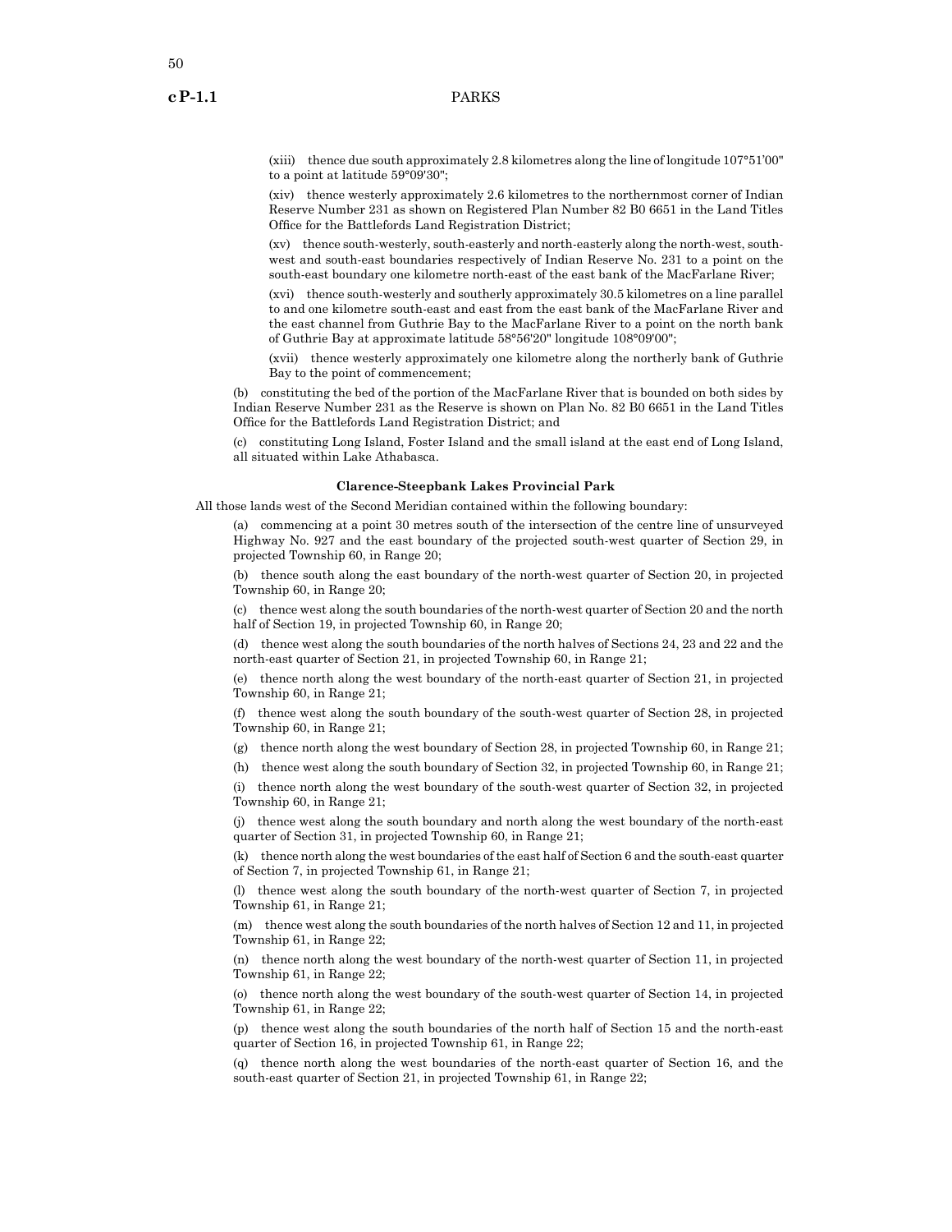(xiii) thence due south approximately 2.8 kilometres along the line of longitude 107°51'00" to a point at latitude 59°09'30";

(xiv) thence westerly approximately 2.6 kilometres to the northernmost corner of Indian Reserve Number 231 as shown on Registered Plan Number 82 B0 6651 in the Land Titles Office for the Battlefords Land Registration District;

(xv) thence south-westerly, south-easterly and north-easterly along the north-west, south-west and south-east boundaries respectively of Indian Reserve No. 231 to a point on the south-east boundary one kilometre north-east of the east bank of the MacFarlane River;

(xvi) thence south-westerly and southerly approximately 30.5 kilometres on a line parallel to and one kilometre south-east and east from the east bank of the MacFarlane River and the east channel from Guthrie Bay to the MacFarlane River to a point on the north bank of Guthrie Bay at approximate latitude 58°56'20" longitude 108°09'00";

(xvii) thence westerly approximately one kilometre along the northerly bank of Guthrie Bay to the point of commencement;

(b) constituting the bed of the portion of the MacFarlane River that is bounded on both sides by Indian Reserve Number 231 as the Reserve is shown on Plan No. 82 B0 6651 in the Land Titles Office for the Battlefords Land Registration District; and

(c) constituting Long Island, Foster Island and the small island at the east end of Long Island, all situated within Lake Athabasca.

### Clarence-Steepbank Lakes Provincial Park

All those lands west of the Second Meridian contained within the following boundary:

(a) commencing at a point 30 metres south of the intersection of the centre line of unsurveyed Highway No. 927 and the east boundary of the projected south-west quarter of Section 29, in projected Township 60, in Range 20;

(b) thence south along the east boundary of the north-west quarter of Section 20, in projected Township 60, in Range 20;

(c) thence west along the south boundaries of the north-west quarter of Section 20 and the north half of Section 19, in projected Township 60, in Range 20;

(d) thence west along the south boundaries of the north halves of Sections 24, 23 and 22 and the north-east quarter of Section 21, in projected Township 60, in Range 21;

(e) thence north along the west boundary of the north-east quarter of Section 21, in projected Township 60, in Range 21;

(f) thence west along the south boundary of the south-west quarter of Section 28, in projected Township 60, in Range 21;

(g) thence north along the west boundary of Section 28, in projected Township 60, in Range 21;

(h) thence west along the south boundary of Section 32, in projected Township 60, in Range 21;

(i) thence north along the west boundary of the south-west quarter of Section 32, in projected Township 60, in Range 21;

(j) thence west along the south boundary and north along the west boundary of the north-east quarter of Section 31, in projected Township 60, in Range 21;

(k) thence north along the west boundaries of the east half of Section 6 and the south-east quarter of Section 7, in projected Township 61, in Range 21;

(l) thence west along the south boundary of the north-west quarter of Section 7, in projected Township 61, in Range 21;

(m) thence west along the south boundaries of the north halves of Section 12 and 11, in projected Township 61, in Range 22;

(n) thence north along the west boundary of the north-west quarter of Section 11, in projected Township 61, in Range 22;

(o) thence north along the west boundary of the south-west quarter of Section 14, in projected Township 61, in Range 22;

(p) thence west along the south boundaries of the north half of Section 15 and the north-east quarter of Section 16, in projected Township 61, in Range 22;

(q) thence north along the west boundaries of the north-east quarter of Section 16, and the south-east quarter of Section 21, in projected Township 61, in Range 22;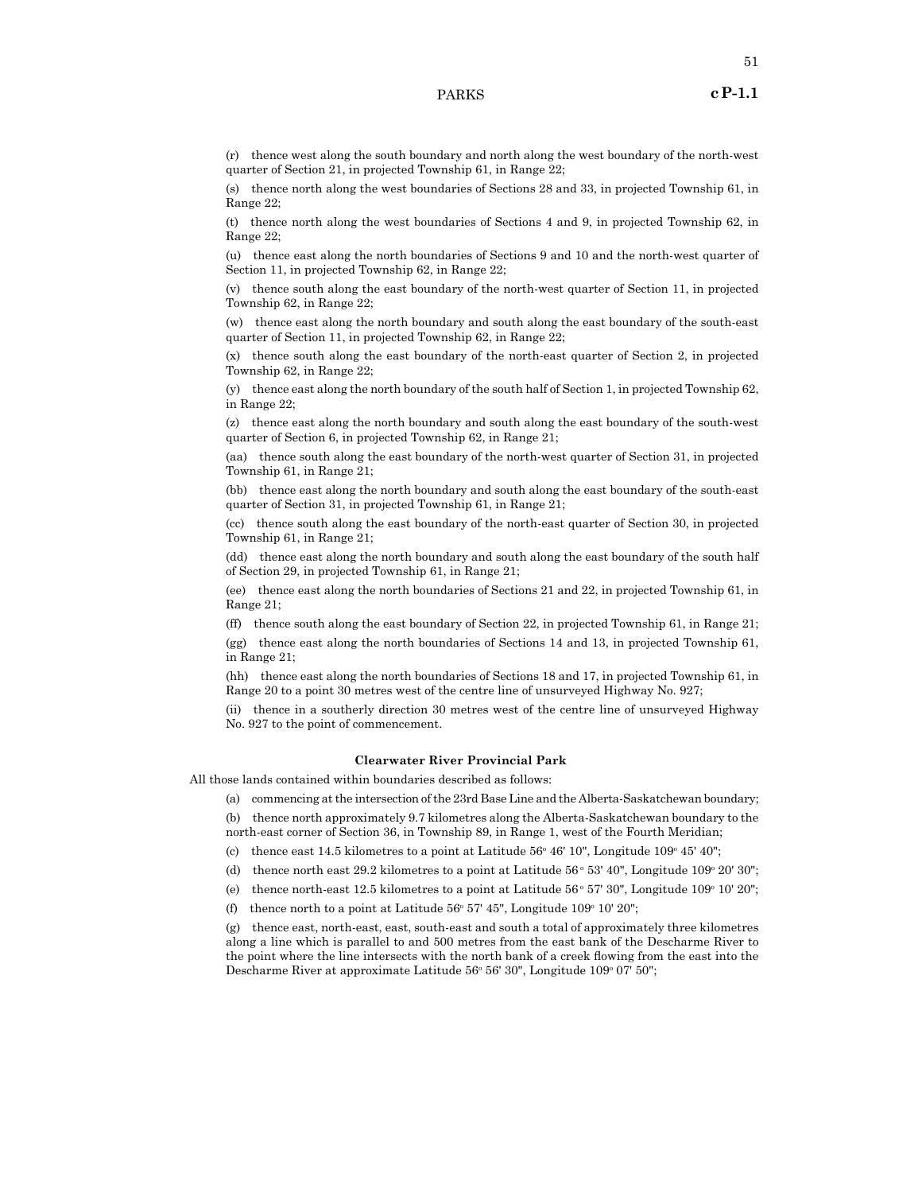(r) thence west along the south boundary and north along the west boundary of the north-west quarter of Section 21, in projected Township 61, in Range 22;

(s) thence north along the west boundaries of Sections 28 and 33, in projected Township 61, in Range 22;

(t) thence north along the west boundaries of Sections 4 and 9, in projected Township 62, in Range 22;

(u) thence east along the north boundaries of Sections 9 and 10 and the north-west quarter of Section 11, in projected Township 62, in Range 22;

(v) thence south along the east boundary of the north-west quarter of Section 11, in projected Township 62, in Range 22;

(w) thence east along the north boundary and south along the east boundary of the south-east quarter of Section 11, in projected Township 62, in Range 22;

(x) thence south along the east boundary of the north-east quarter of Section 2, in projected Township 62, in Range 22;

(y) thence east along the north boundary of the south half of Section 1, in projected Township 62, in Range 22;

(z) thence east along the north boundary and south along the east boundary of the south-west quarter of Section 6, in projected Township 62, in Range 21;

(aa) thence south along the east boundary of the north-west quarter of Section 31, in projected Township 61, in Range 21;

(bb) thence east along the north boundary and south along the east boundary of the south-east quarter of Section 31, in projected Township 61, in Range 21;

(cc) thence south along the east boundary of the north-east quarter of Section 30, in projected Township 61, in Range 21;

(dd) thence east along the north boundary and south along the east boundary of the south half of Section 29, in projected Township 61, in Range 21;

(ee) thence east along the north boundaries of Sections 21 and 22, in projected Township 61, in Range 21;

(ff) thence south along the east boundary of Section 22, in projected Township 61, in Range 21;

(gg) thence east along the north boundaries of Sections 14 and 13, in projected Township 61, in Range 21;

(hh) thence east along the north boundaries of Sections 18 and 17, in projected Township 61, in Range 20 to a point 30 metres west of the centre line of unsurveyed Highway No. 927;

(ii) thence in a southerly direction 30 metres west of the centre line of unsurveyed Highway No. 927 to the point of commencement.

**Clearwater River Provincial Park**

All those lands contained within boundaries described as follows:

(a) commencing at the intersection of the 23rd Base Line and the Alberta-Saskatchewan boundary;

(b) thence north approximately 9.7 kilometres along the Alberta-Saskatchewan boundary to the north-east corner of Section 36, in Township 89, in Range 1, west of the Fourth Meridian;

(c) thence east 14.5 kilometres to a point at Latitude 56° 46' 10", Longitude 109° 45' 40";

(d) thence north east 29.2 kilometres to a point at Latitude 56° 53' 40", Longitude 109° 20' 30";

(e) thence north-east 12.5 kilometres to a point at Latitude 56° 57' 30", Longitude 109° 10' 20";

(f) thence north to a point at Latitude 56° 57' 45", Longitude 109° 10' 20";

(g) thence east, north-east, east, south-east and south a total of approximately three kilometres along a line which is parallel to and 500 metres from the east bank of the Descharme River to the point where the line intersects with the north bank of a creek flowing from the east into the Descharme River at approximate Latitude 56° 56' 30", Longitude 109° 07' 50";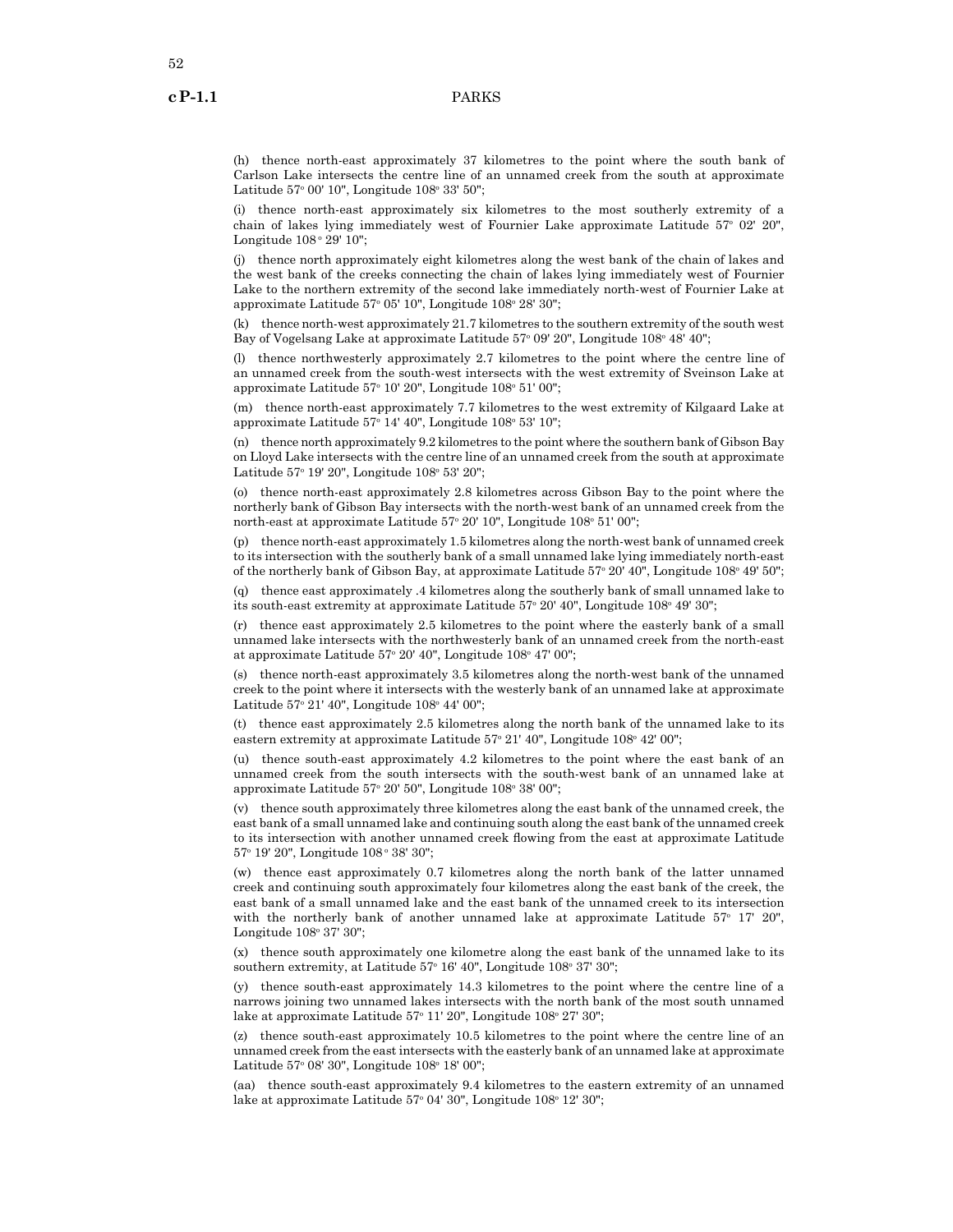(h) thence north-east approximately 37 kilometres to the point where the south bank of Carlson Lake intersects the centre line of an unnamed creek from the south at approximate Latitude 57° 00' 10", Longitude 108° 33' 50";

(i) thence north-east approximately six kilometres to the most southerly extremity of a chain of lakes lying immediately west of Fournier Lake approximate Latitude 57° 02' 20", Longitude 108 ° 29' 10";

(j) thence north approximately eight kilometres along the west bank of the chain of lakes and the west bank of the creeks connecting the chain of lakes lying immediately west of Fournier Lake to the northern extremity of the second lake immediately north-west of Fournier Lake at approximate Latitude 57° 05' 10", Longitude 108° 28' 30";

(k) thence north-west approximately 21.7 kilometres to the southern extremity of the south west Bay of Vogelsang Lake at approximate Latitude 57° 09' 20", Longitude 108° 48' 40";

(l) thence northwesterly approximately 2.7 kilometres to the point where the centre line of an unnamed creek from the south-west intersects with the west extremity of Sveinson Lake at approximate Latitude 57° 10' 20", Longitude 108° 51' 00";

(m) thence north-east approximately 7.7 kilometres to the west extremity of Kilgaard Lake at approximate Latitude 57° 14' 40", Longitude 108° 53' 10";

(n) thence north approximately 9.2 kilometres to the point where the southern bank of Gibson Bay on Lloyd Lake intersects with the centre line of an unnamed creek from the south at approximate Latitude 57° 19' 20", Longitude 108° 53' 20";

(o) thence north-east approximately 2.8 kilometres across Gibson Bay to the point where the northerly bank of Gibson Bay intersects with the north-west bank of an unnamed creek from the north-east at approximate Latitude 57° 20' 10", Longitude 108° 51' 00";

(p) thence north-east approximately 1.5 kilometres along the north-west bank of unnamed creek to its intersection with the southerly bank of a small unnamed lake lying immediately north-east of the northerly bank of Gibson Bay, at approximate Latitude 57° 20' 40", Longitude 108° 49' 50";

(q) thence east approximately .4 kilometres along the southerly bank of small unnamed lake to its south-east extremity at approximate Latitude 57° 20' 40", Longitude 108° 49' 30";

(r) thence east approximately 2.5 kilometres to the point where the easterly bank of a small unnamed lake intersects with the northwesterly bank of an unnamed creek from the north-east at approximate Latitude 57° 20' 40", Longitude 108° 47' 00";

(s) thence north-east approximately 3.5 kilometres along the north-west bank of the unnamed creek to the point where it intersects with the westerly bank of an unnamed lake at approximate Latitude 57° 21' 40", Longitude 108° 44' 00";

(t) thence east approximately 2.5 kilometres along the north bank of the unnamed lake to its eastern extremity at approximate Latitude 57° 21' 40", Longitude 108° 42' 00";

(u) thence south-east approximately 4.2 kilometres to the point where the east bank of an unnamed creek from the south intersects with the south-west bank of an unnamed lake at approximate Latitude 57° 20' 50", Longitude 108° 38' 00";

(v) thence south approximately three kilometres along the east bank of the unnamed creek, the east bank of a small unnamed lake and continuing south along the east bank of the unnamed creek to its intersection with another unnamed creek flowing from the east at approximate Latitude 57° 19' 20", Longitude 108 ° 38' 30";

(w) thence east approximately 0.7 kilometres along the north bank of the latter unnamed creek and continuing south approximately four kilometres along the east bank of the creek, the east bank of a small unnamed lake and the east bank of the unnamed creek to its intersection with the northerly bank of another unnamed lake at approximate Latitude 57° 17' 20", Longitude 108° 37' 30";

(x) thence south approximately one kilometre along the east bank of the unnamed lake to its southern extremity, at Latitude 57° 16' 40", Longitude 108° 37' 30";

(y) thence south-east approximately 14.3 kilometres to the point where the centre line of a narrows joining two unnamed lakes intersects with the north bank of the most south unnamed lake at approximate Latitude 57° 11' 20", Longitude 108° 27' 30";

(z) thence south-east approximately 10.5 kilometres to the point where the centre line of an unnamed creek from the east intersects with the easterly bank of an unnamed lake at approximate Latitude 57° 08' 30", Longitude 108° 18' 00";

(aa) thence south-east approximately 9.4 kilometres to the eastern extremity of an unnamed lake at approximate Latitude 57° 04' 30", Longitude 108° 12' 30";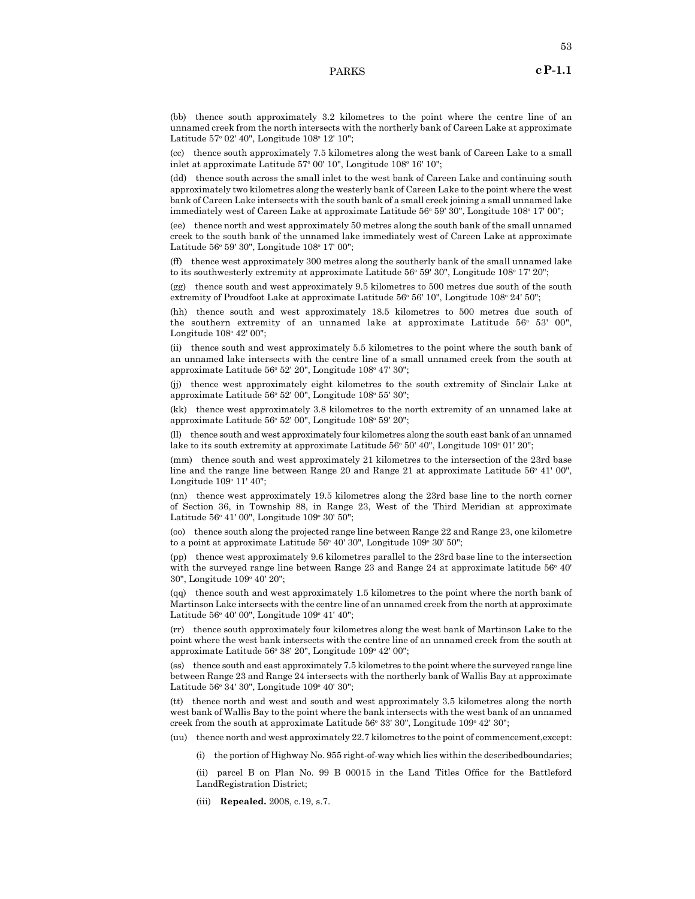(bb) thence south approximately 3.2 kilometres to the point where the centre line of an unnamed creek from the north intersects with the northerly bank of Careen Lake at approximate Latitude 57° 02' 40", Longitude 108° 12' 10";

(cc) thence south approximately 7.5 kilometres along the west bank of Careen Lake to a small inlet at approximate Latitude 57° 00' 10", Longitude 108° 16' 10";

(dd) thence south across the small inlet to the west bank of Careen Lake and continuing south approximately two kilometres along the westerly bank of Careen Lake to the point where the west bank of Careen Lake intersects with the south bank of a small creek joining a small unnamed lake immediately west of Careen Lake at approximate Latitude 56° 59' 30", Longitude 108° 17' 00";

(ee) thence north and west approximately 50 metres along the south bank of the small unnamed creek to the south bank of the unnamed lake immediately west of Careen Lake at approximate Latitude 56° 59' 30", Longitude 108° 17' 00";

(ff) thence west approximately 300 metres along the southerly bank of the small unnamed lake to its southwesterly extremity at approximate Latitude 56° 59' 30", Longitude 108° 17' 20";

(gg) thence south and west approximately 9.5 kilometres to 500 metres due south of the south extremity of Proudfoot Lake at approximate Latitude 56° 56' 10", Longitude 108° 24' 50";

(hh) thence south and west approximately 18.5 kilometres to 500 metres due south of the southern extremity of an unnamed lake at approximate Latitude 56° 53' 00", Longitude 108° 42' 00";

(ii) thence south and west approximately 5.5 kilometres to the point where the south bank of an unnamed lake intersects with the centre line of a small unnamed creek from the south at approximate Latitude 56° 52' 20", Longitude 108° 47' 30";

(jj) thence west approximately eight kilometres to the south extremity of Sinclair Lake at approximate Latitude 56° 52' 00", Longitude 108° 55' 30";

(kk) thence west approximately 3.8 kilometres to the north extremity of an unnamed lake at approximate Latitude 56° 52' 00", Longitude 108° 59' 20";

(ll) thence south and west approximately four kilometres along the south east bank of an unnamed lake to its south extremity at approximate Latitude 56° 50' 40", Longitude 109° 01' 20";

(mm) thence south and west approximately 21 kilometres to the intersection of the 23rd base line and the range line between Range 20 and Range 21 at approximate Latitude 56° 41' 00", Longitude 109° 11' 40";

(nn) thence west approximately 19.5 kilometres along the 23rd base line to the north corner of Section 36, in Township 88, in Range 23, West of the Third Meridian at approximate Latitude 56° 41' 00", Longitude 109° 30' 50";

(oo) thence south along the projected range line between Range 22 and Range 23, one kilometre to a point at approximate Latitude 56° 40' 30", Longitude 109° 30' 50";

(pp) thence west approximately 9.6 kilometres parallel to the 23rd base line to the intersection with the surveyed range line between Range 23 and Range 24 at approximate latitude 56° 40' 30", Longitude 109° 40' 20";

(qq) thence south and west approximately 1.5 kilometres to the point where the north bank of Martinson Lake intersects with the centre line of an unnamed creek from the north at approximate Latitude 56° 40' 00", Longitude 109° 41' 40";

(rr) thence south approximately four kilometres along the west bank of Martinson Lake to the point where the west bank intersects with the centre line of an unnamed creek from the south at approximate Latitude 56° 38' 20", Longitude 109° 42' 00";

(ss) thence south and east approximately 7.5 kilometres to the point where the surveyed range line between Range 23 and Range 24 intersects with the northerly bank of Wallis Bay at approximate Latitude 56° 34' 30", Longitude 109° 40' 30";

(tt) thence north and west and south and west approximately 3.5 kilometres along the north west bank of Wallis Bay to the point where the bank intersects with the west bank of an unnamed creek from the south at approximate Latitude 56° 33' 30", Longitude 109° 42' 30";

(uu) thence north and west approximately 22.7 kilometres to the point of commencement,except:

(i) the portion of Highway No. 955 right-of-way which lies within the describedboundaries;

(ii) parcel B on Plan No. 99 B 00015 in the Land Titles Office for the Battleford LandRegistration District;

(iii) **Repealed.** 2008, c.19, s.7.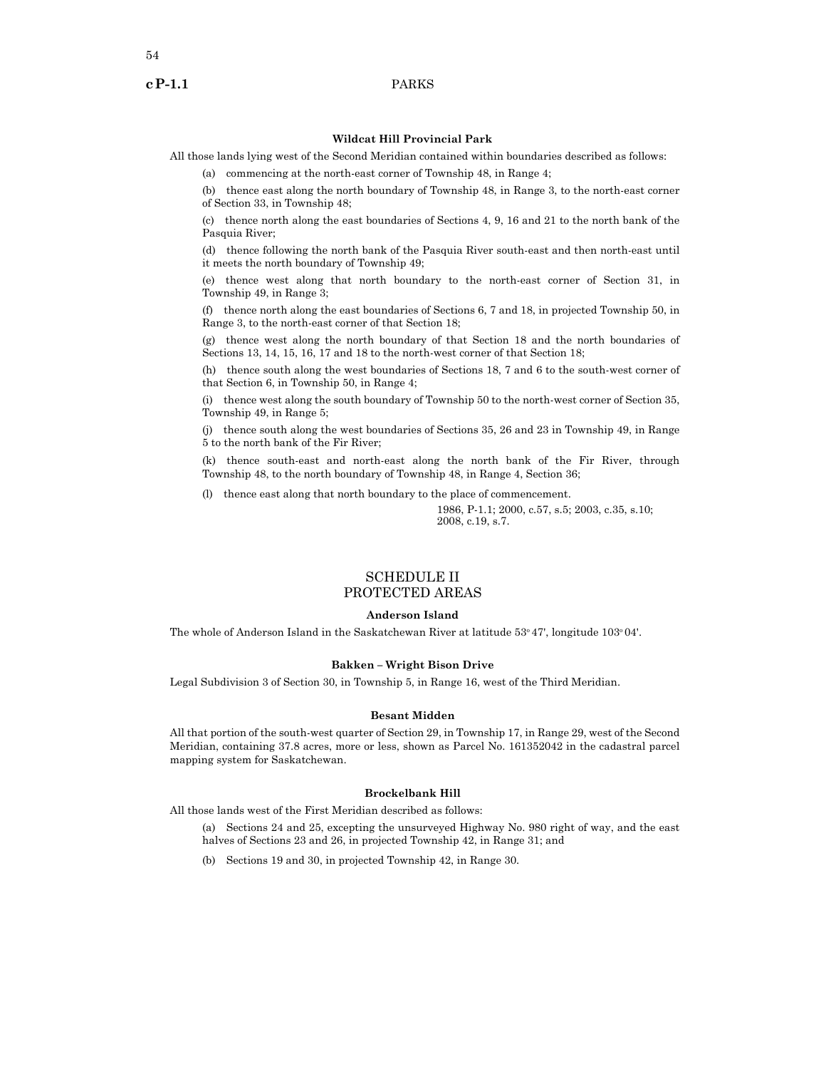### Wildcat Hill Provincial Park

All those lands lying west of the Second Meridian contained within boundaries described as follows:

(a) commencing at the north-east corner of Township 48, in Range 4;

(b) thence east along the north boundary of Township 48, in Range 3, to the north-east corner of Section 33, in Township 48;

(c) thence north along the east boundaries of Sections 4, 9, 16 and 21 to the north bank of the Pasquia River;

(d) thence following the north bank of the Pasquia River south-east and then north-east until it meets the north boundary of Township 49;

(e) thence west along that north boundary to the north-east corner of Section 31, in Township 49, in Range 3;

(f) thence north along the east boundaries of Sections 6, 7 and 18, in projected Township 50, in Range 3, to the north-east corner of that Section 18;

(g) thence west along the north boundary of that Section 18 and the north boundaries of Sections 13, 14, 15, 16, 17 and 18 to the north-west corner of that Section 18;

(h) thence south along the west boundaries of Sections 18, 7 and 6 to the south-west corner of that Section 6, in Township 50, in Range 4;

(i) thence west along the south boundary of Township 50 to the north-west corner of Section 35, Township 49, in Range 5;

(j) thence south along the west boundaries of Sections 35, 26 and 23 in Township 49, in Range 5 to the north bank of the Fir River;

(k) thence south-east and north-east along the north bank of the Fir River, through Township 48, to the north boundary of Township 48, in Range 4, Section 36;

(l) thence east along that north boundary to the place of commencement.

1986, P-1.1; 2000, c.57, s.5; 2003, c.35, s.10; 2008, c.19, s.7.

## SCHEDULE II
## PROTECTED AREAS

### Anderson Island

The whole of Anderson Island in the Saskatchewan River at latitude 53° 47', longitude 103° 04'.

### Bakken – Wright Bison Drive

Legal Subdivision 3 of Section 30, in Township 5, in Range 16, west of the Third Meridian.

### Besant Midden

All that portion of the south-west quarter of Section 29, in Township 17, in Range 29, west of the Second Meridian, containing 37.8 acres, more or less, shown as Parcel No. 161352042 in the cadastral parcel mapping system for Saskatchewan.

### Brockelbank Hill

All those lands west of the First Meridian described as follows:

(a) Sections 24 and 25, excepting the unsurveyed Highway No. 980 right of way, and the east halves of Sections 23 and 26, in projected Township 42, in Range 31; and

(b) Sections 19 and 30, in projected Township 42, in Range 30.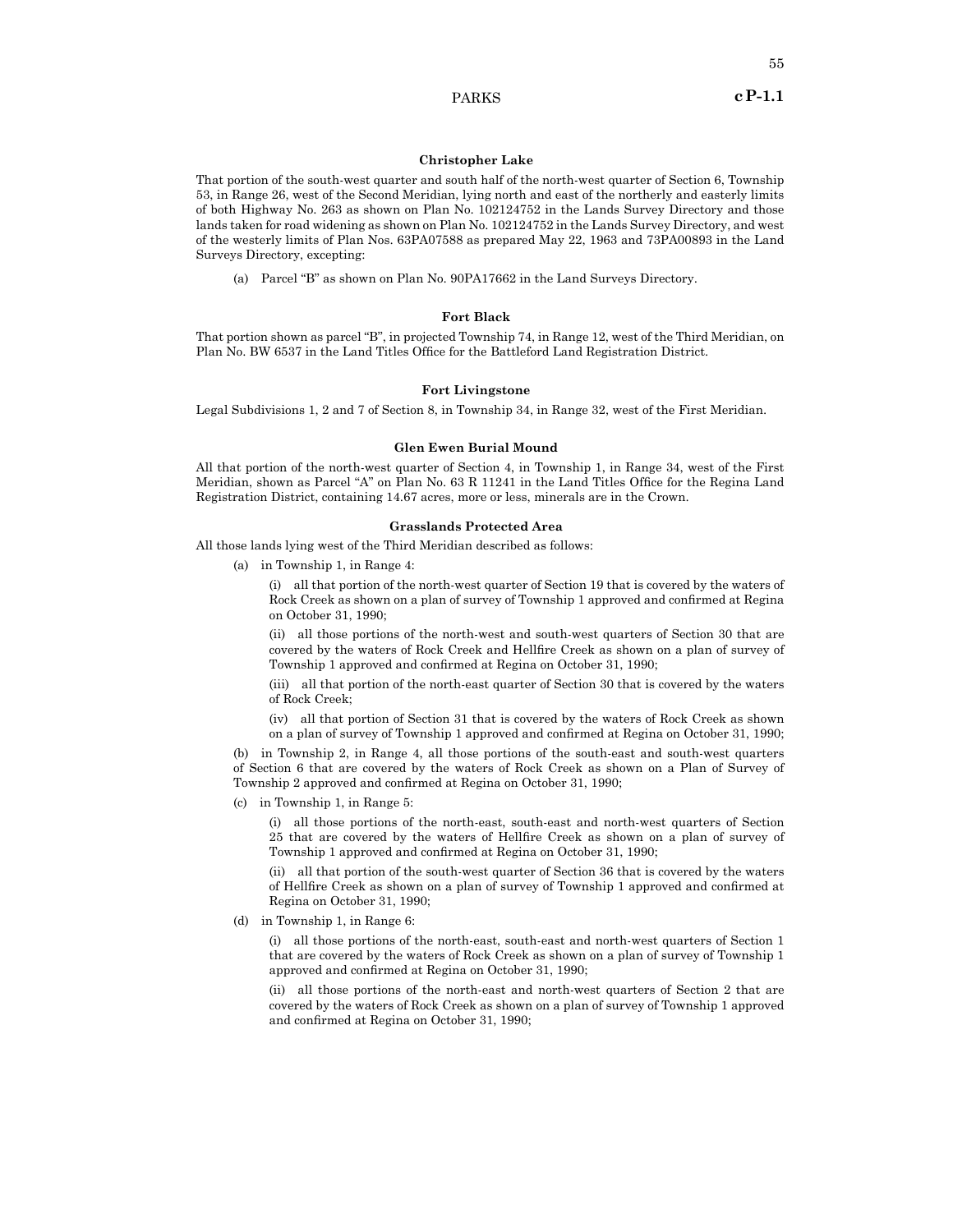### Christopher Lake

That portion of the south-west quarter and south half of the north-west quarter of Section 6, Township 53, in Range 26, west of the Second Meridian, lying north and east of the northerly and easterly limits of both Highway No. 263 as shown on Plan No. 102124752 in the Lands Survey Directory and those lands taken for road widening as shown on Plan No. 102124752 in the Lands Survey Directory, and west of the westerly limits of Plan Nos. 63PA07588 as prepared May 22, 1963 and 73PA00893 in the Land Surveys Directory, excepting:

(a) Parcel "B" as shown on Plan No. 90PA17662 in the Land Surveys Directory.

### Fort Black

That portion shown as parcel "B", in projected Township 74, in Range 12, west of the Third Meridian, on Plan No. BW 6537 in the Land Titles Office for the Battleford Land Registration District.

### Fort Livingstone

Legal Subdivisions 1, 2 and 7 of Section 8, in Township 34, in Range 32, west of the First Meridian.

### Glen Ewen Burial Mound

All that portion of the north-west quarter of Section 4, in Township 1, in Range 34, west of the First Meridian, shown as Parcel "A" on Plan No. 63 R 11241 in the Land Titles Office for the Regina Land Registration District, containing 14.67 acres, more or less, minerals are in the Crown.

### Grasslands Protected Area

All those lands lying west of the Third Meridian described as follows:

(a) in Township 1, in Range 4:

(i) all that portion of the north-west quarter of Section 19 that is covered by the waters of Rock Creek as shown on a plan of survey of Township 1 approved and confirmed at Regina on October 31, 1990;

(ii) all those portions of the north-west and south-west quarters of Section 30 that are covered by the waters of Rock Creek and Hellfire Creek as shown on a plan of survey of Township 1 approved and confirmed at Regina on October 31, 1990;

(iii) all that portion of the north-east quarter of Section 30 that is covered by the waters of Rock Creek;

(iv) all that portion of Section 31 that is covered by the waters of Rock Creek as shown on a plan of survey of Township 1 approved and confirmed at Regina on October 31, 1990;

(b) in Township 2, in Range 4, all those portions of the south-east and south-west quarters of Section 6 that are covered by the waters of Rock Creek as shown on a Plan of Survey of Township 2 approved and confirmed at Regina on October 31, 1990;

(c) in Township 1, in Range 5:

(i) all those portions of the north-east, south-east and north-west quarters of Section 25 that are covered by the waters of Hellfire Creek as shown on a plan of survey of Township 1 approved and confirmed at Regina on October 31, 1990;

(ii) all that portion of the south-west quarter of Section 36 that is covered by the waters of Hellfire Creek as shown on a plan of survey of Township 1 approved and confirmed at Regina on October 31, 1990;

(d) in Township 1, in Range 6:

(i) all those portions of the north-east, south-east and north-west quarters of Section 1 that are covered by the waters of Rock Creek as shown on a plan of survey of Township 1 approved and confirmed at Regina on October 31, 1990;

(ii) all those portions of the north-east and north-west quarters of Section 2 that are covered by the waters of Rock Creek as shown on a plan of survey of Township 1 approved and confirmed at Regina on October 31, 1990;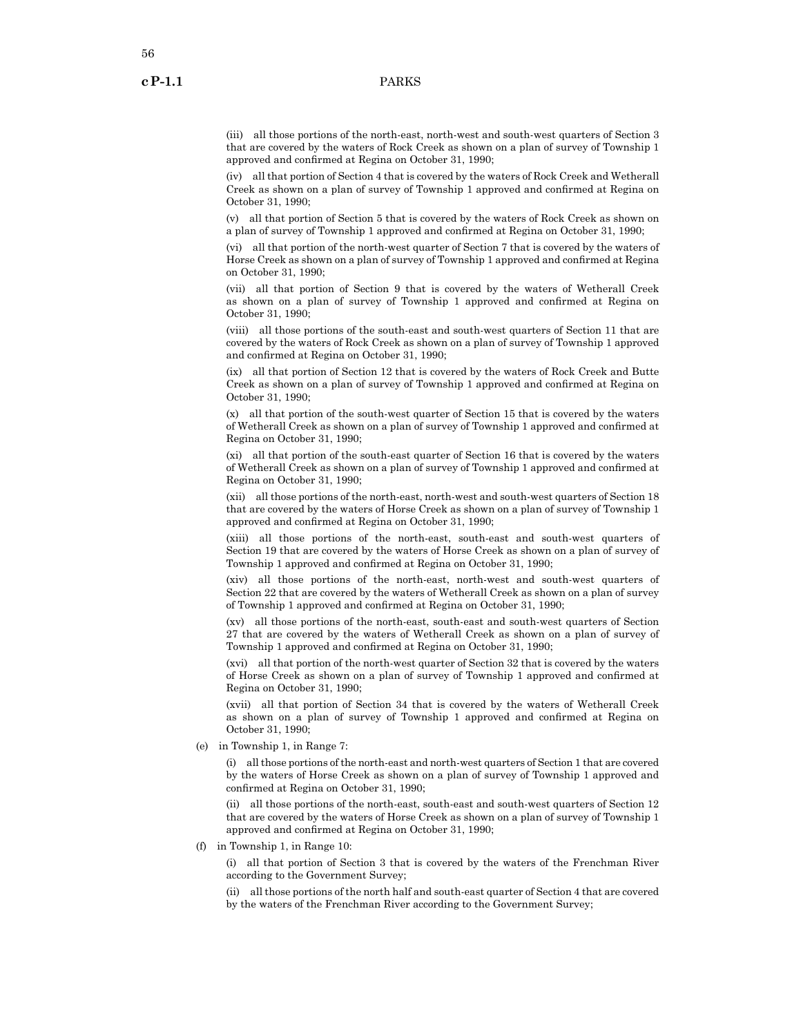(iii) all those portions of the north-east, north-west and south-west quarters of Section 3 that are covered by the waters of Rock Creek as shown on a plan of survey of Township 1 approved and confirmed at Regina on October 31, 1990;

(iv) all that portion of Section 4 that is covered by the waters of Rock Creek and Wetherall Creek as shown on a plan of survey of Township 1 approved and confirmed at Regina on October 31, 1990;

(v) all that portion of Section 5 that is covered by the waters of Rock Creek as shown on a plan of survey of Township 1 approved and confirmed at Regina on October 31, 1990;

(vi) all that portion of the north-west quarter of Section 7 that is covered by the waters of Horse Creek as shown on a plan of survey of Township 1 approved and confirmed at Regina on October 31, 1990;

(vii) all that portion of Section 9 that is covered by the waters of Wetherall Creek as shown on a plan of survey of Township 1 approved and confirmed at Regina on October 31, 1990;

(viii) all those portions of the south-east and south-west quarters of Section 11 that are covered by the waters of Rock Creek as shown on a plan of survey of Township 1 approved and confirmed at Regina on October 31, 1990;

(ix) all that portion of Section 12 that is covered by the waters of Rock Creek and Butte Creek as shown on a plan of survey of Township 1 approved and confirmed at Regina on October 31, 1990;

(x) all that portion of the south-west quarter of Section 15 that is covered by the waters of Wetherall Creek as shown on a plan of survey of Township 1 approved and confirmed at Regina on October 31, 1990;

(xi) all that portion of the south-east quarter of Section 16 that is covered by the waters of Wetherall Creek as shown on a plan of survey of Township 1 approved and confirmed at Regina on October 31, 1990;

(xii) all those portions of the north-east, north-west and south-west quarters of Section 18 that are covered by the waters of Horse Creek as shown on a plan of survey of Township 1 approved and confirmed at Regina on October 31, 1990;

(xiii) all those portions of the north-east, south-east and south-west quarters of Section 19 that are covered by the waters of Horse Creek as shown on a plan of survey of Township 1 approved and confirmed at Regina on October 31, 1990;

(xiv) all those portions of the north-east, north-west and south-west quarters of Section 22 that are covered by the waters of Wetherall Creek as shown on a plan of survey of Township 1 approved and confirmed at Regina on October 31, 1990;

(xv) all those portions of the north-east, south-east and south-west quarters of Section 27 that are covered by the waters of Wetherall Creek as shown on a plan of survey of Township 1 approved and confirmed at Regina on October 31, 1990;

(xvi) all that portion of the north-west quarter of Section 32 that is covered by the waters of Horse Creek as shown on a plan of survey of Township 1 approved and confirmed at Regina on October 31, 1990;

(xvii) all that portion of Section 34 that is covered by the waters of Wetherall Creek as shown on a plan of survey of Township 1 approved and confirmed at Regina on October 31, 1990;

(e) in Township 1, in Range 7:

(i) all those portions of the north-east and north-west quarters of Section 1 that are covered by the waters of Horse Creek as shown on a plan of survey of Township 1 approved and confirmed at Regina on October 31, 1990;

(ii) all those portions of the north-east, south-east and south-west quarters of Section 12 that are covered by the waters of Horse Creek as shown on a plan of survey of Township 1 approved and confirmed at Regina on October 31, 1990;

(f) in Township 1, in Range 10:

(i) all that portion of Section 3 that is covered by the waters of the Frenchman River according to the Government Survey;

(ii) all those portions of the north half and south-east quarter of Section 4 that are covered by the waters of the Frenchman River according to the Government Survey;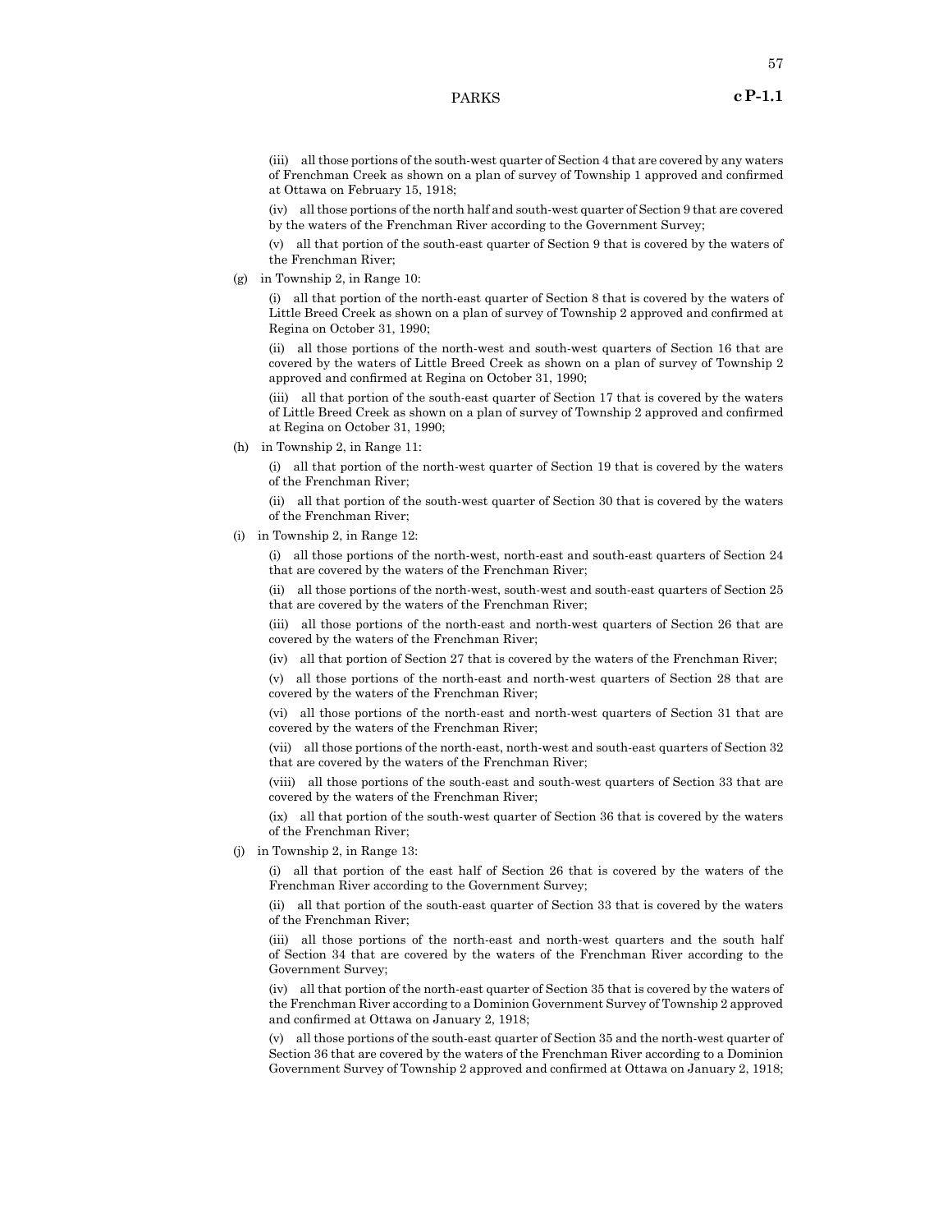(iii) all those portions of the south-west quarter of Section 4 that are covered by any waters of Frenchman Creek as shown on a plan of survey of Township 1 approved and confirmed at Ottawa on February 15, 1918;

(iv) all those portions of the north half and south-west quarter of Section 9 that are covered by the waters of the Frenchman River according to the Government Survey;

(v) all that portion of the south-east quarter of Section 9 that is covered by the waters of the Frenchman River;

(g) in Township 2, in Range 10:

(i) all that portion of the north-east quarter of Section 8 that is covered by the waters of Little Breed Creek as shown on a plan of survey of Township 2 approved and confirmed at Regina on October 31, 1990;

(ii) all those portions of the north-west and south-west quarters of Section 16 that are covered by the waters of Little Breed Creek as shown on a plan of survey of Township 2 approved and confirmed at Regina on October 31, 1990;

(iii) all that portion of the south-east quarter of Section 17 that is covered by the waters of Little Breed Creek as shown on a plan of survey of Township 2 approved and confirmed at Regina on October 31, 1990;

(h) in Township 2, in Range 11:

(i) all that portion of the north-west quarter of Section 19 that is covered by the waters of the Frenchman River;

(ii) all that portion of the south-west quarter of Section 30 that is covered by the waters of the Frenchman River;

(i) in Township 2, in Range 12:

(i) all those portions of the north-west, north-east and south-east quarters of Section 24 that are covered by the waters of the Frenchman River;

(ii) all those portions of the north-west, south-west and south-east quarters of Section 25 that are covered by the waters of the Frenchman River;

(iii) all those portions of the north-east and north-west quarters of Section 26 that are covered by the waters of the Frenchman River;

(iv) all that portion of Section 27 that is covered by the waters of the Frenchman River;

(v) all those portions of the north-east and north-west quarters of Section 28 that are covered by the waters of the Frenchman River;

(vi) all those portions of the north-east and north-west quarters of Section 31 that are covered by the waters of the Frenchman River;

(vii) all those portions of the north-east, north-west and south-east quarters of Section 32 that are covered by the waters of the Frenchman River;

(viii) all those portions of the south-east and south-west quarters of Section 33 that are covered by the waters of the Frenchman River;

(ix) all that portion of the south-west quarter of Section 36 that is covered by the waters of the Frenchman River;

(j) in Township 2, in Range 13:

(i) all that portion of the east half of Section 26 that is covered by the waters of the Frenchman River according to the Government Survey;

(ii) all that portion of the south-east quarter of Section 33 that is covered by the waters of the Frenchman River;

(iii) all those portions of the north-east and north-west quarters and the south half of Section 34 that are covered by the waters of the Frenchman River according to the Government Survey;

(iv) all that portion of the north-east quarter of Section 35 that is covered by the waters of the Frenchman River according to a Dominion Government Survey of Township 2 approved and confirmed at Ottawa on January 2, 1918;

(v) all those portions of the south-east quarter of Section 35 and the north-west quarter of Section 36 that are covered by the waters of the Frenchman River according to a Dominion Government Survey of Township 2 approved and confirmed at Ottawa on January 2, 1918;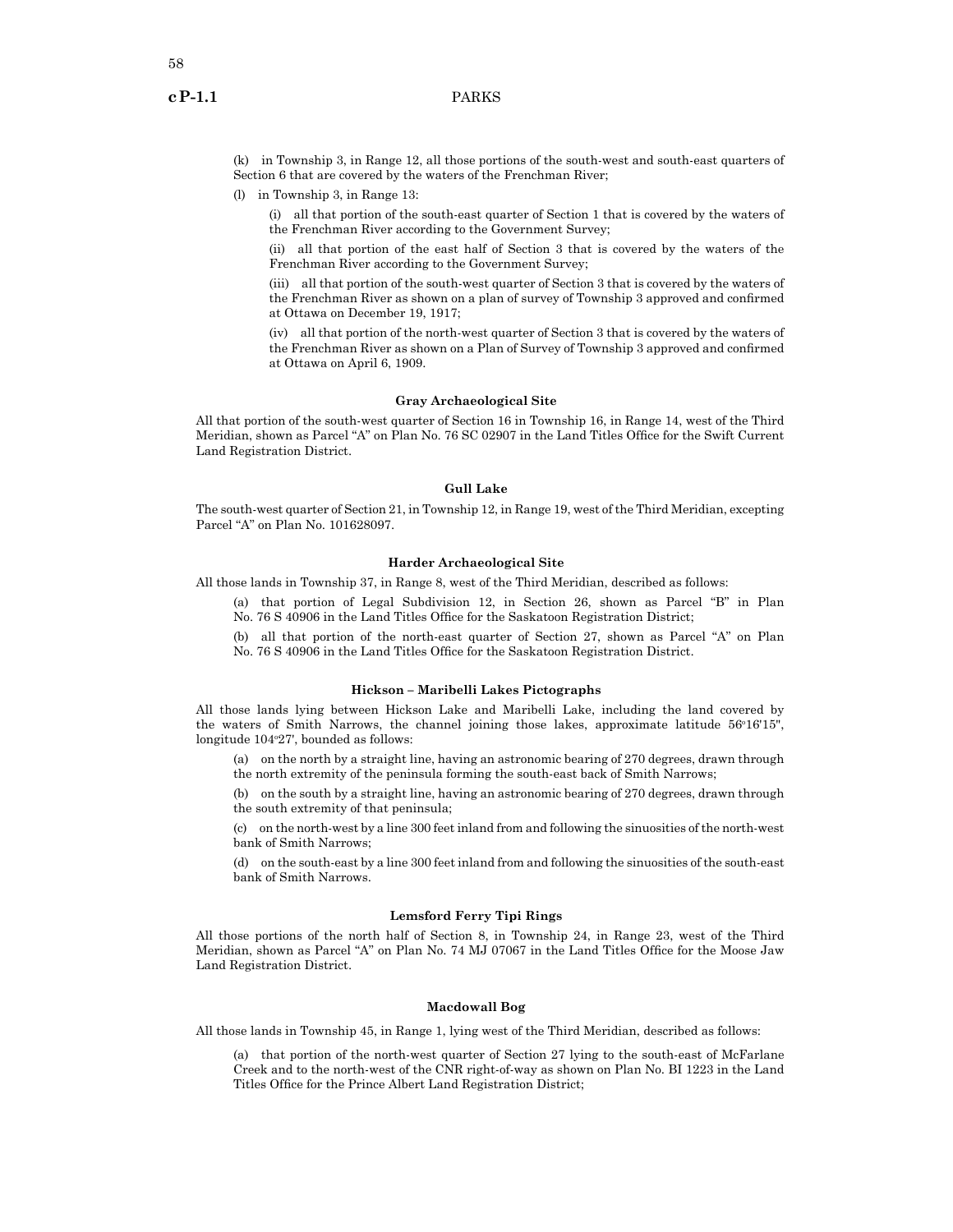(k) in Township 3, in Range 12, all those portions of the south-west and south-east quarters of Section 6 that are covered by the waters of the Frenchman River;

(l) in Township 3, in Range 13:

(i) all that portion of the south-east quarter of Section 1 that is covered by the waters of the Frenchman River according to the Government Survey;

(ii) all that portion of the east half of Section 3 that is covered by the waters of the Frenchman River according to the Government Survey;

(iii) all that portion of the south-west quarter of Section 3 that is covered by the waters of the Frenchman River as shown on a plan of survey of Township 3 approved and confirmed at Ottawa on December 19, 1917;

(iv) all that portion of the north-west quarter of Section 3 that is covered by the waters of the Frenchman River as shown on a Plan of Survey of Township 3 approved and confirmed at Ottawa on April 6, 1909.

**Gray Archaeological Site**

All that portion of the south-west quarter of Section 16 in Township 16, in Range 14, west of the Third Meridian, shown as Parcel "A" on Plan No. 76 SC 02907 in the Land Titles Office for the Swift Current Land Registration District.

**Gull Lake**

The south-west quarter of Section 21, in Township 12, in Range 19, west of the Third Meridian, excepting Parcel "A" on Plan No. 101628097.

**Harder Archaeological Site**

All those lands in Township 37, in Range 8, west of the Third Meridian, described as follows:

(a) that portion of Legal Subdivision 12, in Section 26, shown as Parcel "B" in Plan No. 76 S 40906 in the Land Titles Office for the Saskatoon Registration District;

(b) all that portion of the north-east quarter of Section 27, shown as Parcel "A" on Plan No. 76 S 40906 in the Land Titles Office for the Saskatoon Registration District.

**Hickson – Maribelli Lakes Pictographs**

All those lands lying between Hickson Lake and Maribelli Lake, including the land covered by the waters of Smith Narrows, the channel joining those lakes, approximate latitude 56°16'15", longitude 104°27', bounded as follows:

(a) on the north by a straight line, having an astronomic bearing of 270 degrees, drawn through the north extremity of the peninsula forming the south-east back of Smith Narrows;

(b) on the south by a straight line, having an astronomic bearing of 270 degrees, drawn through the south extremity of that peninsula;

(c) on the north-west by a line 300 feet inland from and following the sinuosities of the north-west bank of Smith Narrows;

(d) on the south-east by a line 300 feet inland from and following the sinuosities of the south-east bank of Smith Narrows.

**Lemsford Ferry Tipi Rings**

All those portions of the north half of Section 8, in Township 24, in Range 23, west of the Third Meridian, shown as Parcel "A" on Plan No. 74 MJ 07067 in the Land Titles Office for the Moose Jaw Land Registration District.

**Macdowall Bog**

All those lands in Township 45, in Range 1, lying west of the Third Meridian, described as follows:

(a) that portion of the north-west quarter of Section 27 lying to the south-east of McFarlane Creek and to the north-west of the CNR right-of-way as shown on Plan No. BI 1223 in the Land Titles Office for the Prince Albert Land Registration District;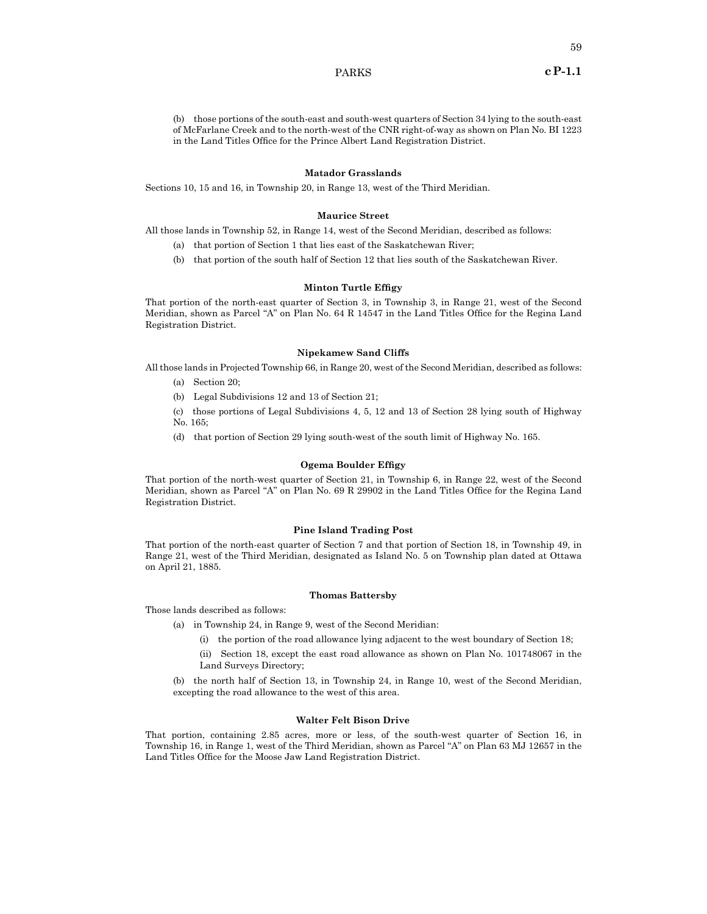(b) those portions of the south-east and south-west quarters of Section 34 lying to the south-east of McFarlane Creek and to the north-west of the CNR right-of-way as shown on Plan No. BI 1223 in the Land Titles Office for the Prince Albert Land Registration District.

**Matador Grasslands**

Sections 10, 15 and 16, in Township 20, in Range 13, west of the Third Meridian.

**Maurice Street**

All those lands in Township 52, in Range 14, west of the Second Meridian, described as follows:

(a) that portion of Section 1 that lies east of the Saskatchewan River;

(b) that portion of the south half of Section 12 that lies south of the Saskatchewan River.

**Minton Turtle Effigy**

That portion of the north-east quarter of Section 3, in Township 3, in Range 21, west of the Second Meridian, shown as Parcel "A" on Plan No. 64 R 14547 in the Land Titles Office for the Regina Land Registration District.

**Nipekamew Sand Cliffs**

All those lands in Projected Township 66, in Range 20, west of the Second Meridian, described as follows:

(a) Section 20;

(b) Legal Subdivisions 12 and 13 of Section 21;

(c) those portions of Legal Subdivisions 4, 5, 12 and 13 of Section 28 lying south of Highway No. 165;

(d) that portion of Section 29 lying south-west of the south limit of Highway No. 165.

**Ogema Boulder Effigy**

That portion of the north-west quarter of Section 21, in Township 6, in Range 22, west of the Second Meridian, shown as Parcel "A" on Plan No. 69 R 29902 in the Land Titles Office for the Regina Land Registration District.

**Pine Island Trading Post**

That portion of the north-east quarter of Section 7 and that portion of Section 18, in Township 49, in Range 21, west of the Third Meridian, designated as Island No. 5 on Township plan dated at Ottawa on April 21, 1885.

**Thomas Battersby**

Those lands described as follows:

(a) in Township 24, in Range 9, west of the Second Meridian:

(i) the portion of the road allowance lying adjacent to the west boundary of Section 18;

(ii) Section 18, except the east road allowance as shown on Plan No. 101748067 in the Land Surveys Directory;

(b) the north half of Section 13, in Township 24, in Range 10, west of the Second Meridian, excepting the road allowance to the west of this area.

**Walter Felt Bison Drive**

That portion, containing 2.85 acres, more or less, of the south-west quarter of Section 16, in Township 16, in Range 1, west of the Third Meridian, shown as Parcel "A" on Plan 63 MJ 12657 in the Land Titles Office for the Moose Jaw Land Registration District.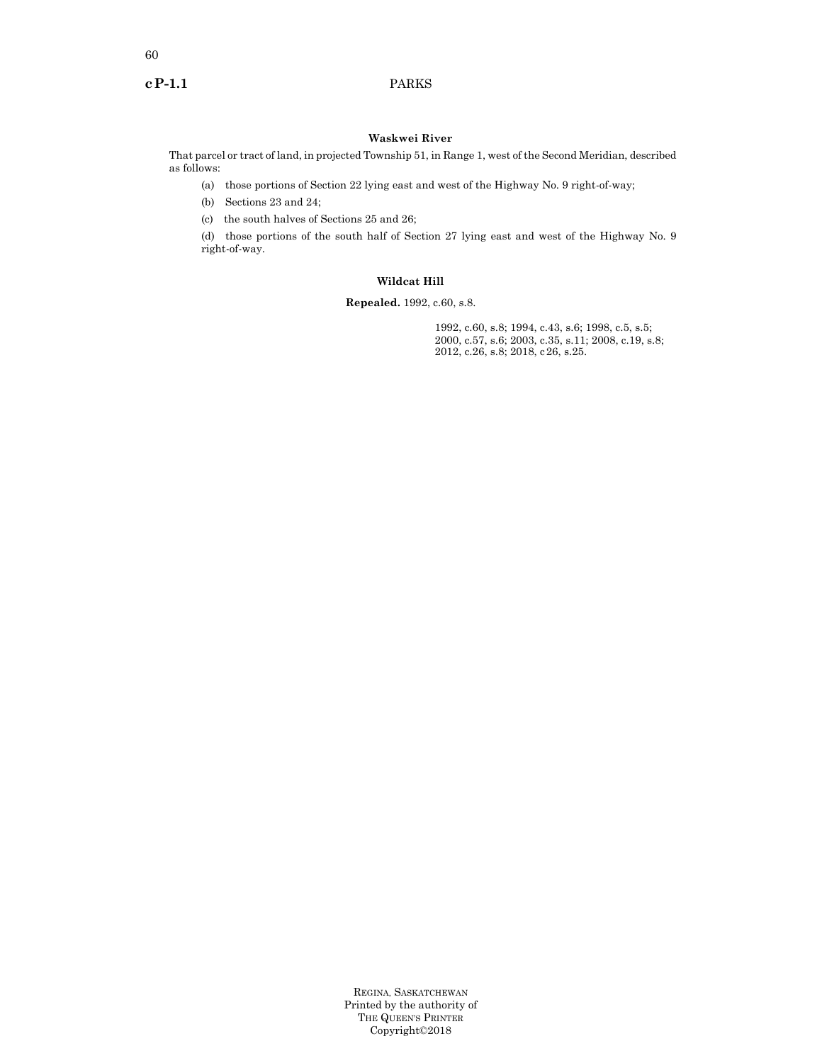### Waskwei River

That parcel or tract of land, in projected Township 51, in Range 1, west of the Second Meridian, described as follows:

(a) those portions of Section 22 lying east and west of the Highway No. 9 right-of-way;

(b) Sections 23 and 24;

(c) the south halves of Sections 25 and 26;

(d) those portions of the south half of Section 27 lying east and west of the Highway No. 9 right-of-way.

### Wildcat Hill

**Repealed.** 1992, c.60, s.8.

1992, c.60, s.8; 1994, c.43, s.6; 1998, c.5, s.5; 2000, c.57, s.6; 2003, c.35, s.11; 2008, c.19, s.8; 2012, c.26, s.8; 2018, c26, s.25.

REGINA, SASKATCHEWAN
Printed by the authority of
THE QUEEN'S PRINTER
Copyright©2018